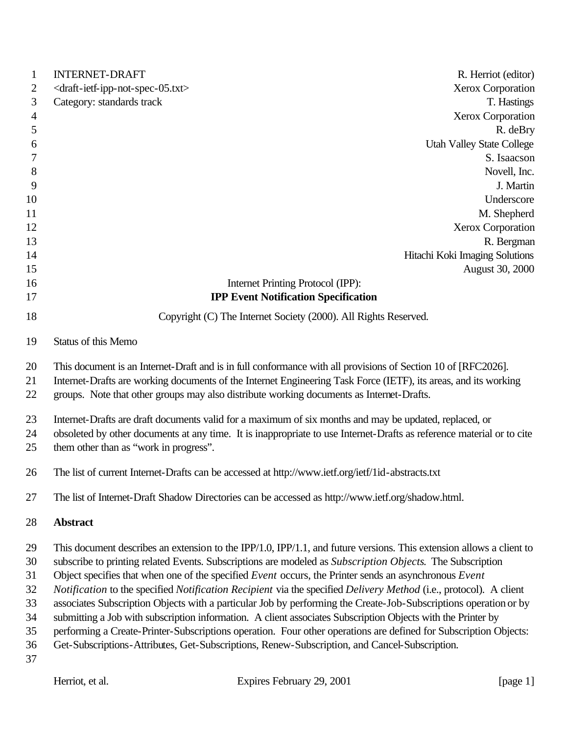INTERNET-DRAFT R. Herriot (editor)
<draft-ietf-ipp-not-spec-05.txt> Xerox Corporation
Category: standards track T. Hastings
Xerox Corporation
R. deBry
Utah Valley State College
S. Isaacson
Novell, Inc.
J. Martin
Underscore
M. Shepherd
Xerox Corporation
R. Bergman
Hitachi Koki Imaging Solutions
August 30, 2000

Internet Printing Protocol (IPP):

**IPP Event Notification Specification**

Copyright (C) The Internet Society (2000). All Rights Reserved.

Status of this Memo

This document is an Internet-Draft and is in full conformance with all provisions of Section 10 of [RFC2026]. Internet-Drafts are working documents of the Internet Engineering Task Force (IETF), its areas, and its working groups. Note that other groups may also distribute working documents as Internet-Drafts.

Internet-Drafts are draft documents valid for a maximum of six months and may be updated, replaced, or obsoleted by other documents at any time. It is inappropriate to use Internet-Drafts as reference material or to cite them other than as "work in progress".

The list of current Internet-Drafts can be accessed at http://www.ietf.org/ietf/1id-abstracts.txt

The list of Internet-Draft Shadow Directories can be accessed as http://www.ietf.org/shadow.html.

**Abstract**

This document describes an extension to the IPP/1.0, IPP/1.1, and future versions. This extension allows a client to subscribe to printing related Events. Subscriptions are modeled as *Subscription Objects*. The Subscription Object specifies that when one of the specified *Event* occurs, the Printer sends an asynchronous *Event Notification* to the specified *Notification Recipient* via the specified *Delivery Method* (i.e., protocol). A client associates Subscription Objects with a particular Job by performing the Create-Job-Subscriptions operation or by submitting a Job with subscription information. A client associates Subscription Objects with the Printer by performing a Create-Printer-Subscriptions operation. Four other operations are defined for Subscription Objects: Get-Subscriptions-Attributes, Get-Subscriptions, Renew-Subscription, and Cancel-Subscription.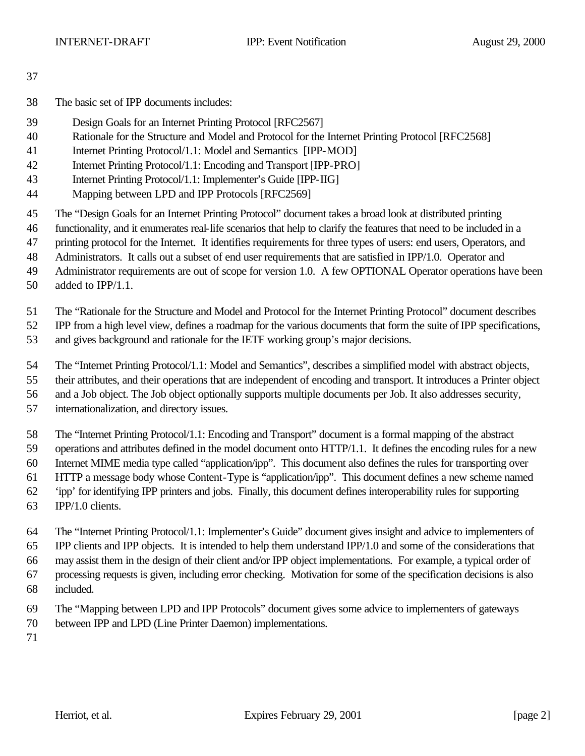The basic set of IPP documents includes:

- Design Goals for an Internet Printing Protocol [RFC2567]
- Rationale for the Structure and Model and Protocol for the Internet Printing Protocol [RFC2568]
- Internet Printing Protocol/1.1: Model and Semantics [IPP-MOD]
- Internet Printing Protocol/1.1: Encoding and Transport [IPP-PRO]
- Internet Printing Protocol/1.1: Implementer's Guide [IPP-IIG]
- Mapping between LPD and IPP Protocols [RFC2569]

The "Design Goals for an Internet Printing Protocol" document takes a broad look at distributed printing functionality, and it enumerates real-life scenarios that help to clarify the features that need to be included in a printing protocol for the Internet. It identifies requirements for three types of users: end users, Operators, and Administrators. It calls out a subset of end user requirements that are satisfied in IPP/1.0. Operator and Administrator requirements are out of scope for version 1.0. A few OPTIONAL Operator operations have been added to IPP/1.1.

The "Rationale for the Structure and Model and Protocol for the Internet Printing Protocol" document describes IPP from a high level view, defines a roadmap for the various documents that form the suite of IPP specifications, and gives background and rationale for the IETF working group's major decisions.

The "Internet Printing Protocol/1.1: Model and Semantics", describes a simplified model with abstract objects, their attributes, and their operations that are independent of encoding and transport. It introduces a Printer object and a Job object. The Job object optionally supports multiple documents per Job. It also addresses security, internationalization, and directory issues.

The "Internet Printing Protocol/1.1: Encoding and Transport" document is a formal mapping of the abstract operations and attributes defined in the model document onto HTTP/1.1. It defines the encoding rules for a new Internet MIME media type called "application/ipp". This document also defines the rules for transporting over HTTP a message body whose Content-Type is "application/ipp". This document defines a new scheme named 'ipp' for identifying IPP printers and jobs. Finally, this document defines interoperability rules for supporting IPP/1.0 clients.

The "Internet Printing Protocol/1.1: Implementer's Guide" document gives insight and advice to implementers of IPP clients and IPP objects. It is intended to help them understand IPP/1.0 and some of the considerations that may assist them in the design of their client and/or IPP object implementations. For example, a typical order of processing requests is given, including error checking. Motivation for some of the specification decisions is also included.

The "Mapping between LPD and IPP Protocols" document gives some advice to implementers of gateways between IPP and LPD (Line Printer Daemon) implementations.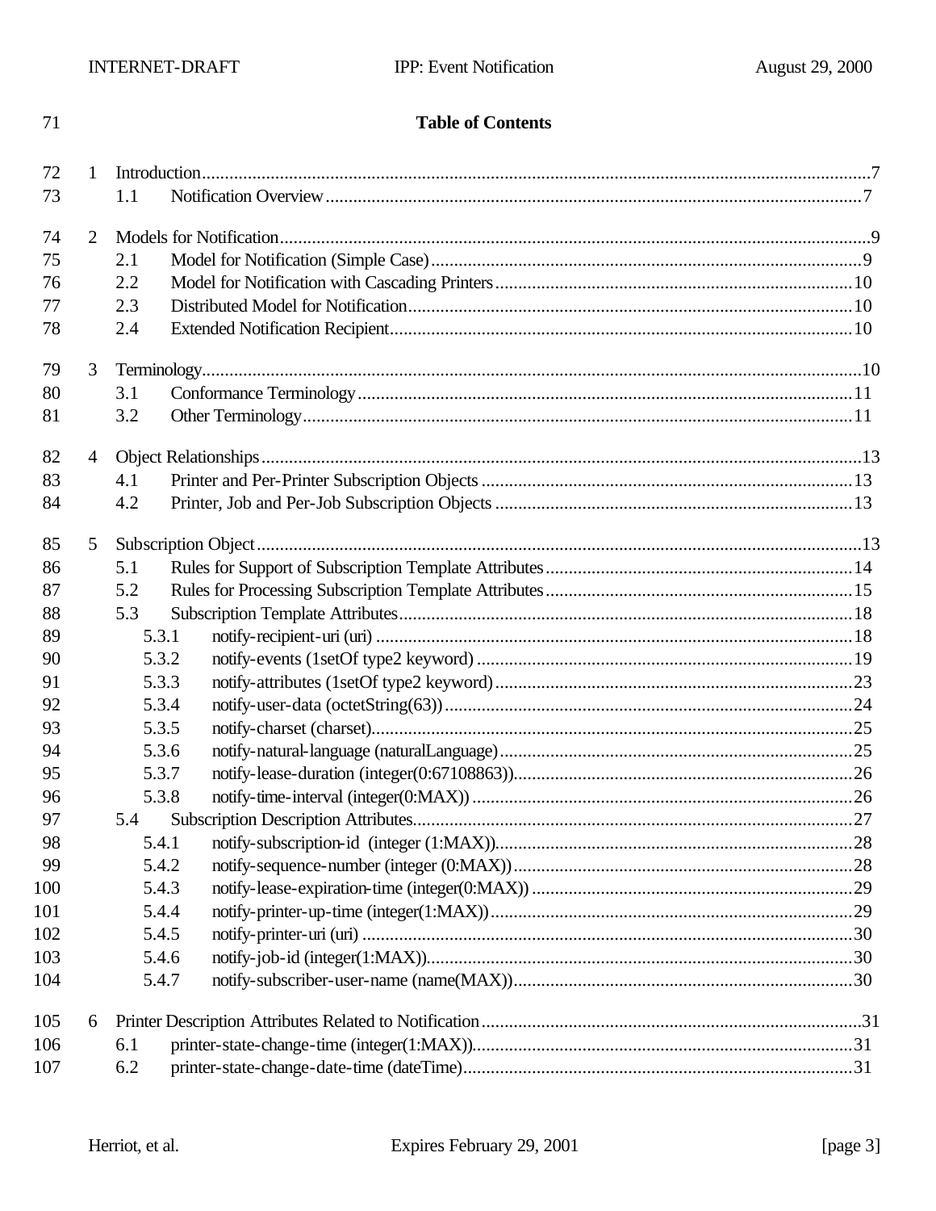Table of Contents

1 Introduction .......... 7
   1.1 Notification Overview .......... 7

2 Models for Notification .......... 9
   2.1 Model for Notification (Simple Case) .......... 9
   2.2 Model for Notification with Cascading Printers .......... 10
   2.3 Distributed Model for Notification .......... 10
   2.4 Extended Notification Recipient .......... 10

3 Terminology .......... 10
   3.1 Conformance Terminology .......... 11
   3.2 Other Terminology .......... 11

4 Object Relationships .......... 13
   4.1 Printer and Per-Printer Subscription Objects .......... 13
   4.2 Printer, Job and Per-Job Subscription Objects .......... 13

5 Subscription Object .......... 13
   5.1 Rules for Support of Subscription Template Attributes .......... 14
   5.2 Rules for Processing Subscription Template Attributes .......... 15
   5.3 Subscription Template Attributes .......... 18
      5.3.1 notify-recipient-uri (uri) .......... 18
      5.3.2 notify-events (1setOf type2 keyword) .......... 19
      5.3.3 notify-attributes (1setOf type2 keyword) .......... 23
      5.3.4 notify-user-data (octetString(63)) .......... 24
      5.3.5 notify-charset (charset) .......... 25
      5.3.6 notify-natural-language (naturalLanguage) .......... 25
      5.3.7 notify-lease-duration (integer(0:67108863)) .......... 26
      5.3.8 notify-time-interval (integer(0:MAX)) .......... 26
   5.4 Subscription Description Attributes .......... 27
      5.4.1 notify-subscription-id (integer (1:MAX)) .......... 28
      5.4.2 notify-sequence-number (integer (0:MAX)) .......... 28
      5.4.3 notify-lease-expiration-time (integer(0:MAX)) .......... 29
      5.4.4 notify-printer-up-time (integer(1:MAX)) .......... 29
      5.4.5 notify-printer-uri (uri) .......... 30
      5.4.6 notify-job-id (integer(1:MAX)) .......... 30
      5.4.7 notify-subscriber-user-name (name(MAX)) .......... 30

6 Printer Description Attributes Related to Notification .......... 31
   6.1 printer-state-change-time (integer(1:MAX)) .......... 31
   6.2 printer-state-change-date-time (dateTime) .......... 31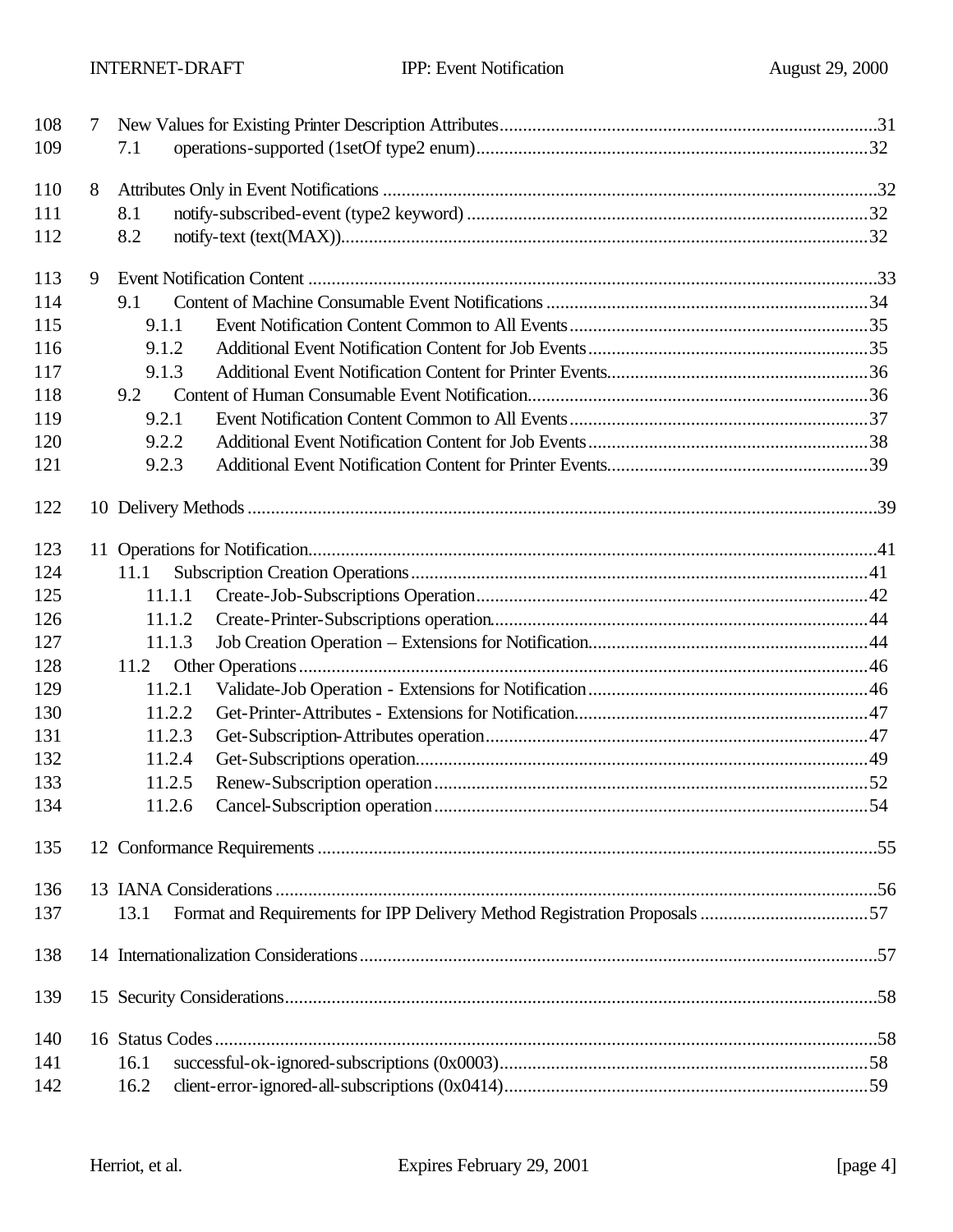108 7 New Values for Existing Printer Description Attributes....................................................................................31
109 7.1 operations-supported (1setOf type2 enum)...................................................................................32

110 8 Attributes Only in Event Notifications ..........................................................................................................32
111 8.1 notify-subscribed-event (type2 keyword) ......................................................................................32
112 8.2 notify-text (text(MAX)).................................................................................................................32

113 9 Event Notification Content ..........................................................................................................................33
114 9.1 Content of Machine Consumable Event Notifications .....................................................................34
115 9.1.1 Event Notification Content Common to All Events.................................................................35
116 9.1.2 Additional Event Notification Content for Job Events............................................................35
117 9.1.3 Additional Event Notification Content for Printer Events........................................................36
118 9.2 Content of Human Consumable Event Notification.........................................................................36
119 9.2.1 Event Notification Content Common to All Events.................................................................37
120 9.2.2 Additional Event Notification Content for Job Events............................................................38
121 9.2.3 Additional Event Notification Content for Printer Events........................................................39

122 10 Delivery Methods ......................................................................................................................................39

123 11 Operations for Notification.........................................................................................................................41
124 11.1 Subscription Creation Operations...................................................................................................41
125 11.1.1 Create-Job-Subscriptions Operation...................................................................................42
126 11.1.2 Create-Printer-Subscriptions operation................................................................................44
127 11.1.3 Job Creation Operation – Extensions for Notification............................................................44
128 11.2 Other Operations..........................................................................................................................46
129 11.2.1 Validate-Job Operation - Extensions for Notification............................................................46
130 11.2.2 Get-Printer-Attributes - Extensions for Notification...............................................................47
131 11.2.3 Get-Subscription-Attributes operation.................................................................................47
132 11.2.4 Get-Subscriptions operation................................................................................................49
133 11.2.5 Renew-Subscription operation............................................................................................52
134 11.2.6 Cancel-Subscription operation............................................................................................54

135 12 Conformance Requirements .......................................................................................................................55

136 13 IANA Considerations .................................................................................................................................56
137 13.1 Format and Requirements for IPP Delivery Method Registration Proposals ....................................57

138 14 Internationalization Considerations..............................................................................................................57

139 15 Security Considerations..............................................................................................................................58

140 16 Status Codes.............................................................................................................................................58
141 16.1 successful-ok-ignored-subscriptions (0x0003)...............................................................................58
142 16.2 client-error-ignored-all-subscriptions (0x0414)..............................................................................59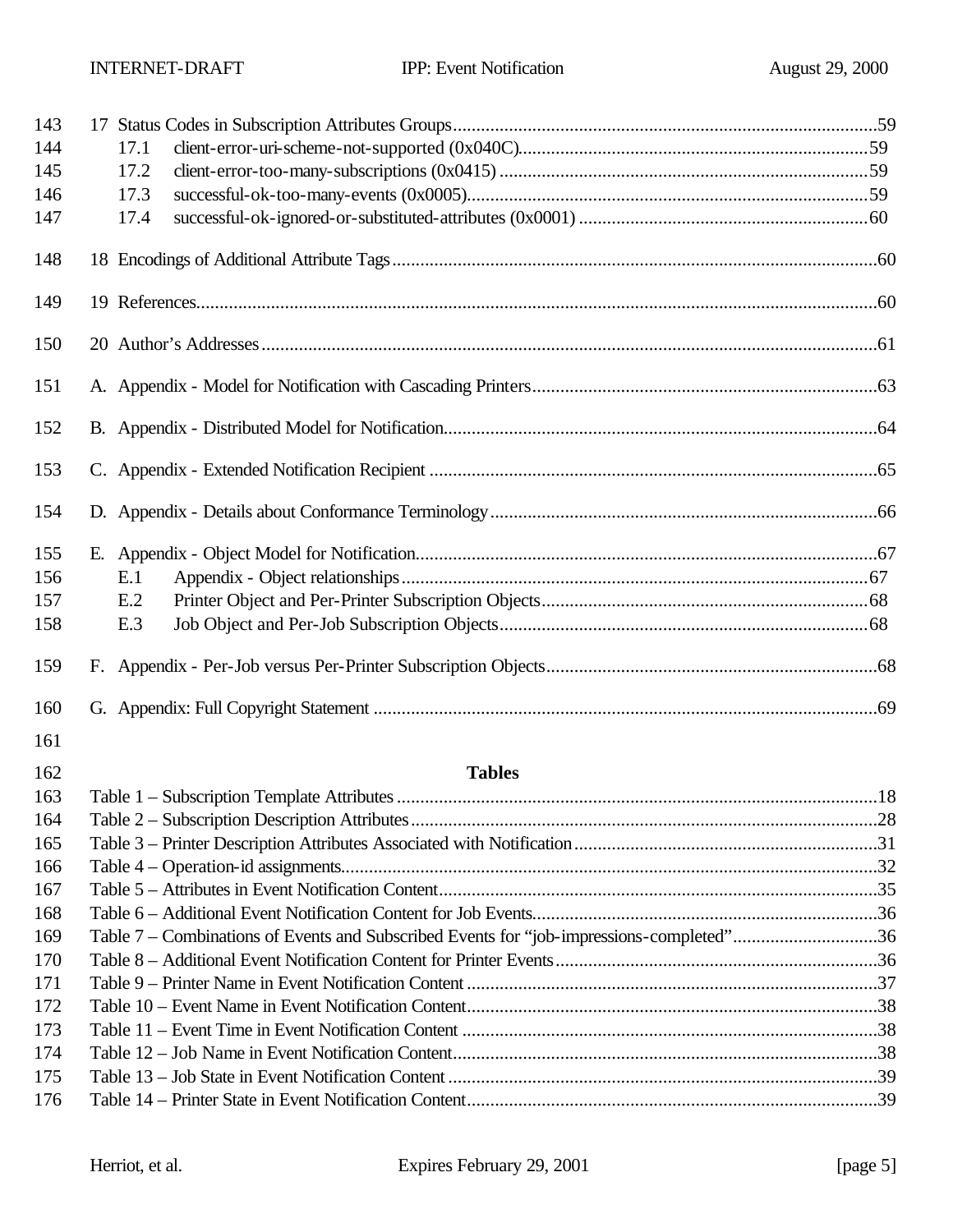17 Status Codes in Subscription Attributes Groups....59
- 17.1 client-error-uri-scheme-not-supported (0x040C)....59
- 17.2 client-error-too-many-subscriptions (0x0415)....59
- 17.3 successful-ok-too-many-events (0x0005)....59
- 17.4 successful-ok-ignored-or-substituted-attributes (0x0001)....60

18 Encodings of Additional Attribute Tags....60

19 References....60

20 Author's Addresses....61

A. Appendix - Model for Notification with Cascading Printers....63

B. Appendix - Distributed Model for Notification....64

C. Appendix - Extended Notification Recipient....65

D. Appendix - Details about Conformance Terminology....66

E. Appendix - Object Model for Notification....67
- E.1 Appendix - Object relationships....67
- E.2 Printer Object and Per-Printer Subscription Objects....68
- E.3 Job Object and Per-Job Subscription Objects....68

F. Appendix - Per-Job versus Per-Printer Subscription Objects....68

G. Appendix: Full Copyright Statement....69

**Tables**

Table 1 – Subscription Template Attributes....18
Table 2 – Subscription Description Attributes....28
Table 3 – Printer Description Attributes Associated with Notification....31
Table 4 – Operation-id assignments....32
Table 5 – Attributes in Event Notification Content....35
Table 6 – Additional Event Notification Content for Job Events....36
Table 7 – Combinations of Events and Subscribed Events for "job-impressions-completed"....36
Table 8 – Additional Event Notification Content for Printer Events....36
Table 9 – Printer Name in Event Notification Content....37
Table 10 – Event Name in Event Notification Content....38
Table 11 – Event Time in Event Notification Content....38
Table 12 – Job Name in Event Notification Content....38
Table 13 – Job State in Event Notification Content....39
Table 14 – Printer State in Event Notification Content....39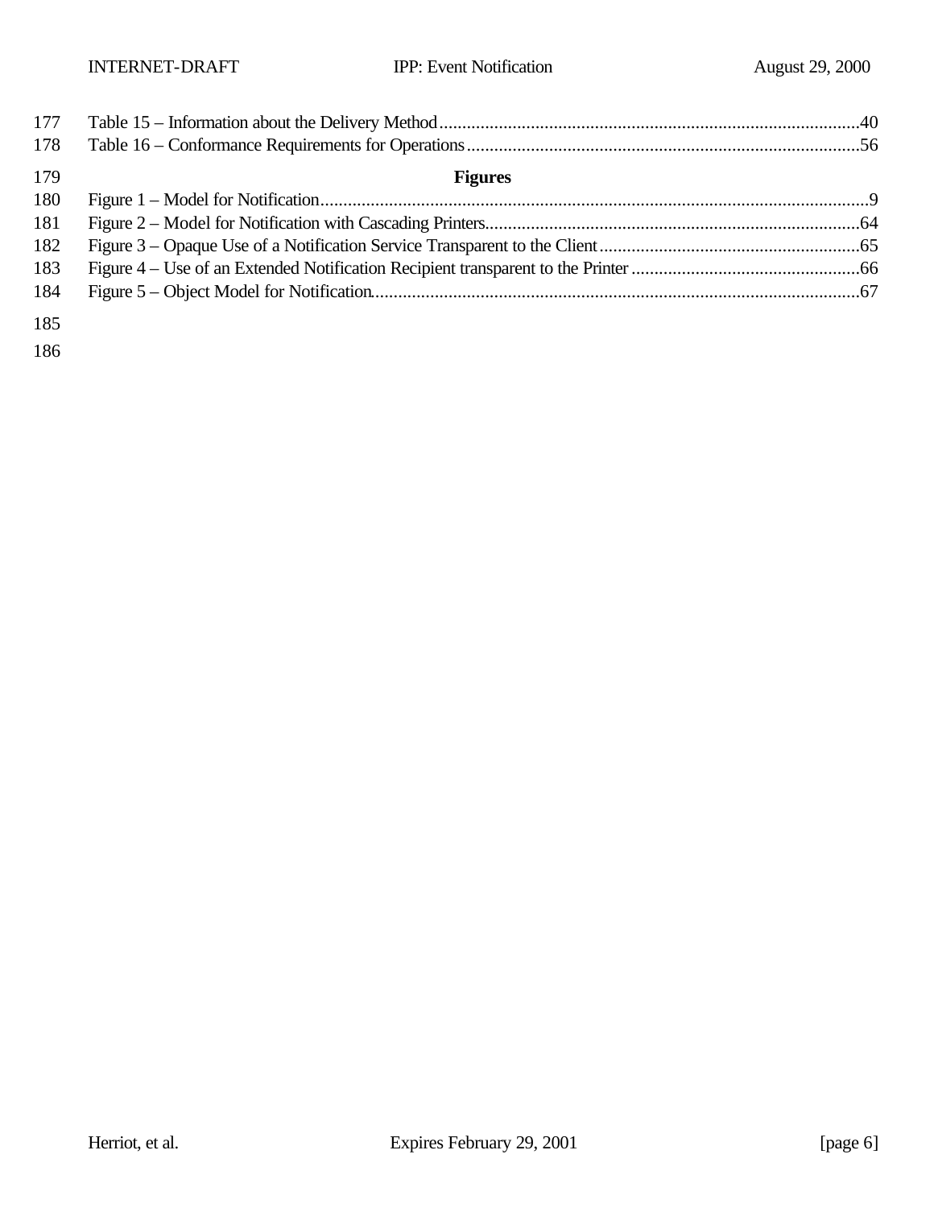Table 15 – Information about the Delivery Method.....40
Table 16 – Conformance Requirements for Operations.....56

**Figures**

Figure 1 – Model for Notification.....9
Figure 2 – Model for Notification with Cascading Printers.....64
Figure 3 – Opaque Use of a Notification Service Transparent to the Client.....65
Figure 4 – Use of an Extended Notification Recipient transparent to the Printer.....66
Figure 5 – Object Model for Notification.....67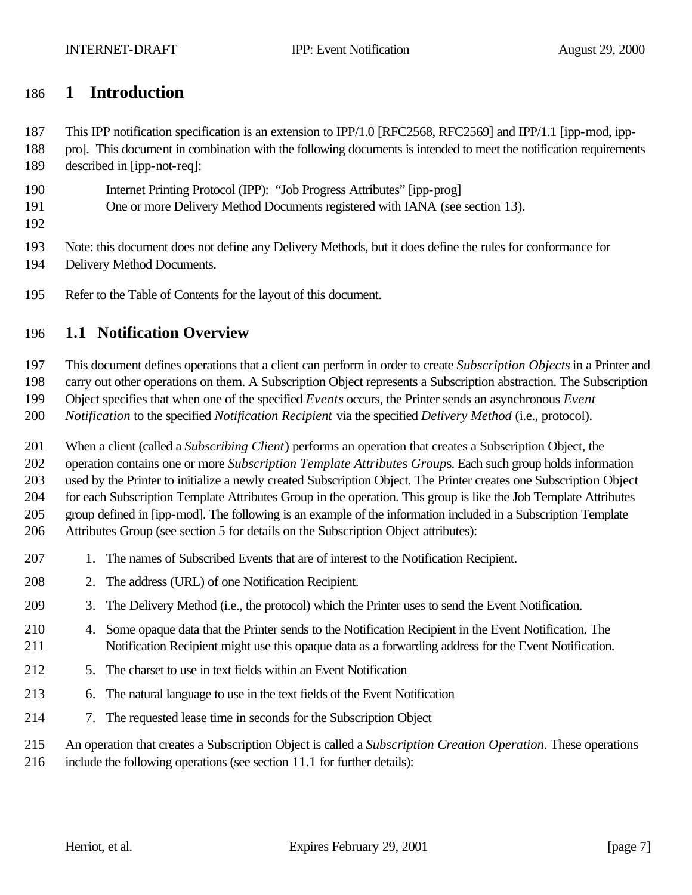# 1 Introduction

This IPP notification specification is an extension to IPP/1.0 [RFC2568, RFC2569] and IPP/1.1 [ipp-mod, ipp-pro]. This document in combination with the following documents is intended to meet the notification requirements described in [ipp-not-req]:

Internet Printing Protocol (IPP): "Job Progress Attributes" [ipp-prog]
One or more Delivery Method Documents registered with IANA (see section 13).

Note: this document does not define any Delivery Methods, but it does define the rules for conformance for Delivery Method Documents.

Refer to the Table of Contents for the layout of this document.

## 1.1 Notification Overview

This document defines operations that a client can perform in order to create *Subscription Objects* in a Printer and carry out other operations on them. A Subscription Object represents a Subscription abstraction. The Subscription Object specifies that when one of the specified *Events* occurs, the Printer sends an asynchronous *Event Notification* to the specified *Notification Recipient* via the specified *Delivery Method* (i.e., protocol).

When a client (called a *Subscribing Client*) performs an operation that creates a Subscription Object, the operation contains one or more *Subscription Template Attributes Group*s. Each such group holds information used by the Printer to initialize a newly created Subscription Object. The Printer creates one Subscription Object for each Subscription Template Attributes Group in the operation. This group is like the Job Template Attributes group defined in [ipp-mod]. The following is an example of the information included in a Subscription Template Attributes Group (see section 5 for details on the Subscription Object attributes):

1. The names of Subscribed Events that are of interest to the Notification Recipient.
2. The address (URL) of one Notification Recipient.
3. The Delivery Method (i.e., the protocol) which the Printer uses to send the Event Notification.
4. Some opaque data that the Printer sends to the Notification Recipient in the Event Notification. The Notification Recipient might use this opaque data as a forwarding address for the Event Notification.
5. The charset to use in text fields within an Event Notification
6. The natural language to use in the text fields of the Event Notification
7. The requested lease time in seconds for the Subscription Object

An operation that creates a Subscription Object is called a *Subscription Creation Operation*. These operations include the following operations (see section 11.1 for further details):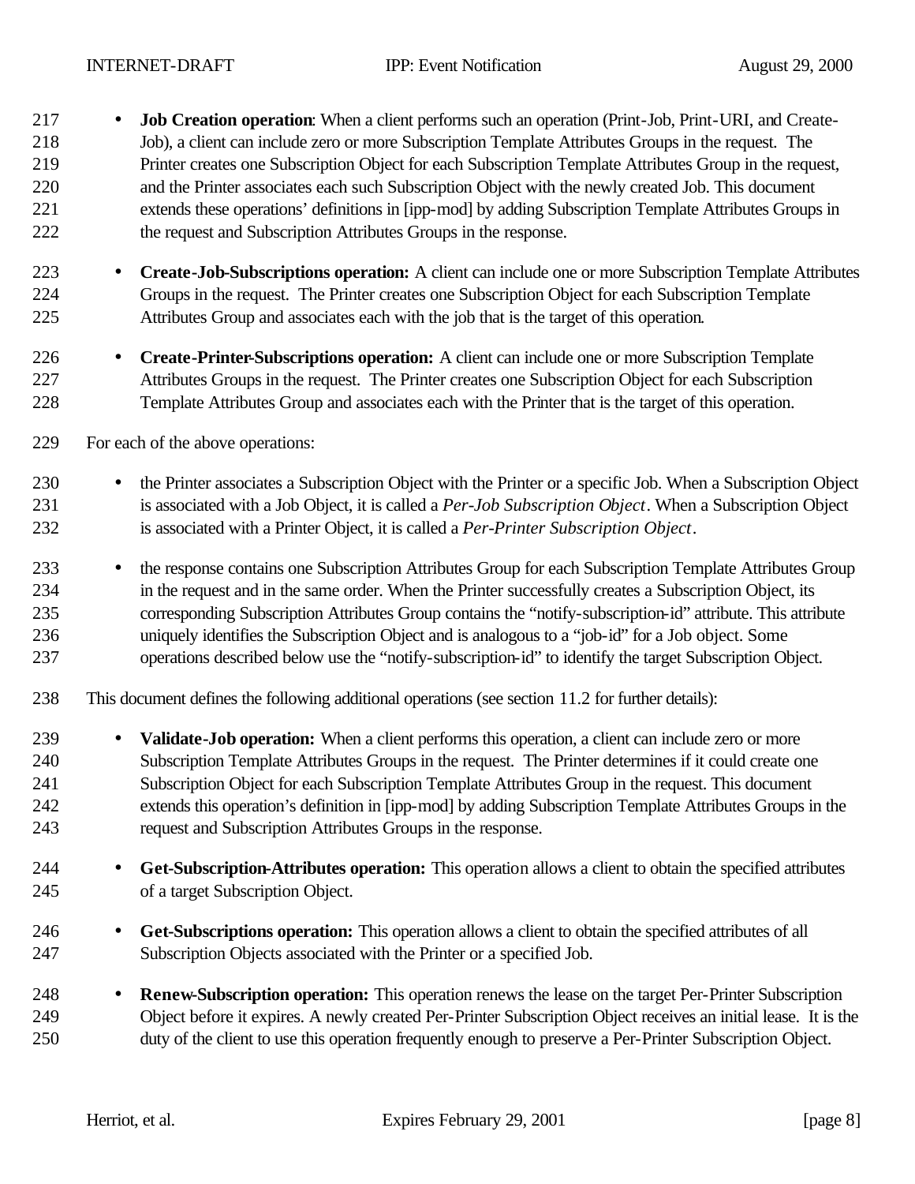- **Job Creation operation**: When a client performs such an operation (Print-Job, Print-URI, and Create-Job), a client can include zero or more Subscription Template Attributes Groups in the request. The Printer creates one Subscription Object for each Subscription Template Attributes Group in the request, and the Printer associates each such Subscription Object with the newly created Job. This document extends these operations' definitions in [ipp-mod] by adding Subscription Template Attributes Groups in the request and Subscription Attributes Groups in the response.

- **Create-Job-Subscriptions operation:** A client can include one or more Subscription Template Attributes Groups in the request. The Printer creates one Subscription Object for each Subscription Template Attributes Group and associates each with the job that is the target of this operation.

- **Create-Printer-Subscriptions operation:** A client can include one or more Subscription Template Attributes Groups in the request. The Printer creates one Subscription Object for each Subscription Template Attributes Group and associates each with the Printer that is the target of this operation.

For each of the above operations:

- the Printer associates a Subscription Object with the Printer or a specific Job. When a Subscription Object is associated with a Job Object, it is called a *Per-Job Subscription Object*. When a Subscription Object is associated with a Printer Object, it is called a *Per-Printer Subscription Object*.

- the response contains one Subscription Attributes Group for each Subscription Template Attributes Group in the request and in the same order. When the Printer successfully creates a Subscription Object, its corresponding Subscription Attributes Group contains the "notify-subscription-id" attribute. This attribute uniquely identifies the Subscription Object and is analogous to a "job-id" for a Job object. Some operations described below use the "notify-subscription-id" to identify the target Subscription Object.

This document defines the following additional operations (see section 11.2 for further details):

- **Validate-Job operation:** When a client performs this operation, a client can include zero or more Subscription Template Attributes Groups in the request. The Printer determines if it could create one Subscription Object for each Subscription Template Attributes Group in the request. This document extends this operation's definition in [ipp-mod] by adding Subscription Template Attributes Groups in the request and Subscription Attributes Groups in the response.

- **Get-Subscription-Attributes operation:** This operation allows a client to obtain the specified attributes of a target Subscription Object.

- **Get-Subscriptions operation:** This operation allows a client to obtain the specified attributes of all Subscription Objects associated with the Printer or a specified Job.

- **Renew-Subscription operation:** This operation renews the lease on the target Per-Printer Subscription Object before it expires. A newly created Per-Printer Subscription Object receives an initial lease. It is the duty of the client to use this operation frequently enough to preserve a Per-Printer Subscription Object.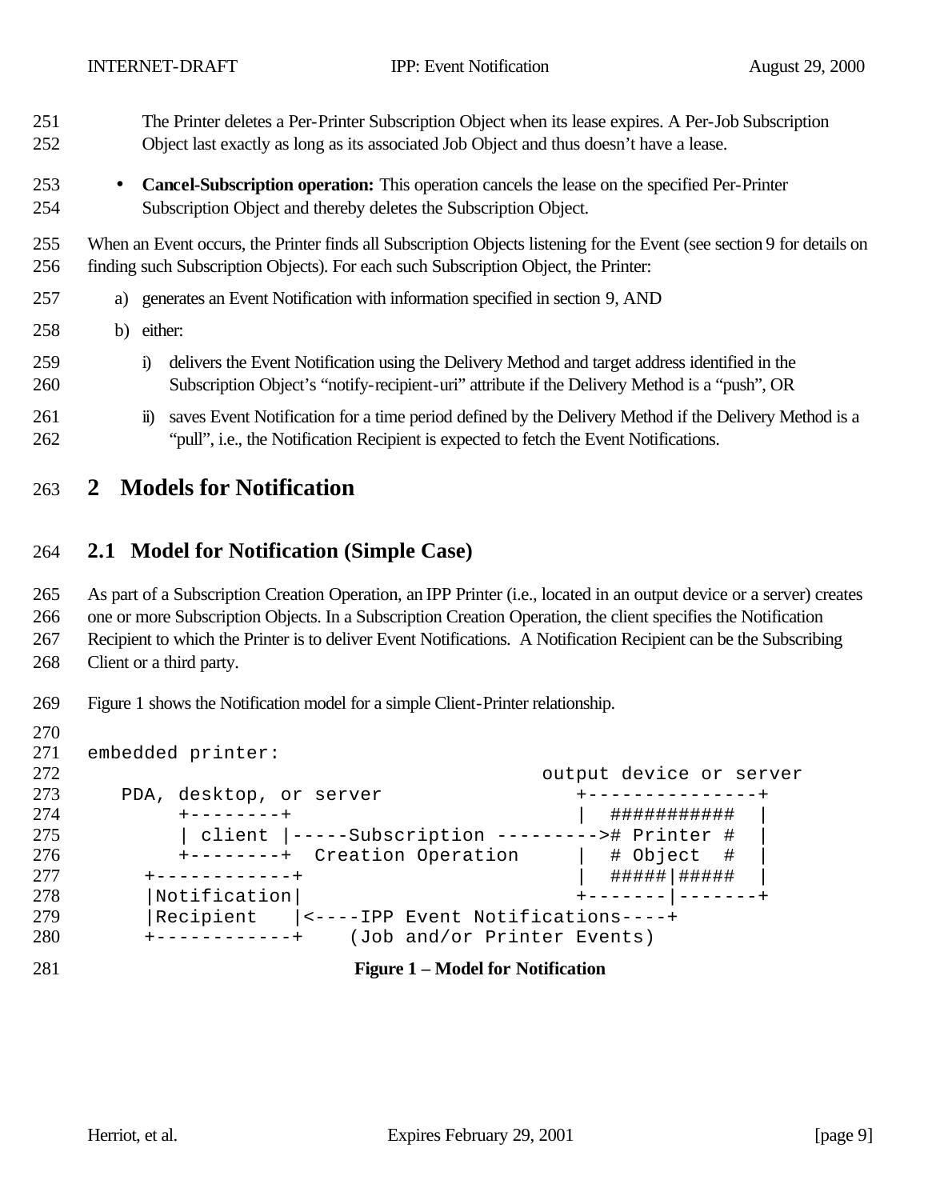The Printer deletes a Per-Printer Subscription Object when its lease expires. A Per-Job Subscription Object last exactly as long as its associated Job Object and thus doesn't have a lease.

- **Cancel-Subscription operation:** This operation cancels the lease on the specified Per-Printer Subscription Object and thereby deletes the Subscription Object.

When an Event occurs, the Printer finds all Subscription Objects listening for the Event (see section 9 for details on finding such Subscription Objects). For each such Subscription Object, the Printer:

a) generates an Event Notification with information specified in section 9, AND

b) either:

   i) delivers the Event Notification using the Delivery Method and target address identified in the Subscription Object's "notify-recipient-uri" attribute if the Delivery Method is a "push", OR

   ii) saves Event Notification for a time period defined by the Delivery Method if the Delivery Method is a "pull", i.e., the Notification Recipient is expected to fetch the Event Notifications.

# 2 Models for Notification

## 2.1 Model for Notification (Simple Case)

As part of a Subscription Creation Operation, an IPP Printer (i.e., located in an output device or a server) creates one or more Subscription Objects. In a Subscription Creation Operation, the client specifies the Notification Recipient to which the Printer is to deliver Event Notifications. A Notification Recipient can be the Subscribing Client or a third party.

Figure 1 shows the Notification model for a simple Client-Printer relationship.

```
embedded printer:
                                             output device or server
   PDA, desktop, or server                      +---------------+
        +--------+                              |  ###########  |
        | client |-----Subscription --------->#  Printer #  |
        +--------+  Creation Operation          |  # Object  #  |
      +------------+                            |  #####|#####  |
      |Notification|                            +-------|-------+
      |Recipient   |<----IPP Event Notifications----+
      +------------+    (Job and/or Printer Events)
```

**Figure 1 – Model for Notification**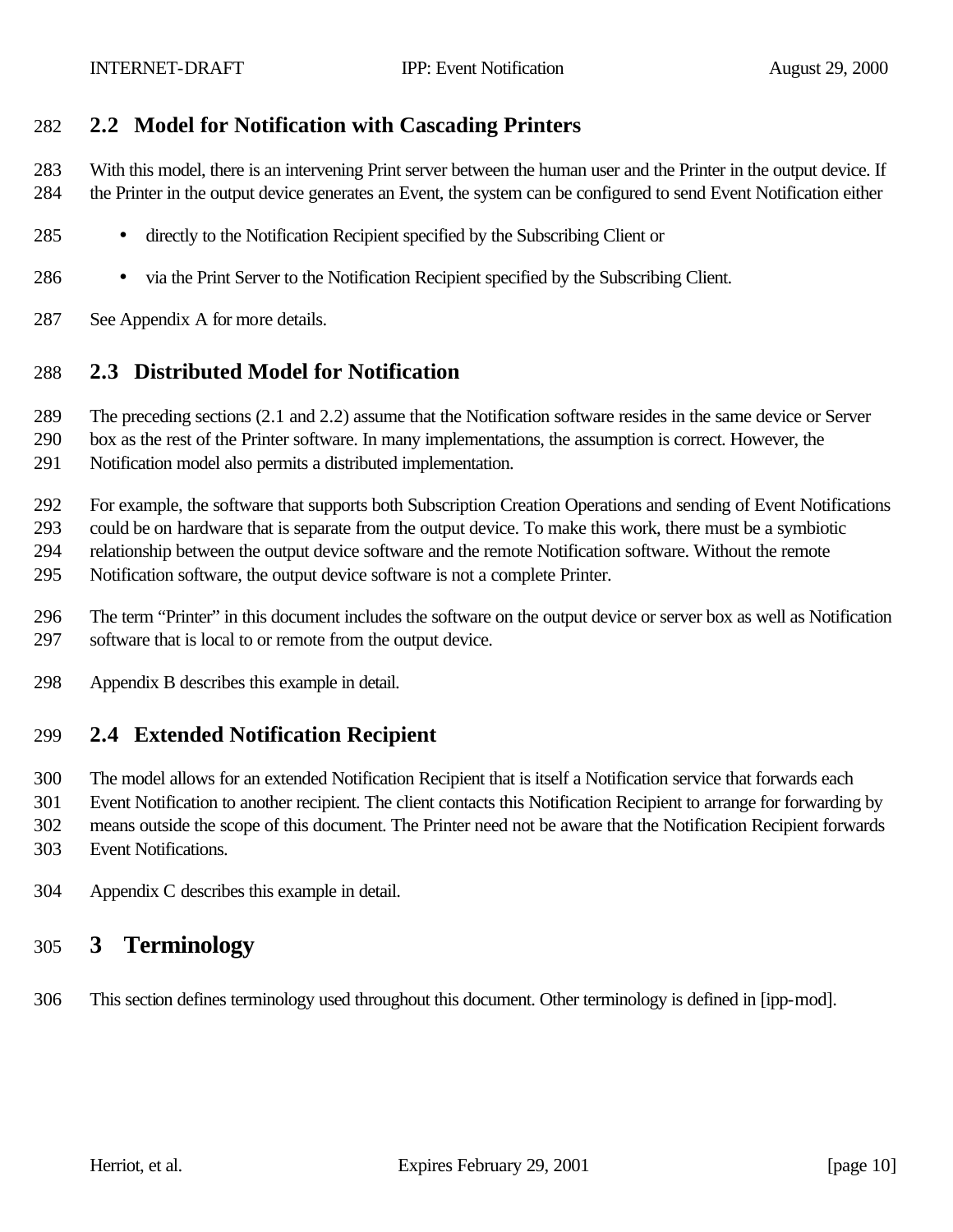## 2.2 Model for Notification with Cascading Printers

With this model, there is an intervening Print server between the human user and the Printer in the output device. If the Printer in the output device generates an Event, the system can be configured to send Event Notification either

- directly to the Notification Recipient specified by the Subscribing Client or
- via the Print Server to the Notification Recipient specified by the Subscribing Client.

See Appendix A for more details.

## 2.3 Distributed Model for Notification

The preceding sections (2.1 and 2.2) assume that the Notification software resides in the same device or Server box as the rest of the Printer software. In many implementations, the assumption is correct. However, the Notification model also permits a distributed implementation.

For example, the software that supports both Subscription Creation Operations and sending of Event Notifications could be on hardware that is separate from the output device. To make this work, there must be a symbiotic relationship between the output device software and the remote Notification software. Without the remote Notification software, the output device software is not a complete Printer.

The term "Printer" in this document includes the software on the output device or server box as well as Notification software that is local to or remote from the output device.

Appendix B describes this example in detail.

## 2.4 Extended Notification Recipient

The model allows for an extended Notification Recipient that is itself a Notification service that forwards each Event Notification to another recipient. The client contacts this Notification Recipient to arrange for forwarding by means outside the scope of this document. The Printer need not be aware that the Notification Recipient forwards Event Notifications.

Appendix C describes this example in detail.

# 3 Terminology

This section defines terminology used throughout this document. Other terminology is defined in [ipp-mod].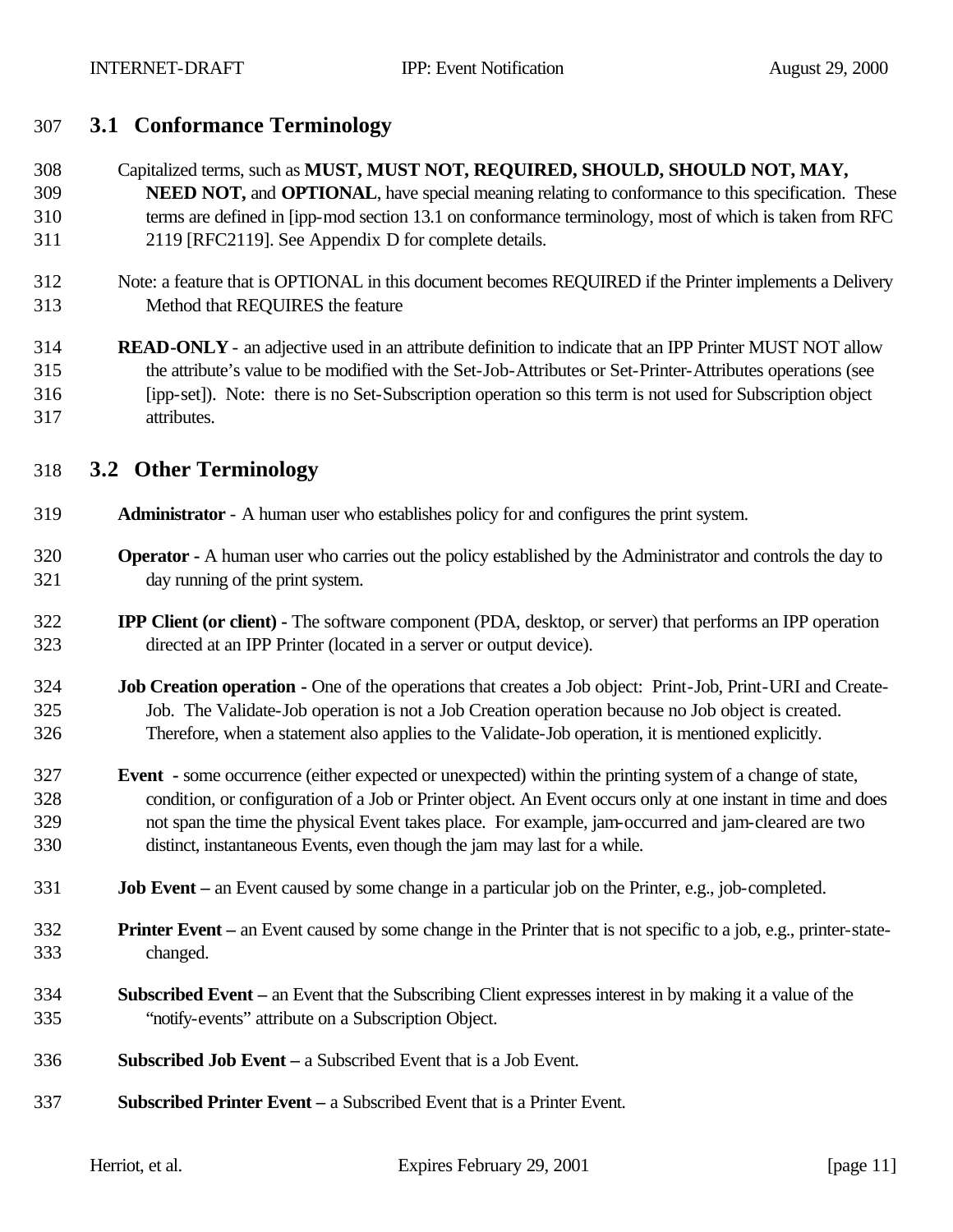## 3.1 Conformance Terminology

Capitalized terms, such as **MUST, MUST NOT, REQUIRED, SHOULD, SHOULD NOT, MAY, NEED NOT,** and **OPTIONAL**, have special meaning relating to conformance to this specification. These terms are defined in [ipp-mod section 13.1 on conformance terminology, most of which is taken from RFC 2119 [RFC2119]. See Appendix D for complete details.

Note: a feature that is OPTIONAL in this document becomes REQUIRED if the Printer implements a Delivery Method that REQUIRES the feature

**READ-ONLY** - an adjective used in an attribute definition to indicate that an IPP Printer MUST NOT allow the attribute's value to be modified with the Set-Job-Attributes or Set-Printer-Attributes operations (see [ipp-set]). Note: there is no Set-Subscription operation so this term is not used for Subscription object attributes.

## 3.2 Other Terminology

**Administrator** - A human user who establishes policy for and configures the print system.

**Operator** - A human user who carries out the policy established by the Administrator and controls the day to day running of the print system.

**IPP Client (or client)** - The software component (PDA, desktop, or server) that performs an IPP operation directed at an IPP Printer (located in a server or output device).

**Job Creation operation** - One of the operations that creates a Job object: Print-Job, Print-URI and Create-Job. The Validate-Job operation is not a Job Creation operation because no Job object is created. Therefore, when a statement also applies to the Validate-Job operation, it is mentioned explicitly.

**Event** - some occurrence (either expected or unexpected) within the printing system of a change of state, condition, or configuration of a Job or Printer object. An Event occurs only at one instant in time and does not span the time the physical Event takes place. For example, jam-occurred and jam-cleared are two distinct, instantaneous Events, even though the jam may last for a while.

**Job Event** – an Event caused by some change in a particular job on the Printer, e.g., job-completed.

**Printer Event** – an Event caused by some change in the Printer that is not specific to a job, e.g., printer-state-changed.

**Subscribed Event** – an Event that the Subscribing Client expresses interest in by making it a value of the "notify-events" attribute on a Subscription Object.

**Subscribed Job Event** – a Subscribed Event that is a Job Event.

**Subscribed Printer Event** – a Subscribed Event that is a Printer Event.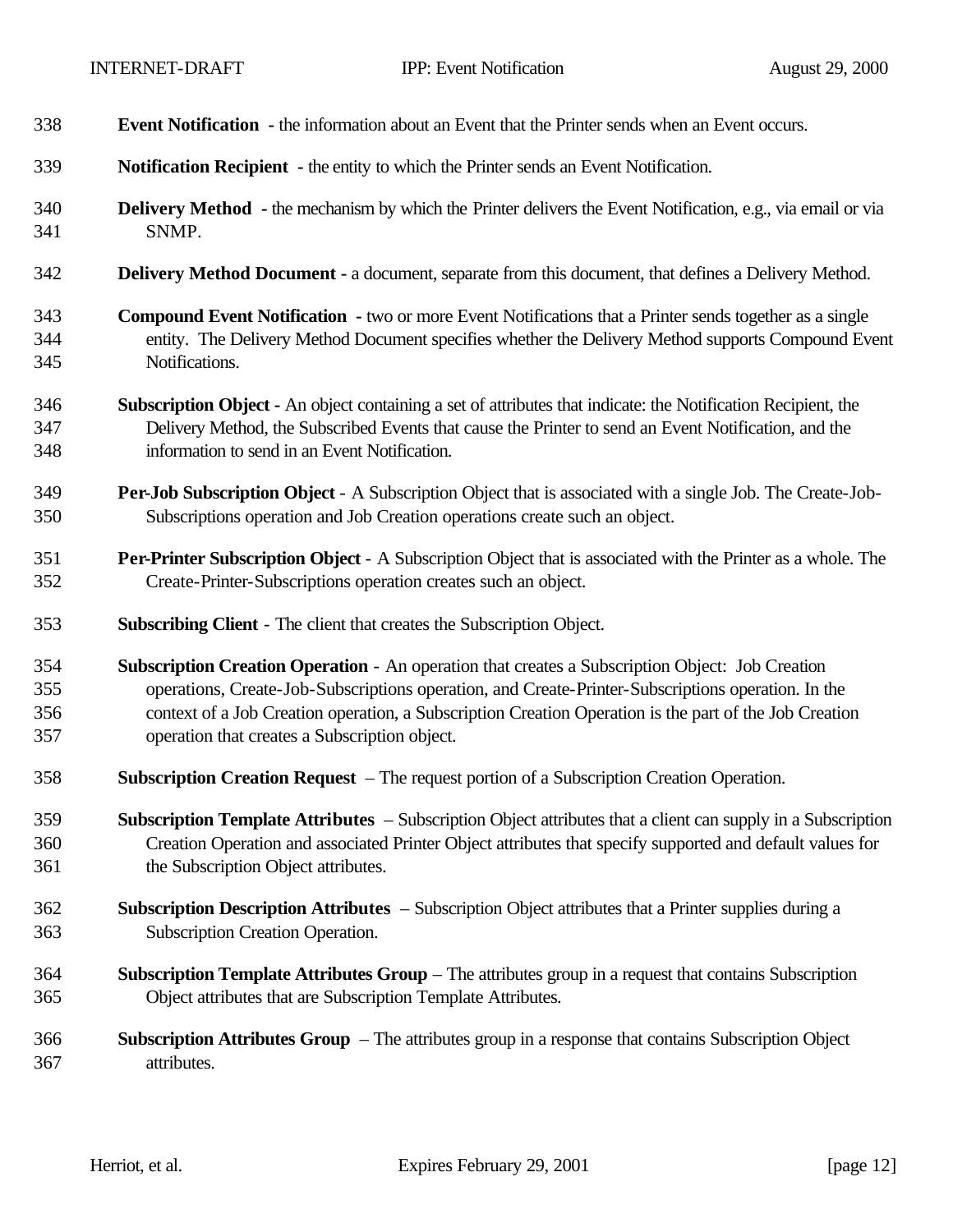**Event Notification** - the information about an Event that the Printer sends when an Event occurs.

**Notification Recipient** - the entity to which the Printer sends an Event Notification.

**Delivery Method** - the mechanism by which the Printer delivers the Event Notification, e.g., via email or via SNMP.

**Delivery Method Document** - a document, separate from this document, that defines a Delivery Method.

**Compound Event Notification** - two or more Event Notifications that a Printer sends together as a single entity. The Delivery Method Document specifies whether the Delivery Method supports Compound Event Notifications.

**Subscription Object** - An object containing a set of attributes that indicate: the Notification Recipient, the Delivery Method, the Subscribed Events that cause the Printer to send an Event Notification, and the information to send in an Event Notification.

**Per-Job Subscription Object** - A Subscription Object that is associated with a single Job. The Create-Job-Subscriptions operation and Job Creation operations create such an object.

**Per-Printer Subscription Object** - A Subscription Object that is associated with the Printer as a whole. The Create-Printer-Subscriptions operation creates such an object.

**Subscribing Client** - The client that creates the Subscription Object.

**Subscription Creation Operation** - An operation that creates a Subscription Object: Job Creation operations, Create-Job-Subscriptions operation, and Create-Printer-Subscriptions operation. In the context of a Job Creation operation, a Subscription Creation Operation is the part of the Job Creation operation that creates a Subscription object.

**Subscription Creation Request** – The request portion of a Subscription Creation Operation.

**Subscription Template Attributes** – Subscription Object attributes that a client can supply in a Subscription Creation Operation and associated Printer Object attributes that specify supported and default values for the Subscription Object attributes.

**Subscription Description Attributes** – Subscription Object attributes that a Printer supplies during a Subscription Creation Operation.

**Subscription Template Attributes Group** – The attributes group in a request that contains Subscription Object attributes that are Subscription Template Attributes.

**Subscription Attributes Group** – The attributes group in a response that contains Subscription Object attributes.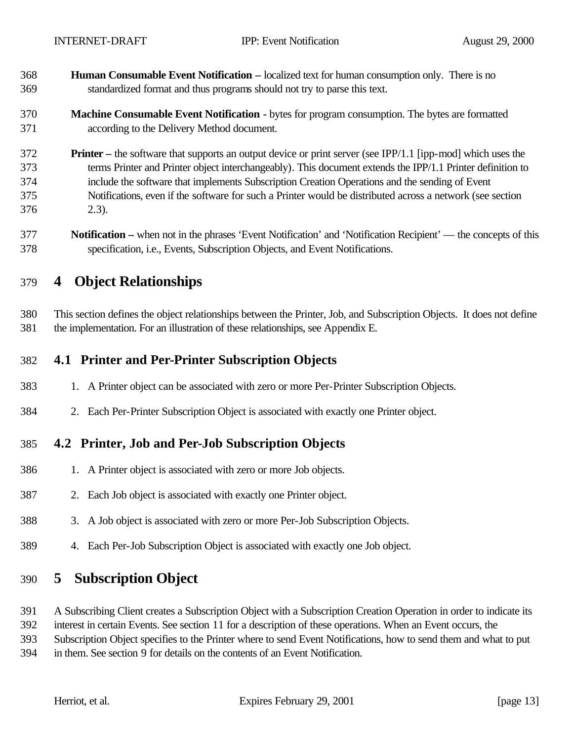**Human Consumable Event Notification –** localized text for human consumption only. There is no standardized format and thus programs should not try to parse this text.

**Machine Consumable Event Notification** - bytes for program consumption. The bytes are formatted according to the Delivery Method document.

**Printer –** the software that supports an output device or print server (see IPP/1.1 [ipp-mod] which uses the terms Printer and Printer object interchangeably). This document extends the IPP/1.1 Printer definition to include the software that implements Subscription Creation Operations and the sending of Event Notifications, even if the software for such a Printer would be distributed across a network (see section 2.3).

**Notification –** when not in the phrases 'Event Notification' and 'Notification Recipient' — the concepts of this specification, i.e., Events, Subscription Objects, and Event Notifications.

# 4 Object Relationships

This section defines the object relationships between the Printer, Job, and Subscription Objects. It does not define the implementation. For an illustration of these relationships, see Appendix E.

## 4.1 Printer and Per-Printer Subscription Objects

1. A Printer object can be associated with zero or more Per-Printer Subscription Objects.
2. Each Per-Printer Subscription Object is associated with exactly one Printer object.

## 4.2 Printer, Job and Per-Job Subscription Objects

1. A Printer object is associated with zero or more Job objects.
2. Each Job object is associated with exactly one Printer object.
3. A Job object is associated with zero or more Per-Job Subscription Objects.
4. Each Per-Job Subscription Object is associated with exactly one Job object.

# 5 Subscription Object

A Subscribing Client creates a Subscription Object with a Subscription Creation Operation in order to indicate its interest in certain Events. See section 11 for a description of these operations. When an Event occurs, the Subscription Object specifies to the Printer where to send Event Notifications, how to send them and what to put in them. See section 9 for details on the contents of an Event Notification.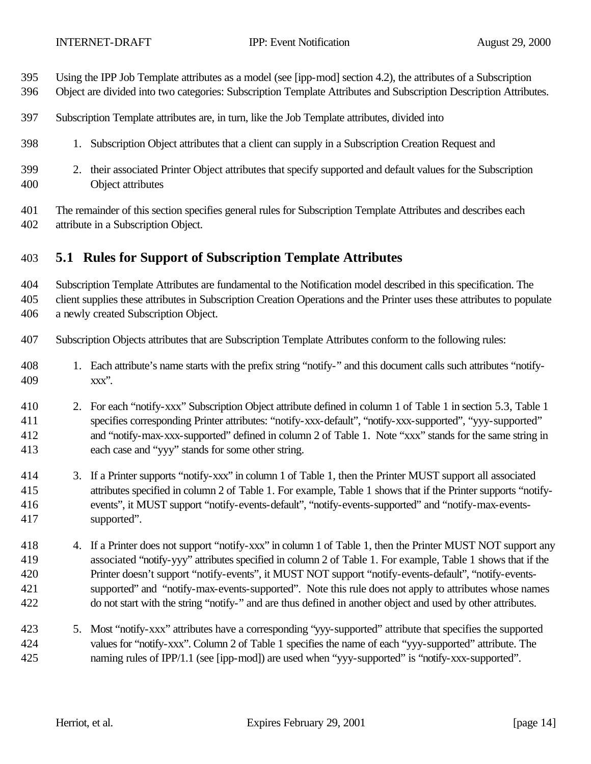Using the IPP Job Template attributes as a model (see [ipp-mod] section 4.2), the attributes of a Subscription Object are divided into two categories: Subscription Template Attributes and Subscription Description Attributes.

Subscription Template attributes are, in turn, like the Job Template attributes, divided into

1. Subscription Object attributes that a client can supply in a Subscription Creation Request and
2. their associated Printer Object attributes that specify supported and default values for the Subscription Object attributes

The remainder of this section specifies general rules for Subscription Template Attributes and describes each attribute in a Subscription Object.

## 5.1 Rules for Support of Subscription Template Attributes

Subscription Template Attributes are fundamental to the Notification model described in this specification. The client supplies these attributes in Subscription Creation Operations and the Printer uses these attributes to populate a newly created Subscription Object.

Subscription Objects attributes that are Subscription Template Attributes conform to the following rules:

1. Each attribute's name starts with the prefix string "notify-" and this document calls such attributes "notify-xxx".
2. For each "notify-xxx" Subscription Object attribute defined in column 1 of Table 1 in section 5.3, Table 1 specifies corresponding Printer attributes: "notify-xxx-default", "notify-xxx-supported", "yyy-supported" and "notify-max-xxx-supported" defined in column 2 of Table 1. Note "xxx" stands for the same string in each case and "yyy" stands for some other string.
3. If a Printer supports "notify-xxx" in column 1 of Table 1, then the Printer MUST support all associated attributes specified in column 2 of Table 1. For example, Table 1 shows that if the Printer supports "notify-events", it MUST support "notify-events-default", "notify-events-supported" and "notify-max-events-supported".
4. If a Printer does not support "notify-xxx" in column 1 of Table 1, then the Printer MUST NOT support any associated "notify-yyy" attributes specified in column 2 of Table 1. For example, Table 1 shows that if the Printer doesn't support "notify-events", it MUST NOT support "notify-events-default", "notify-events-supported" and "notify-max-events-supported". Note this rule does not apply to attributes whose names do not start with the string "notify-" and are thus defined in another object and used by other attributes.
5. Most "notify-xxx" attributes have a corresponding "yyy-supported" attribute that specifies the supported values for "notify-xxx". Column 2 of Table 1 specifies the name of each "yyy-supported" attribute. The naming rules of IPP/1.1 (see [ipp-mod]) are used when "yyy-supported" is "notify-xxx-supported".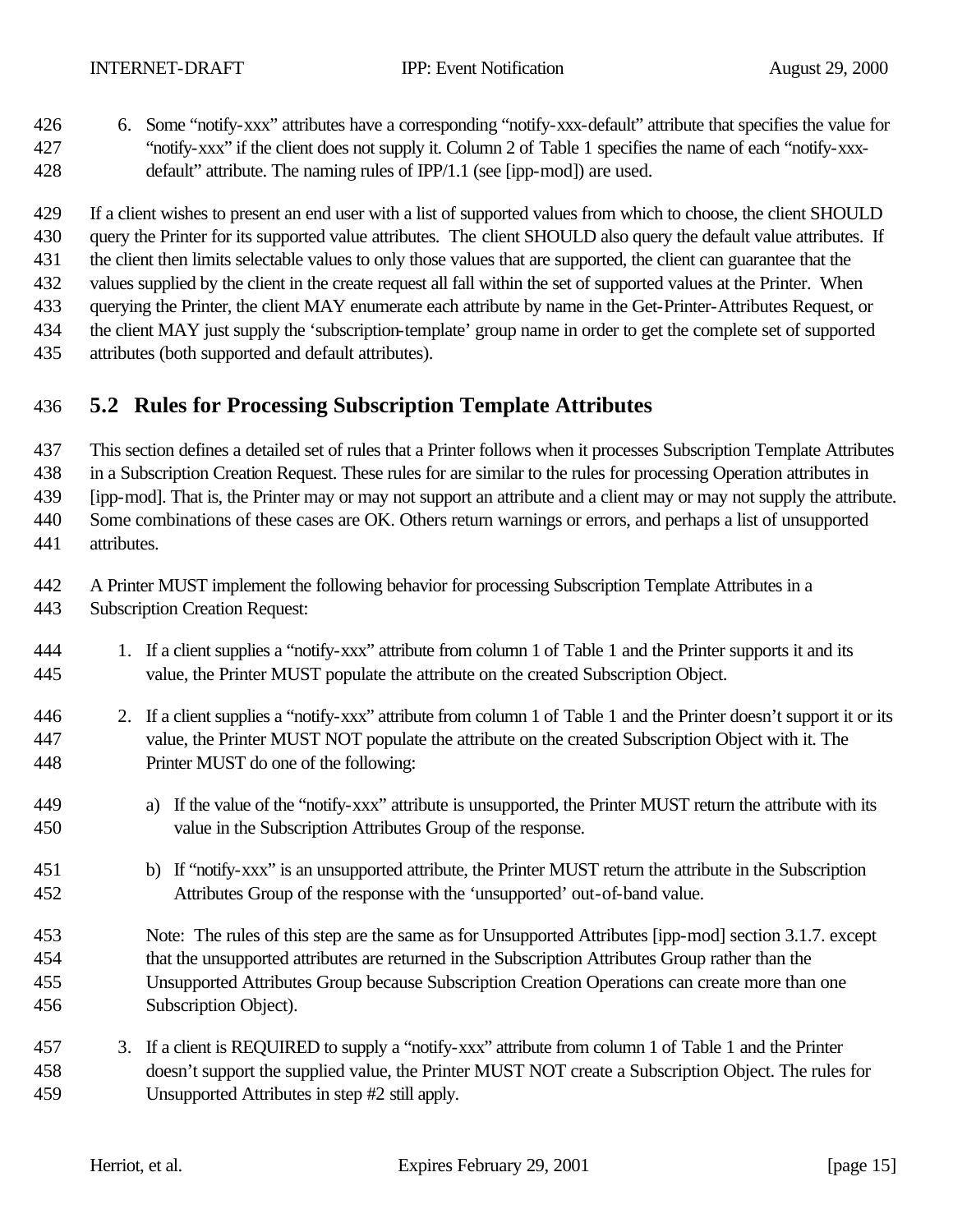6. Some "notify-xxx" attributes have a corresponding "notify-xxx-default" attribute that specifies the value for "notify-xxx" if the client does not supply it. Column 2 of Table 1 specifies the name of each "notify-xxx-default" attribute. The naming rules of IPP/1.1 (see [ipp-mod]) are used.

If a client wishes to present an end user with a list of supported values from which to choose, the client SHOULD query the Printer for its supported value attributes. The client SHOULD also query the default value attributes. If the client then limits selectable values to only those values that are supported, the client can guarantee that the values supplied by the client in the create request all fall within the set of supported values at the Printer. When querying the Printer, the client MAY enumerate each attribute by name in the Get-Printer-Attributes Request, or the client MAY just supply the 'subscription-template' group name in order to get the complete set of supported attributes (both supported and default attributes).

## 5.2 Rules for Processing Subscription Template Attributes

This section defines a detailed set of rules that a Printer follows when it processes Subscription Template Attributes in a Subscription Creation Request. These rules for are similar to the rules for processing Operation attributes in [ipp-mod]. That is, the Printer may or may not support an attribute and a client may or may not supply the attribute. Some combinations of these cases are OK. Others return warnings or errors, and perhaps a list of unsupported attributes.

A Printer MUST implement the following behavior for processing Subscription Template Attributes in a Subscription Creation Request:

1. If a client supplies a "notify-xxx" attribute from column 1 of Table 1 and the Printer supports it and its value, the Printer MUST populate the attribute on the created Subscription Object.

2. If a client supplies a "notify-xxx" attribute from column 1 of Table 1 and the Printer doesn't support it or its value, the Printer MUST NOT populate the attribute on the created Subscription Object with it. The Printer MUST do one of the following:

   a) If the value of the "notify-xxx" attribute is unsupported, the Printer MUST return the attribute with its value in the Subscription Attributes Group of the response.

   b) If "notify-xxx" is an unsupported attribute, the Printer MUST return the attribute in the Subscription Attributes Group of the response with the 'unsupported' out-of-band value.

   Note: The rules of this step are the same as for Unsupported Attributes [ipp-mod] section 3.1.7. except that the unsupported attributes are returned in the Subscription Attributes Group rather than the Unsupported Attributes Group because Subscription Creation Operations can create more than one Subscription Object).

3. If a client is REQUIRED to supply a "notify-xxx" attribute from column 1 of Table 1 and the Printer doesn't support the supplied value, the Printer MUST NOT create a Subscription Object. The rules for Unsupported Attributes in step #2 still apply.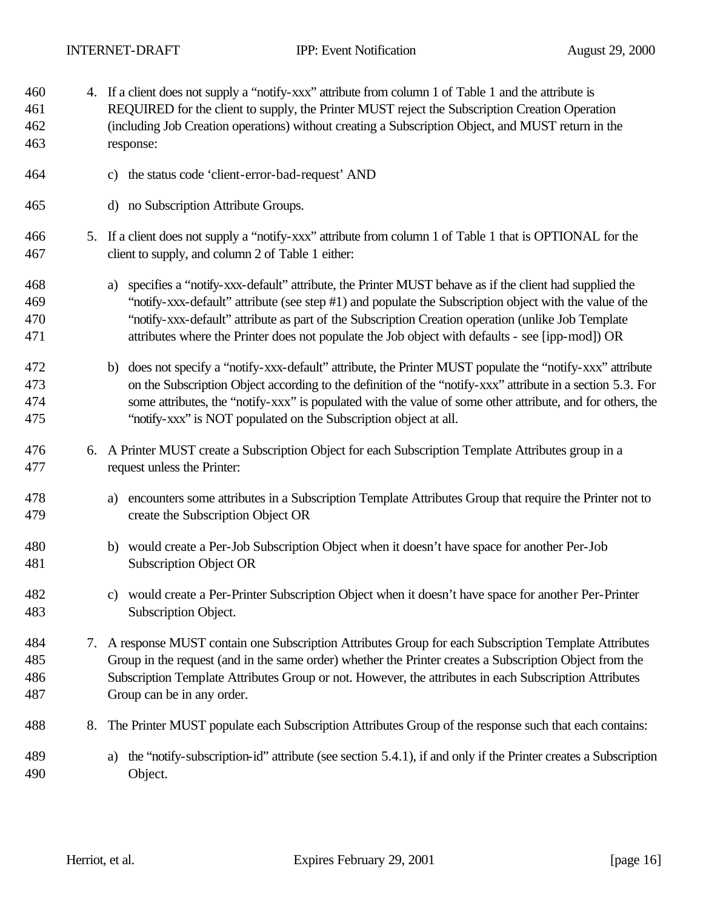4. If a client does not supply a "notify-xxx" attribute from column 1 of Table 1 and the attribute is REQUIRED for the client to supply, the Printer MUST reject the Subscription Creation Operation (including Job Creation operations) without creating a Subscription Object, and MUST return in the response:

   c) the status code 'client-error-bad-request' AND

   d) no Subscription Attribute Groups.

5. If a client does not supply a "notify-xxx" attribute from column 1 of Table 1 that is OPTIONAL for the client to supply, and column 2 of Table 1 either:

   a) specifies a "notify-xxx-default" attribute, the Printer MUST behave as if the client had supplied the "notify-xxx-default" attribute (see step #1) and populate the Subscription object with the value of the "notify-xxx-default" attribute as part of the Subscription Creation operation (unlike Job Template attributes where the Printer does not populate the Job object with defaults - see [ipp-mod]) OR

   b) does not specify a "notify-xxx-default" attribute, the Printer MUST populate the "notify-xxx" attribute on the Subscription Object according to the definition of the "notify-xxx" attribute in a section 5.3. For some attributes, the "notify-xxx" is populated with the value of some other attribute, and for others, the "notify-xxx" is NOT populated on the Subscription object at all.

6. A Printer MUST create a Subscription Object for each Subscription Template Attributes group in a request unless the Printer:

   a) encounters some attributes in a Subscription Template Attributes Group that require the Printer not to create the Subscription Object OR

   b) would create a Per-Job Subscription Object when it doesn't have space for another Per-Job Subscription Object OR

   c) would create a Per-Printer Subscription Object when it doesn't have space for another Per-Printer Subscription Object.

7. A response MUST contain one Subscription Attributes Group for each Subscription Template Attributes Group in the request (and in the same order) whether the Printer creates a Subscription Object from the Subscription Template Attributes Group or not. However, the attributes in each Subscription Attributes Group can be in any order.

8. The Printer MUST populate each Subscription Attributes Group of the response such that each contains:

   a) the "notify-subscription-id" attribute (see section 5.4.1), if and only if the Printer creates a Subscription Object.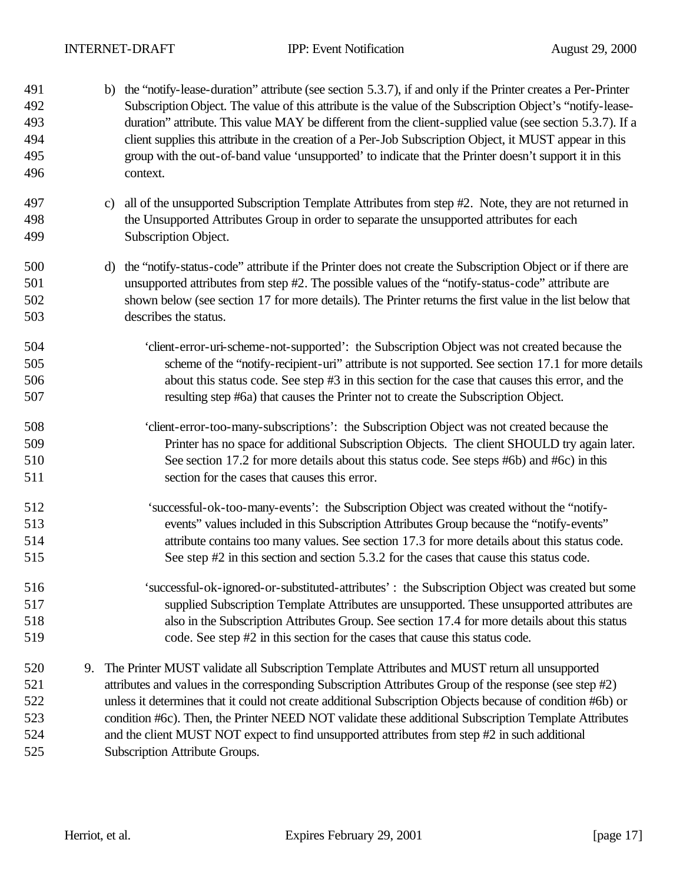b) the “notify-lease-duration” attribute (see section 5.3.7), if and only if the Printer creates a Per-Printer Subscription Object. The value of this attribute is the value of the Subscription Object’s “notify-lease-duration” attribute. This value MAY be different from the client-supplied value (see section 5.3.7). If a client supplies this attribute in the creation of a Per-Job Subscription Object, it MUST appear in this group with the out-of-band value ‘unsupported’ to indicate that the Printer doesn’t support it in this context.

c) all of the unsupported Subscription Template Attributes from step #2. Note, they are not returned in the Unsupported Attributes Group in order to separate the unsupported attributes for each Subscription Object.

d) the “notify-status-code” attribute if the Printer does not create the Subscription Object or if there are unsupported attributes from step #2. The possible values of the “notify-status-code” attribute are shown below (see section 17 for more details). The Printer returns the first value in the list below that describes the status.

‘client-error-uri-scheme-not-supported’: the Subscription Object was not created because the scheme of the “notify-recipient-uri” attribute is not supported. See section 17.1 for more details about this status code. See step #3 in this section for the case that causes this error, and the resulting step #6a) that causes the Printer not to create the Subscription Object.

‘client-error-too-many-subscriptions’: the Subscription Object was not created because the Printer has no space for additional Subscription Objects. The client SHOULD try again later. See section 17.2 for more details about this status code. See steps #6b) and #6c) in this section for the cases that causes this error.

‘successful-ok-too-many-events’: the Subscription Object was created without the “notify-events” values included in this Subscription Attributes Group because the “notify-events” attribute contains too many values. See section 17.3 for more details about this status code. See step #2 in this section and section 5.3.2 for the cases that cause this status code.

‘successful-ok-ignored-or-substituted-attributes’ : the Subscription Object was created but some supplied Subscription Template Attributes are unsupported. These unsupported attributes are also in the Subscription Attributes Group. See section 17.4 for more details about this status code. See step #2 in this section for the cases that cause this status code.

9. The Printer MUST validate all Subscription Template Attributes and MUST return all unsupported attributes and values in the corresponding Subscription Attributes Group of the response (see step #2) unless it determines that it could not create additional Subscription Objects because of condition #6b) or condition #6c). Then, the Printer NEED NOT validate these additional Subscription Template Attributes and the client MUST NOT expect to find unsupported attributes from step #2 in such additional Subscription Attribute Groups.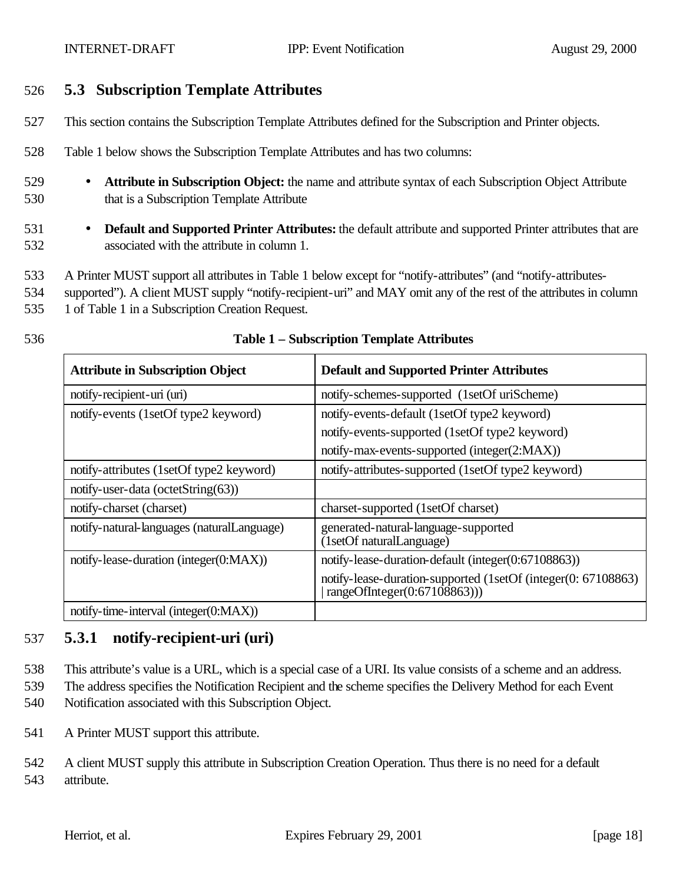## 5.3 Subscription Template Attributes

This section contains the Subscription Template Attributes defined for the Subscription and Printer objects.

Table 1 below shows the Subscription Template Attributes and has two columns:

- **Attribute in Subscription Object:** the name and attribute syntax of each Subscription Object Attribute that is a Subscription Template Attribute
- **Default and Supported Printer Attributes:** the default attribute and supported Printer attributes that are associated with the attribute in column 1.

A Printer MUST support all attributes in Table 1 below except for "notify-attributes" (and "notify-attributes-supported"). A client MUST supply "notify-recipient-uri" and MAY omit any of the rest of the attributes in column 1 of Table 1 in a Subscription Creation Request.

**Table 1 – Subscription Template Attributes**

| Attribute in Subscription Object | Default and Supported Printer Attributes |
|---|---|
| notify-recipient-uri (uri) | notify-schemes-supported (1setOf uriScheme) |
| notify-events (1setOf type2 keyword) | notify-events-default (1setOf type2 keyword)<br>notify-events-supported (1setOf type2 keyword)<br>notify-max-events-supported (integer(2:MAX)) |
| notify-attributes (1setOf type2 keyword) | notify-attributes-supported (1setOf type2 keyword) |
| notify-user-data (octetString(63)) | |
| notify-charset (charset) | charset-supported (1setOf charset) |
| notify-natural-languages (naturalLanguage) | generated-natural-language-supported (1setOf naturalLanguage) |
| notify-lease-duration (integer(0:MAX)) | notify-lease-duration-default (integer(0:67108863))<br>notify-lease-duration-supported (1setOf (integer(0: 67108863) \| rangeOfInteger(0:67108863))) |
| notify-time-interval (integer(0:MAX)) | |

### 5.3.1 notify-recipient-uri (uri)

This attribute's value is a URL, which is a special case of a URI. Its value consists of a scheme and an address. The address specifies the Notification Recipient and the scheme specifies the Delivery Method for each Event Notification associated with this Subscription Object.

A Printer MUST support this attribute.

A client MUST supply this attribute in Subscription Creation Operation. Thus there is no need for a default attribute.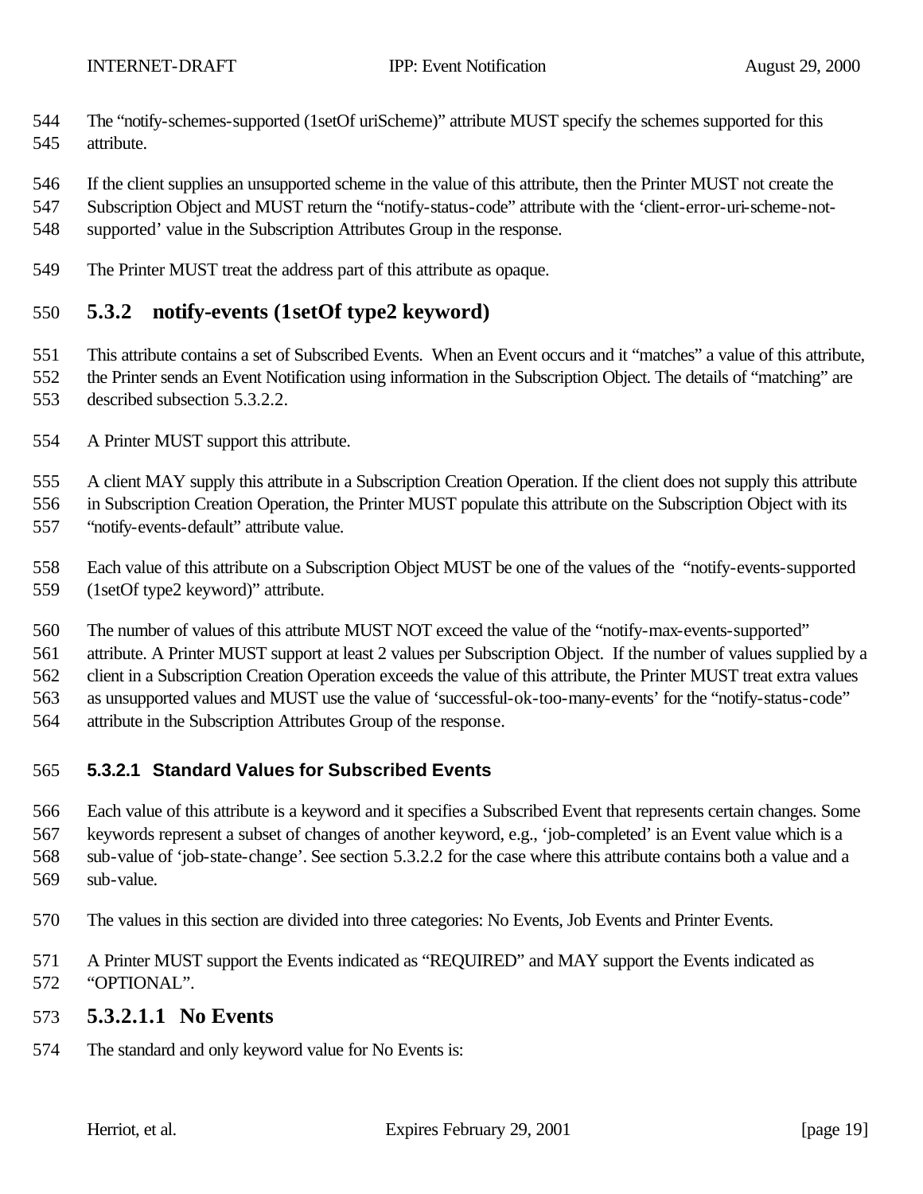The "notify-schemes-supported (1setOf uriScheme)" attribute MUST specify the schemes supported for this attribute.

If the client supplies an unsupported scheme in the value of this attribute, then the Printer MUST not create the Subscription Object and MUST return the "notify-status-code" attribute with the 'client-error-uri-scheme-not-supported' value in the Subscription Attributes Group in the response.

The Printer MUST treat the address part of this attribute as opaque.

## 5.3.2 notify-events (1setOf type2 keyword)

This attribute contains a set of Subscribed Events. When an Event occurs and it "matches" a value of this attribute, the Printer sends an Event Notification using information in the Subscription Object. The details of "matching" are described subsection 5.3.2.2.

A Printer MUST support this attribute.

A client MAY supply this attribute in a Subscription Creation Operation. If the client does not supply this attribute in Subscription Creation Operation, the Printer MUST populate this attribute on the Subscription Object with its "notify-events-default" attribute value.

Each value of this attribute on a Subscription Object MUST be one of the values of the "notify-events-supported (1setOf type2 keyword)" attribute.

The number of values of this attribute MUST NOT exceed the value of the "notify-max-events-supported" attribute. A Printer MUST support at least 2 values per Subscription Object. If the number of values supplied by a client in a Subscription Creation Operation exceeds the value of this attribute, the Printer MUST treat extra values as unsupported values and MUST use the value of 'successful-ok-too-many-events' for the "notify-status-code" attribute in the Subscription Attributes Group of the response.

### 5.3.2.1 Standard Values for Subscribed Events

Each value of this attribute is a keyword and it specifies a Subscribed Event that represents certain changes. Some keywords represent a subset of changes of another keyword, e.g., 'job-completed' is an Event value which is a sub-value of 'job-state-change'. See section 5.3.2.2 for the case where this attribute contains both a value and a sub-value.

The values in this section are divided into three categories: No Events, Job Events and Printer Events.

A Printer MUST support the Events indicated as "REQUIRED" and MAY support the Events indicated as "OPTIONAL".

#### 5.3.2.1.1 No Events

The standard and only keyword value for No Events is: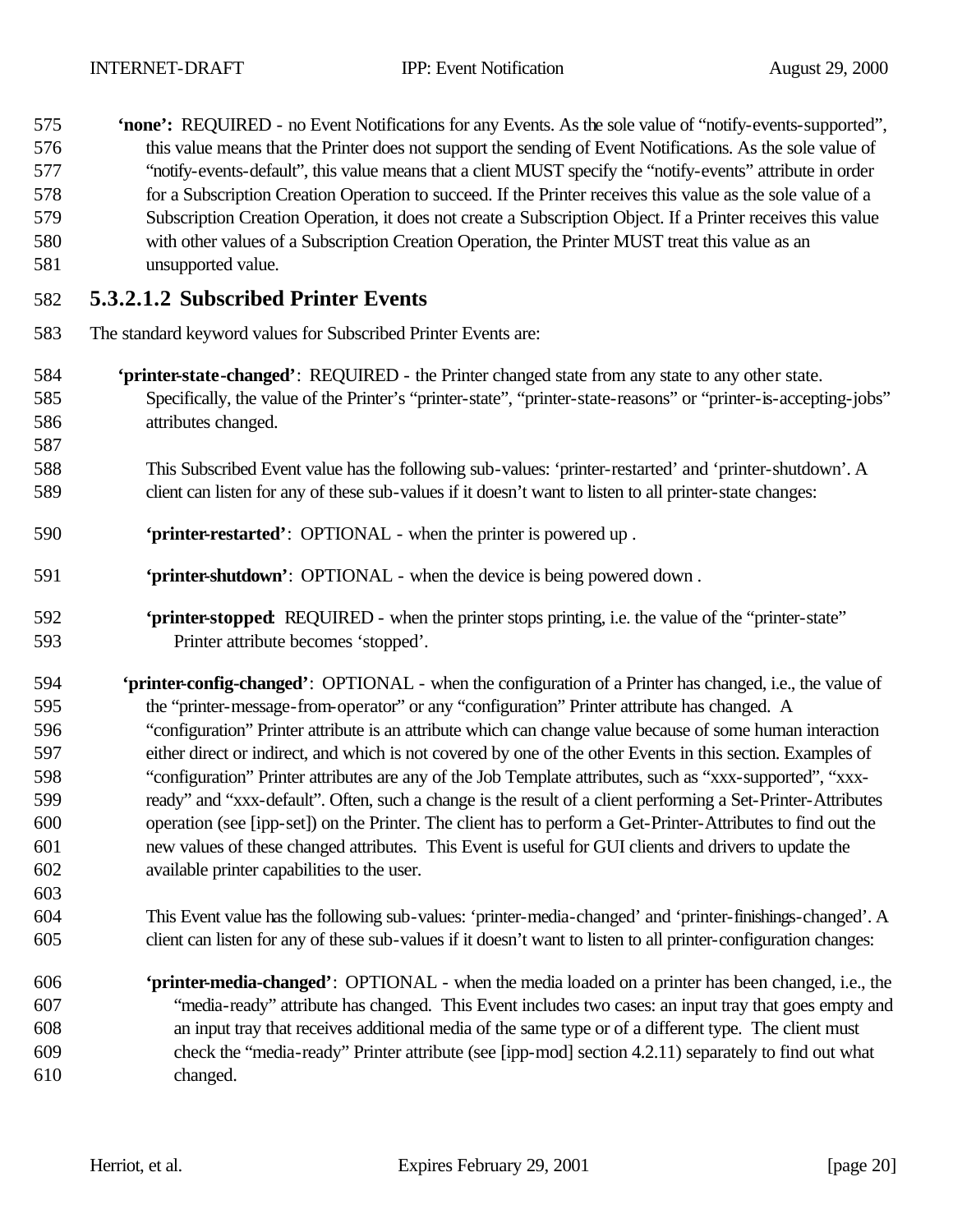**'none':** REQUIRED - no Event Notifications for any Events. As the sole value of "notify-events-supported", this value means that the Printer does not support the sending of Event Notifications. As the sole value of "notify-events-default", this value means that a client MUST specify the "notify-events" attribute in order for a Subscription Creation Operation to succeed. If the Printer receives this value as the sole value of a Subscription Creation Operation, it does not create a Subscription Object. If a Printer receives this value with other values of a Subscription Creation Operation, the Printer MUST treat this value as an unsupported value.

#### 5.3.2.1.2 Subscribed Printer Events

The standard keyword values for Subscribed Printer Events are:

**'printer-state-changed'**: REQUIRED - the Printer changed state from any state to any other state. Specifically, the value of the Printer's "printer-state", "printer-state-reasons" or "printer-is-accepting-jobs" attributes changed.

This Subscribed Event value has the following sub-values: 'printer-restarted' and 'printer-shutdown'. A client can listen for any of these sub-values if it doesn't want to listen to all printer-state changes:

**'printer-restarted'**: OPTIONAL - when the printer is powered up .

**'printer-shutdown'**: OPTIONAL - when the device is being powered down .

**'printer-stopped**: REQUIRED - when the printer stops printing, i.e. the value of the "printer-state" Printer attribute becomes 'stopped'.

**'printer-config-changed'**: OPTIONAL - when the configuration of a Printer has changed, i.e., the value of the "printer-message-from-operator" or any "configuration" Printer attribute has changed. A "configuration" Printer attribute is an attribute which can change value because of some human interaction either direct or indirect, and which is not covered by one of the other Events in this section. Examples of "configuration" Printer attributes are any of the Job Template attributes, such as "xxx-supported", "xxx-ready" and "xxx-default". Often, such a change is the result of a client performing a Set-Printer-Attributes operation (see [ipp-set]) on the Printer. The client has to perform a Get-Printer-Attributes to find out the new values of these changed attributes. This Event is useful for GUI clients and drivers to update the available printer capabilities to the user.

This Event value has the following sub-values: 'printer-media-changed' and 'printer-finishings-changed'. A client can listen for any of these sub-values if it doesn't want to listen to all printer-configuration changes:

**'printer-media-changed'**: OPTIONAL - when the media loaded on a printer has been changed, i.e., the "media-ready" attribute has changed. This Event includes two cases: an input tray that goes empty and an input tray that receives additional media of the same type or of a different type. The client must check the "media-ready" Printer attribute (see [ipp-mod] section 4.2.11) separately to find out what changed.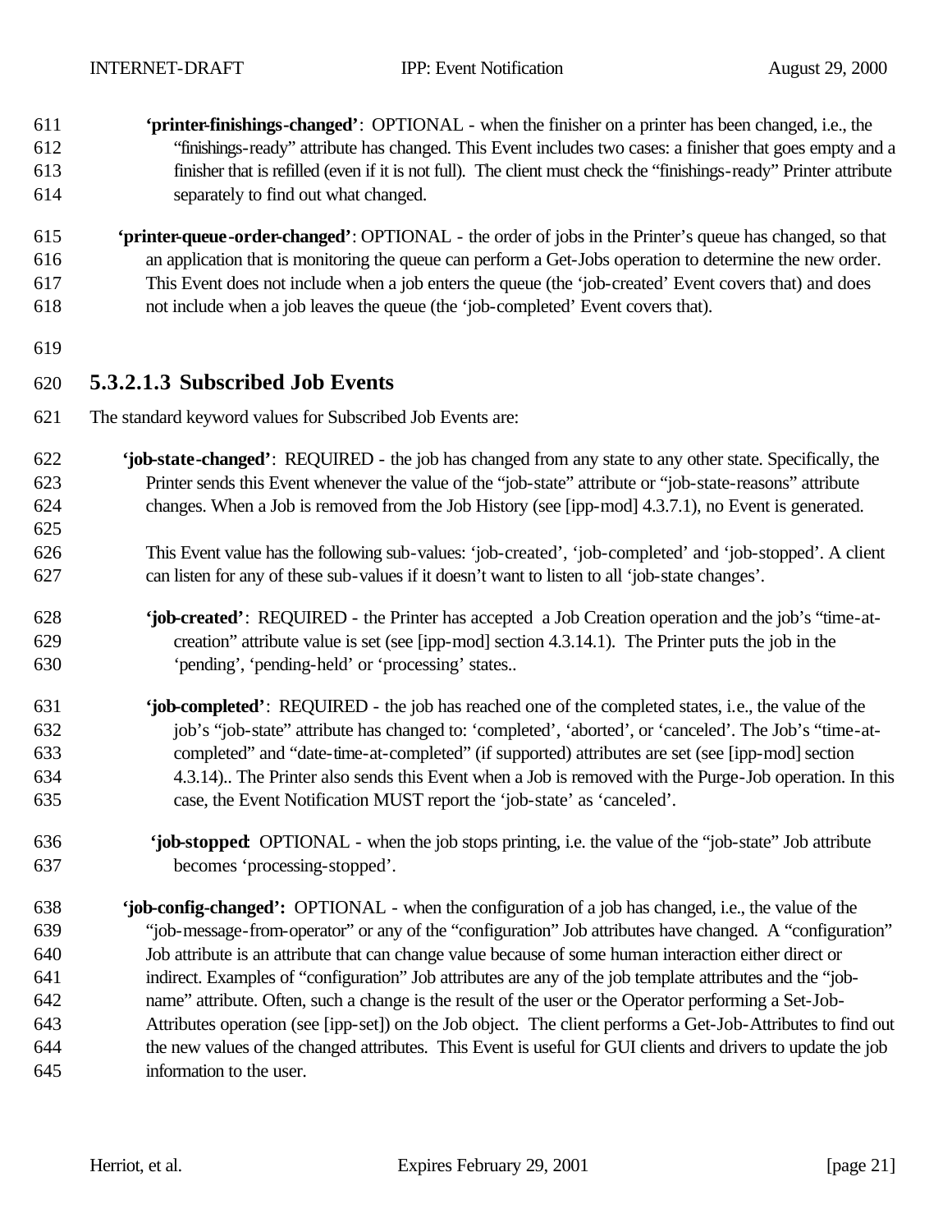**'printer-finishings-changed'**: OPTIONAL - when the finisher on a printer has been changed, i.e., the "finishings-ready" attribute has changed. This Event includes two cases: a finisher that goes empty and a finisher that is refilled (even if it is not full). The client must check the "finishings-ready" Printer attribute separately to find out what changed.

**'printer-queue-order-changed'**: OPTIONAL - the order of jobs in the Printer's queue has changed, so that an application that is monitoring the queue can perform a Get-Jobs operation to determine the new order. This Event does not include when a job enters the queue (the 'job-created' Event covers that) and does not include when a job leaves the queue (the 'job-completed' Event covers that).

### 5.3.2.1.3 Subscribed Job Events

The standard keyword values for Subscribed Job Events are:

**'job-state-changed'**: REQUIRED - the job has changed from any state to any other state. Specifically, the Printer sends this Event whenever the value of the "job-state" attribute or "job-state-reasons" attribute changes. When a Job is removed from the Job History (see [ipp-mod] 4.3.7.1), no Event is generated.

This Event value has the following sub-values: 'job-created', 'job-completed' and 'job-stopped'. A client can listen for any of these sub-values if it doesn't want to listen to all 'job-state changes'.

**'job-created'**: REQUIRED - the Printer has accepted a Job Creation operation and the job's "time-at-creation" attribute value is set (see [ipp-mod] section 4.3.14.1). The Printer puts the job in the 'pending', 'pending-held' or 'processing' states..

**'job-completed'**: REQUIRED - the job has reached one of the completed states, i.e., the value of the job's "job-state" attribute has changed to: 'completed', 'aborted', or 'canceled'. The Job's "time-at-completed" and "date-time-at-completed" (if supported) attributes are set (see [ipp-mod] section 4.3.14).. The Printer also sends this Event when a Job is removed with the Purge-Job operation. In this case, the Event Notification MUST report the 'job-state' as 'canceled'.

**'job-stopped**: OPTIONAL - when the job stops printing, i.e. the value of the "job-state" Job attribute becomes 'processing-stopped'.

**'job-config-changed':** OPTIONAL - when the configuration of a job has changed, i.e., the value of the "job-message-from-operator" or any of the "configuration" Job attributes have changed. A "configuration" Job attribute is an attribute that can change value because of some human interaction either direct or indirect. Examples of "configuration" Job attributes are any of the job template attributes and the "job-name" attribute. Often, such a change is the result of the user or the Operator performing a Set-Job-Attributes operation (see [ipp-set]) on the Job object. The client performs a Get-Job-Attributes to find out the new values of the changed attributes. This Event is useful for GUI clients and drivers to update the job information to the user.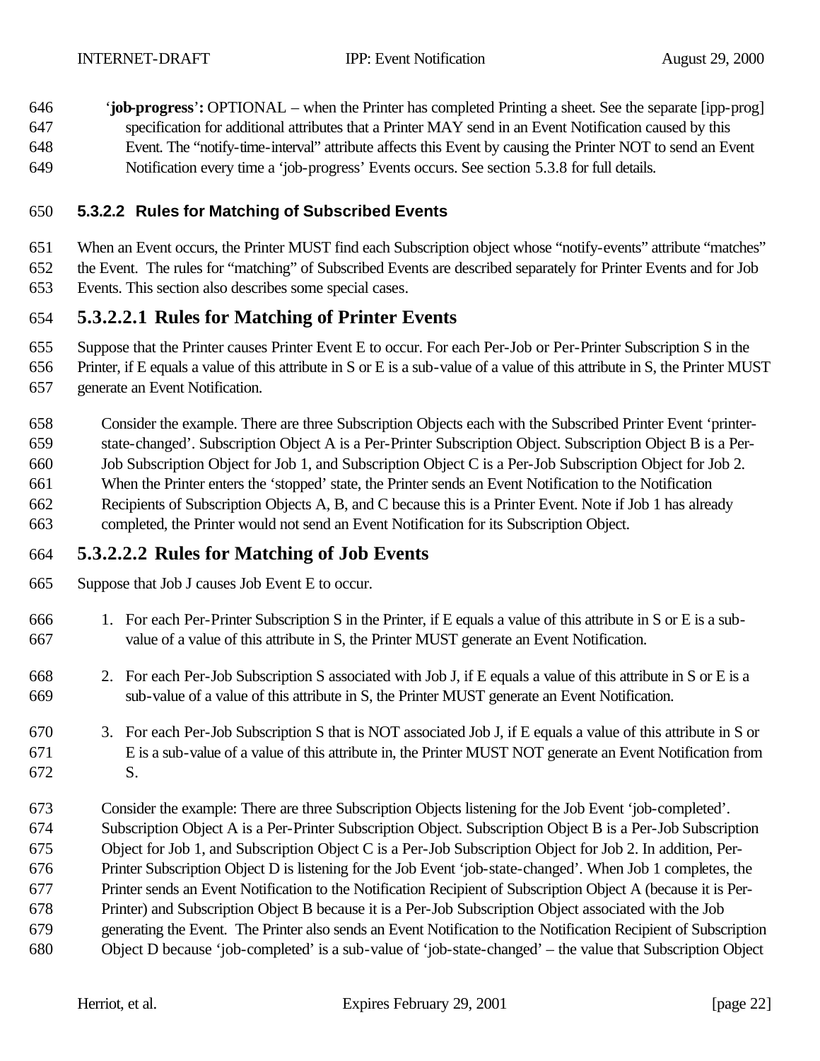‘**job-progress**’**:** OPTIONAL – when the Printer has completed Printing a sheet. See the separate [ipp-prog] specification for additional attributes that a Printer MAY send in an Event Notification caused by this Event. The “notify-time-interval” attribute affects this Event by causing the Printer NOT to send an Event Notification every time a ‘job-progress’ Events occurs. See section 5.3.8 for full details.

#### 5.3.2.2 Rules for Matching of Subscribed Events

When an Event occurs, the Printer MUST find each Subscription object whose “notify-events” attribute “matches” the Event. The rules for “matching” of Subscribed Events are described separately for Printer Events and for Job Events. This section also describes some special cases.

##### 5.3.2.2.1 Rules for Matching of Printer Events

Suppose that the Printer causes Printer Event E to occur. For each Per-Job or Per-Printer Subscription S in the Printer, if E equals a value of this attribute in S or E is a sub-value of a value of this attribute in S, the Printer MUST generate an Event Notification.

Consider the example. There are three Subscription Objects each with the Subscribed Printer Event ‘printer-state-changed’. Subscription Object A is a Per-Printer Subscription Object. Subscription Object B is a Per-Job Subscription Object for Job 1, and Subscription Object C is a Per-Job Subscription Object for Job 2. When the Printer enters the ‘stopped’ state, the Printer sends an Event Notification to the Notification Recipients of Subscription Objects A, B, and C because this is a Printer Event. Note if Job 1 has already completed, the Printer would not send an Event Notification for its Subscription Object.

##### 5.3.2.2.2 Rules for Matching of Job Events

Suppose that Job J causes Job Event E to occur.

1. For each Per-Printer Subscription S in the Printer, if E equals a value of this attribute in S or E is a sub-value of a value of this attribute in S, the Printer MUST generate an Event Notification.

2. For each Per-Job Subscription S associated with Job J, if E equals a value of this attribute in S or E is a sub-value of a value of this attribute in S, the Printer MUST generate an Event Notification.

3. For each Per-Job Subscription S that is NOT associated Job J, if E equals a value of this attribute in S or E is a sub-value of a value of this attribute in, the Printer MUST NOT generate an Event Notification from S.

Consider the example: There are three Subscription Objects listening for the Job Event ‘job-completed’. Subscription Object A is a Per-Printer Subscription Object. Subscription Object B is a Per-Job Subscription Object for Job 1, and Subscription Object C is a Per-Job Subscription Object for Job 2. In addition, Per-Printer Subscription Object D is listening for the Job Event ‘job-state-changed’. When Job 1 completes, the Printer sends an Event Notification to the Notification Recipient of Subscription Object A (because it is Per-Printer) and Subscription Object B because it is a Per-Job Subscription Object associated with the Job generating the Event. The Printer also sends an Event Notification to the Notification Recipient of Subscription Object D because ‘job-completed’ is a sub-value of ‘job-state-changed’ – the value that Subscription Object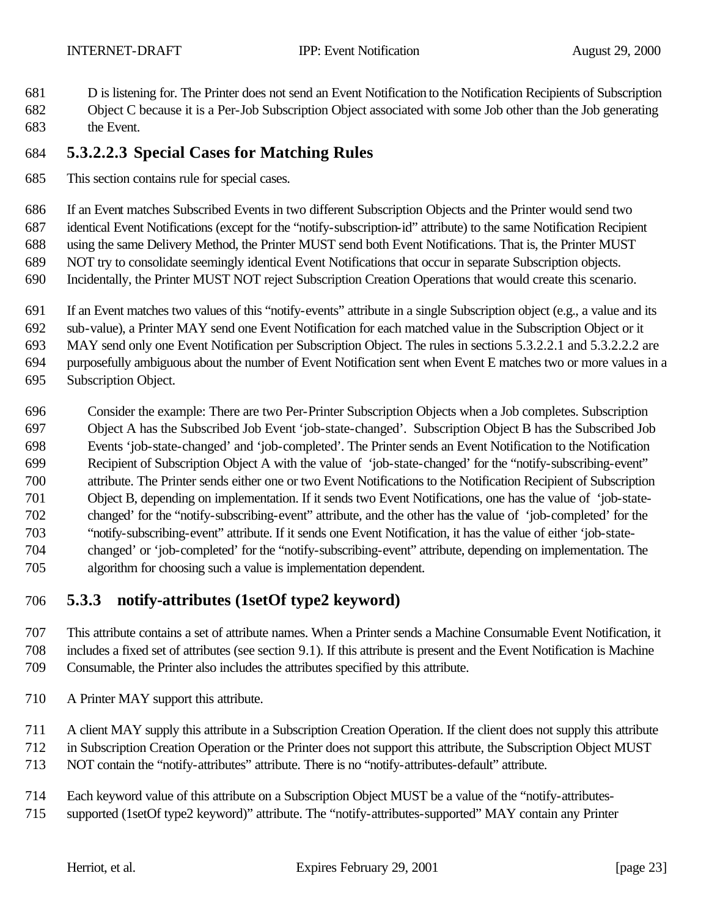D is listening for. The Printer does not send an Event Notification to the Notification Recipients of Subscription Object C because it is a Per-Job Subscription Object associated with some Job other than the Job generating the Event.

#### 5.3.2.2.3 Special Cases for Matching Rules

This section contains rule for special cases.

If an Event matches Subscribed Events in two different Subscription Objects and the Printer would send two identical Event Notifications (except for the "notify-subscription-id" attribute) to the same Notification Recipient using the same Delivery Method, the Printer MUST send both Event Notifications. That is, the Printer MUST NOT try to consolidate seemingly identical Event Notifications that occur in separate Subscription objects. Incidentally, the Printer MUST NOT reject Subscription Creation Operations that would create this scenario.

If an Event matches two values of this "notify-events" attribute in a single Subscription object (e.g., a value and its sub-value), a Printer MAY send one Event Notification for each matched value in the Subscription Object or it MAY send only one Event Notification per Subscription Object. The rules in sections 5.3.2.2.1 and 5.3.2.2.2 are purposefully ambiguous about the number of Event Notification sent when Event E matches two or more values in a Subscription Object.

> Consider the example: There are two Per-Printer Subscription Objects when a Job completes. Subscription Object A has the Subscribed Job Event 'job-state-changed'. Subscription Object B has the Subscribed Job Events 'job-state-changed' and 'job-completed'. The Printer sends an Event Notification to the Notification Recipient of Subscription Object A with the value of 'job-state-changed' for the "notify-subscribing-event" attribute. The Printer sends either one or two Event Notifications to the Notification Recipient of Subscription Object B, depending on implementation. If it sends two Event Notifications, one has the value of 'job-state-changed' for the "notify-subscribing-event" attribute, and the other has the value of 'job-completed' for the "notify-subscribing-event" attribute. If it sends one Event Notification, it has the value of either 'job-state-changed' or 'job-completed' for the "notify-subscribing-event" attribute, depending on implementation. The algorithm for choosing such a value is implementation dependent.

### 5.3.3 notify-attributes (1setOf type2 keyword)

This attribute contains a set of attribute names. When a Printer sends a Machine Consumable Event Notification, it includes a fixed set of attributes (see section 9.1). If this attribute is present and the Event Notification is Machine Consumable, the Printer also includes the attributes specified by this attribute.

A Printer MAY support this attribute.

A client MAY supply this attribute in a Subscription Creation Operation. If the client does not supply this attribute in Subscription Creation Operation or the Printer does not support this attribute, the Subscription Object MUST NOT contain the "notify-attributes" attribute. There is no "notify-attributes-default" attribute.

Each keyword value of this attribute on a Subscription Object MUST be a value of the "notify-attributes-supported (1setOf type2 keyword)" attribute. The "notify-attributes-supported" MAY contain any Printer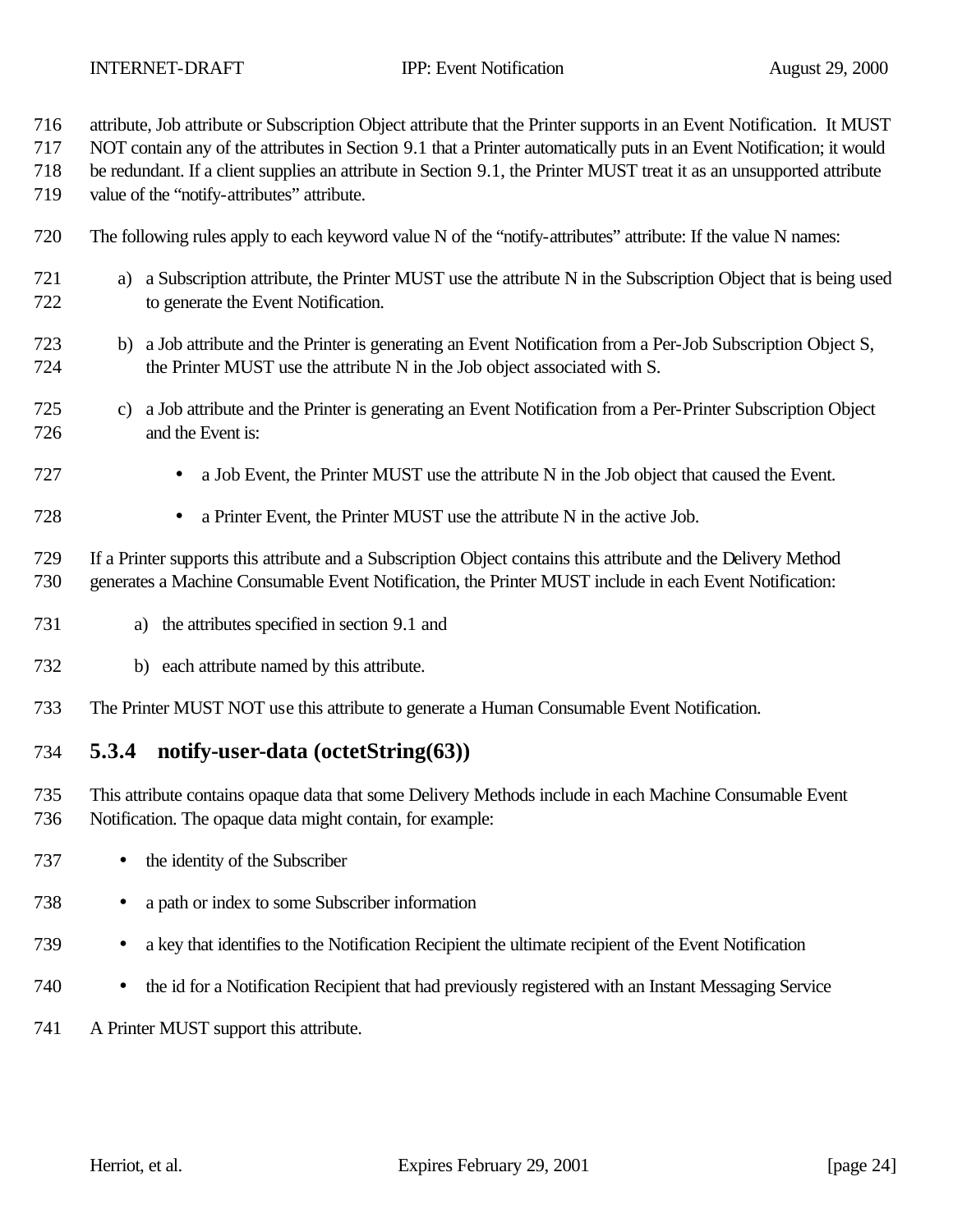attribute, Job attribute or Subscription Object attribute that the Printer supports in an Event Notification. It MUST NOT contain any of the attributes in Section 9.1 that a Printer automatically puts in an Event Notification; it would be redundant. If a client supplies an attribute in Section 9.1, the Printer MUST treat it as an unsupported attribute value of the "notify-attributes" attribute.

The following rules apply to each keyword value N of the "notify-attributes" attribute: If the value N names:

a) a Subscription attribute, the Printer MUST use the attribute N in the Subscription Object that is being used to generate the Event Notification.

b) a Job attribute and the Printer is generating an Event Notification from a Per-Job Subscription Object S, the Printer MUST use the attribute N in the Job object associated with S.

c) a Job attribute and the Printer is generating an Event Notification from a Per-Printer Subscription Object and the Event is:

    - a Job Event, the Printer MUST use the attribute N in the Job object that caused the Event.
    - a Printer Event, the Printer MUST use the attribute N in the active Job.

If a Printer supports this attribute and a Subscription Object contains this attribute and the Delivery Method generates a Machine Consumable Event Notification, the Printer MUST include in each Event Notification:

a) the attributes specified in section 9.1 and

b) each attribute named by this attribute.

The Printer MUST NOT use this attribute to generate a Human Consumable Event Notification.

### 5.3.4 notify-user-data (octetString(63))

This attribute contains opaque data that some Delivery Methods include in each Machine Consumable Event Notification. The opaque data might contain, for example:

- the identity of the Subscriber
- a path or index to some Subscriber information
- a key that identifies to the Notification Recipient the ultimate recipient of the Event Notification
- the id for a Notification Recipient that had previously registered with an Instant Messaging Service

A Printer MUST support this attribute.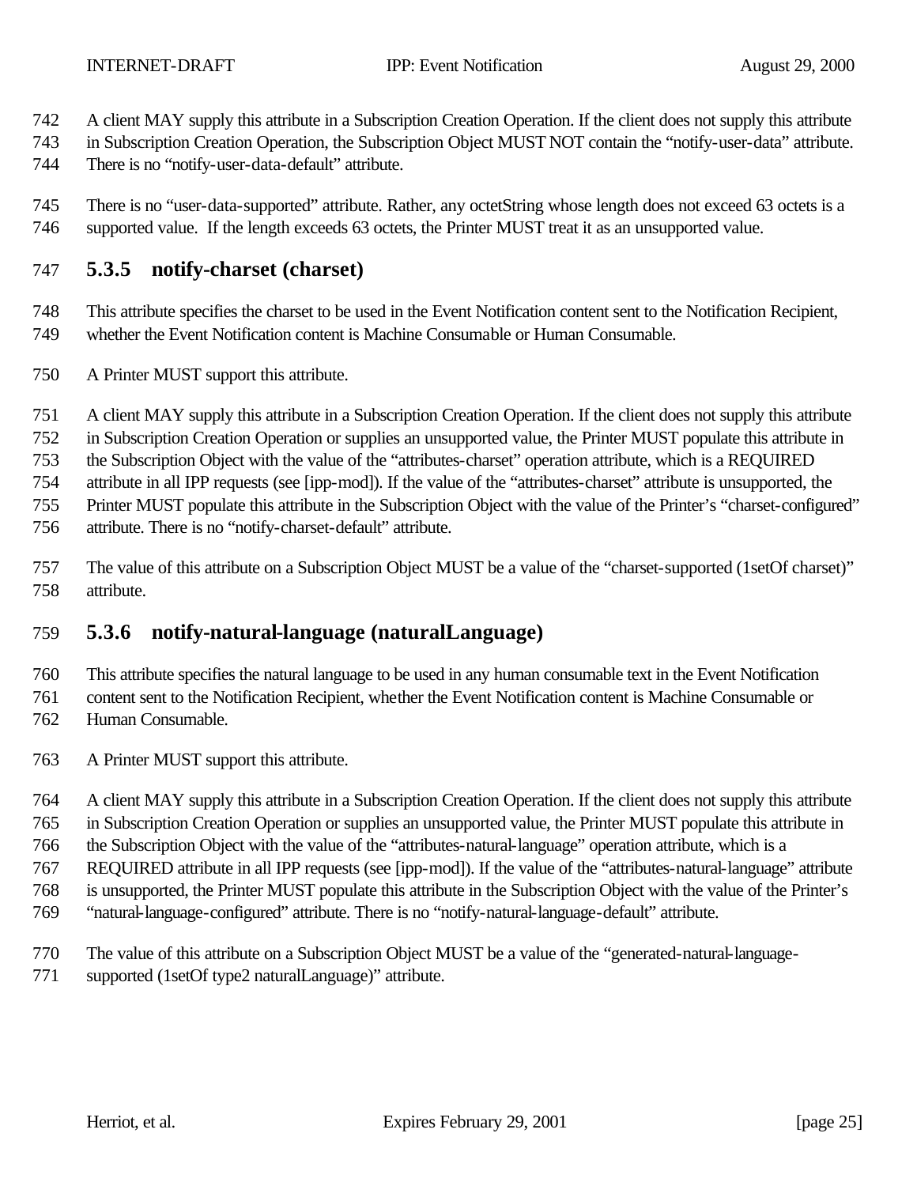A client MAY supply this attribute in a Subscription Creation Operation. If the client does not supply this attribute in Subscription Creation Operation, the Subscription Object MUST NOT contain the "notify-user-data" attribute. There is no "notify-user-data-default" attribute.

There is no "user-data-supported" attribute. Rather, any octetString whose length does not exceed 63 octets is a supported value. If the length exceeds 63 octets, the Printer MUST treat it as an unsupported value.

### 5.3.5 notify-charset (charset)

This attribute specifies the charset to be used in the Event Notification content sent to the Notification Recipient, whether the Event Notification content is Machine Consumable or Human Consumable.

A Printer MUST support this attribute.

A client MAY supply this attribute in a Subscription Creation Operation. If the client does not supply this attribute in Subscription Creation Operation or supplies an unsupported value, the Printer MUST populate this attribute in the Subscription Object with the value of the "attributes-charset" operation attribute, which is a REQUIRED attribute in all IPP requests (see [ipp-mod]). If the value of the "attributes-charset" attribute is unsupported, the Printer MUST populate this attribute in the Subscription Object with the value of the Printer's "charset-configured" attribute. There is no "notify-charset-default" attribute.

The value of this attribute on a Subscription Object MUST be a value of the "charset-supported (1setOf charset)" attribute.

### 5.3.6 notify-natural-language (naturalLanguage)

This attribute specifies the natural language to be used in any human consumable text in the Event Notification content sent to the Notification Recipient, whether the Event Notification content is Machine Consumable or Human Consumable.

A Printer MUST support this attribute.

A client MAY supply this attribute in a Subscription Creation Operation. If the client does not supply this attribute in Subscription Creation Operation or supplies an unsupported value, the Printer MUST populate this attribute in the Subscription Object with the value of the "attributes-natural-language" operation attribute, which is a REQUIRED attribute in all IPP requests (see [ipp-mod]). If the value of the "attributes-natural-language" attribute is unsupported, the Printer MUST populate this attribute in the Subscription Object with the value of the Printer's "natural-language-configured" attribute. There is no "notify-natural-language-default" attribute.

The value of this attribute on a Subscription Object MUST be a value of the "generated-natural-language-supported (1setOf type2 naturalLanguage)" attribute.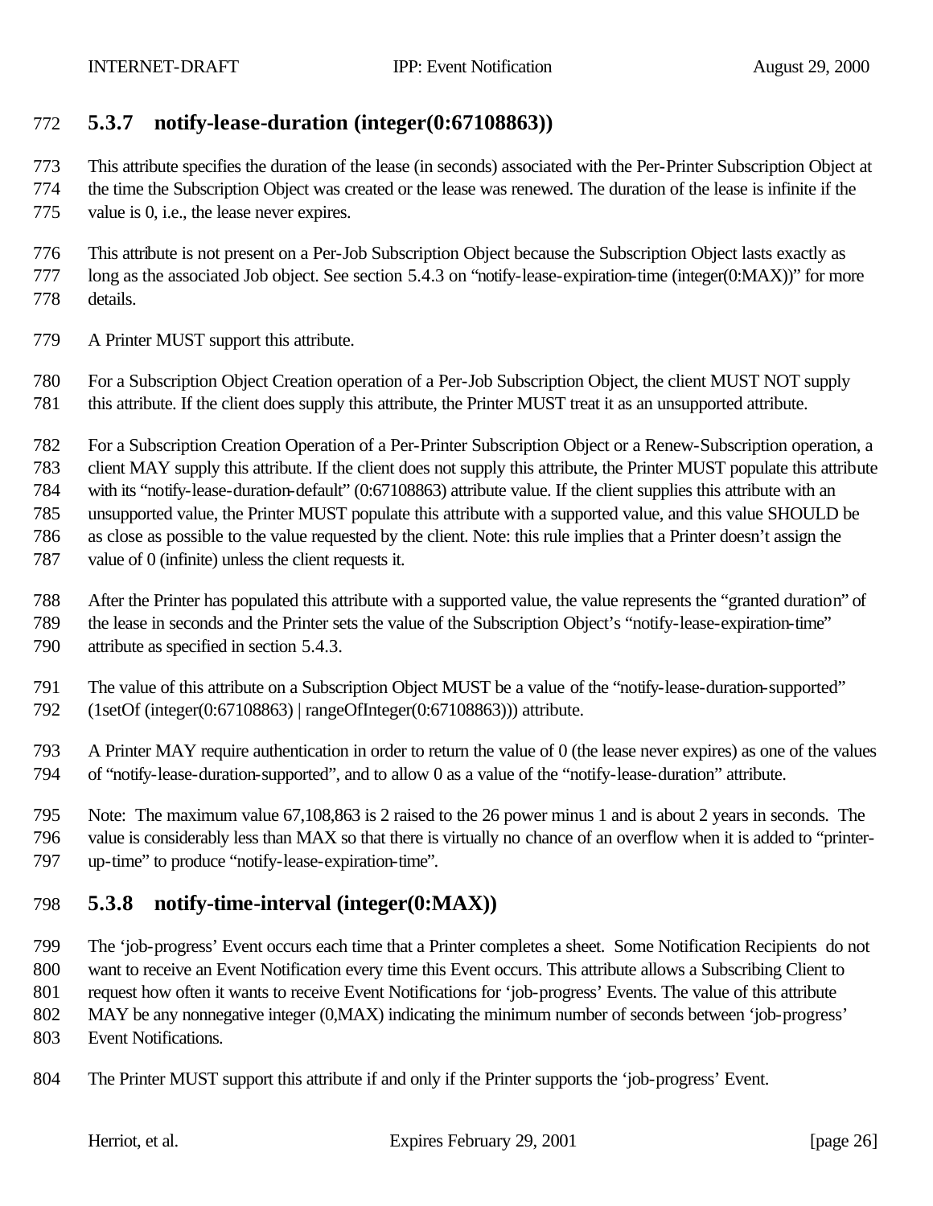### 5.3.7 notify-lease-duration (integer(0:67108863))

This attribute specifies the duration of the lease (in seconds) associated with the Per-Printer Subscription Object at the time the Subscription Object was created or the lease was renewed. The duration of the lease is infinite if the value is 0, i.e., the lease never expires.

This attribute is not present on a Per-Job Subscription Object because the Subscription Object lasts exactly as long as the associated Job object. See section 5.4.3 on "notify-lease-expiration-time (integer(0:MAX))" for more details.

A Printer MUST support this attribute.

For a Subscription Object Creation operation of a Per-Job Subscription Object, the client MUST NOT supply this attribute. If the client does supply this attribute, the Printer MUST treat it as an unsupported attribute.

For a Subscription Creation Operation of a Per-Printer Subscription Object or a Renew-Subscription operation, a client MAY supply this attribute. If the client does not supply this attribute, the Printer MUST populate this attribute with its "notify-lease-duration-default" (0:67108863) attribute value. If the client supplies this attribute with an unsupported value, the Printer MUST populate this attribute with a supported value, and this value SHOULD be as close as possible to the value requested by the client. Note: this rule implies that a Printer doesn't assign the value of 0 (infinite) unless the client requests it.

After the Printer has populated this attribute with a supported value, the value represents the "granted duration" of the lease in seconds and the Printer sets the value of the Subscription Object's "notify-lease-expiration-time" attribute as specified in section 5.4.3.

The value of this attribute on a Subscription Object MUST be a value of the "notify-lease-duration-supported" (1setOf (integer(0:67108863) | rangeOfInteger(0:67108863))) attribute.

A Printer MAY require authentication in order to return the value of 0 (the lease never expires) as one of the values of "notify-lease-duration-supported", and to allow 0 as a value of the "notify-lease-duration" attribute.

Note: The maximum value 67,108,863 is 2 raised to the 26 power minus 1 and is about 2 years in seconds. The value is considerably less than MAX so that there is virtually no chance of an overflow when it is added to "printer-up-time" to produce "notify-lease-expiration-time".

### 5.3.8 notify-time-interval (integer(0:MAX))

The 'job-progress' Event occurs each time that a Printer completes a sheet. Some Notification Recipients do not want to receive an Event Notification every time this Event occurs. This attribute allows a Subscribing Client to request how often it wants to receive Event Notifications for 'job-progress' Events. The value of this attribute MAY be any nonnegative integer (0,MAX) indicating the minimum number of seconds between 'job-progress' Event Notifications.

The Printer MUST support this attribute if and only if the Printer supports the 'job-progress' Event.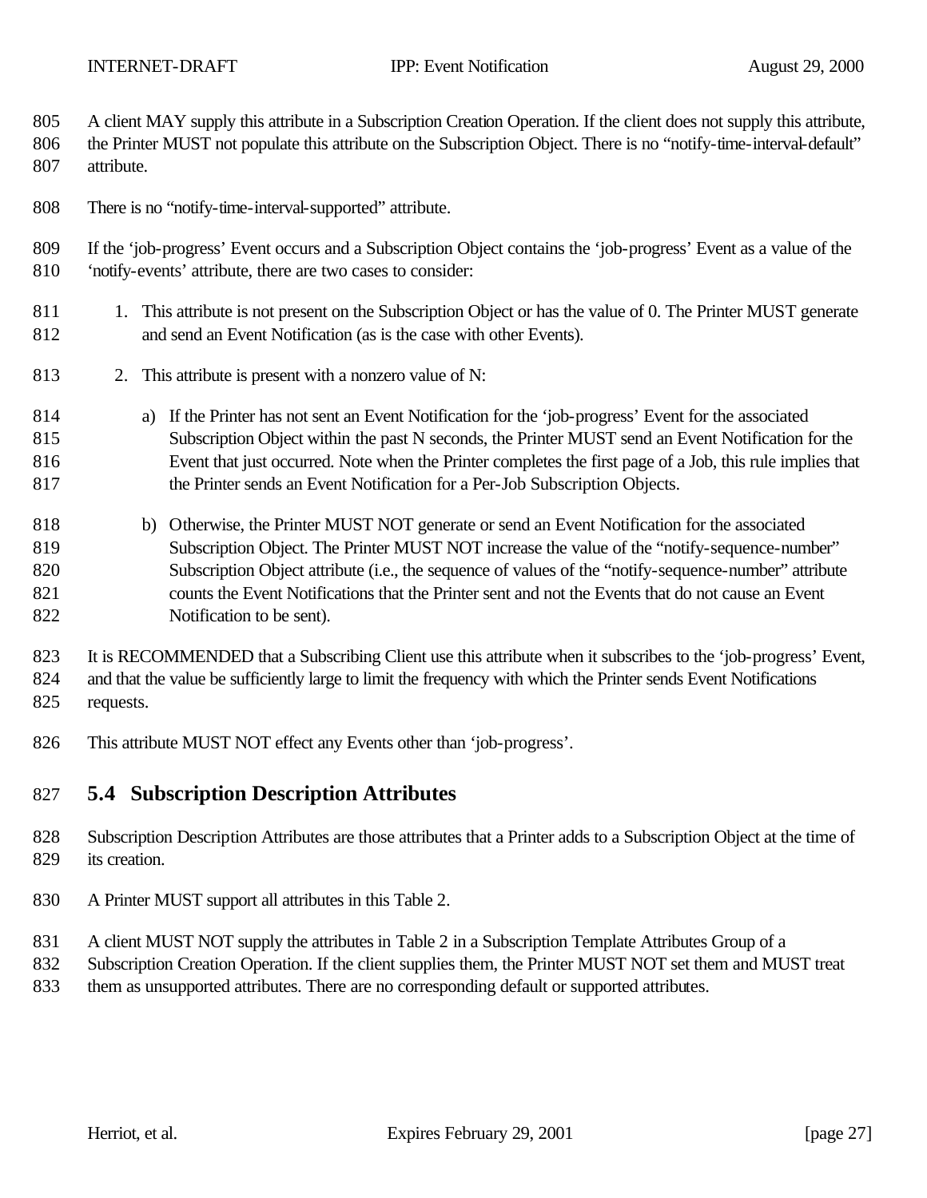A client MAY supply this attribute in a Subscription Creation Operation. If the client does not supply this attribute, the Printer MUST not populate this attribute on the Subscription Object. There is no "notify-time-interval-default" attribute.

There is no "notify-time-interval-supported" attribute.

If the 'job-progress' Event occurs and a Subscription Object contains the 'job-progress' Event as a value of the 'notify-events' attribute, there are two cases to consider:

1. This attribute is not present on the Subscription Object or has the value of 0. The Printer MUST generate and send an Event Notification (as is the case with other Events).

2. This attribute is present with a nonzero value of N:

   a) If the Printer has not sent an Event Notification for the 'job-progress' Event for the associated Subscription Object within the past N seconds, the Printer MUST send an Event Notification for the Event that just occurred. Note when the Printer completes the first page of a Job, this rule implies that the Printer sends an Event Notification for a Per-Job Subscription Objects.

   b) Otherwise, the Printer MUST NOT generate or send an Event Notification for the associated Subscription Object. The Printer MUST NOT increase the value of the "notify-sequence-number" Subscription Object attribute (i.e., the sequence of values of the "notify-sequence-number" attribute counts the Event Notifications that the Printer sent and not the Events that do not cause an Event Notification to be sent).

It is RECOMMENDED that a Subscribing Client use this attribute when it subscribes to the 'job-progress' Event, and that the value be sufficiently large to limit the frequency with which the Printer sends Event Notifications requests.

This attribute MUST NOT effect any Events other than 'job-progress'.

## 5.4 Subscription Description Attributes

Subscription Description Attributes are those attributes that a Printer adds to a Subscription Object at the time of its creation.

A Printer MUST support all attributes in this Table 2.

A client MUST NOT supply the attributes in Table 2 in a Subscription Template Attributes Group of a Subscription Creation Operation. If the client supplies them, the Printer MUST NOT set them and MUST treat them as unsupported attributes. There are no corresponding default or supported attributes.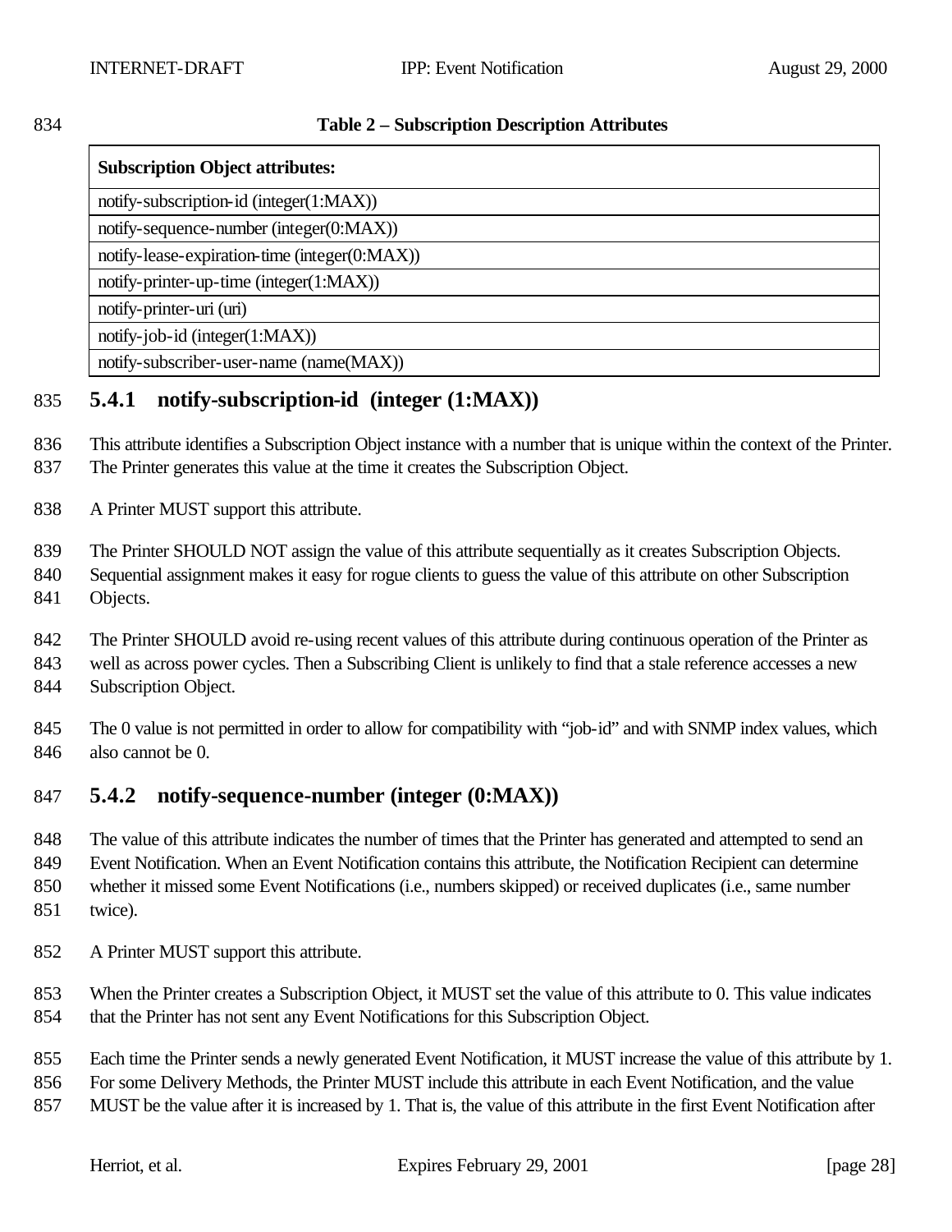**Table 2 – Subscription Description Attributes**

| Subscription Object attributes: |
| --- |
| notify-subscription-id (integer(1:MAX)) |
| notify-sequence-number (integer(0:MAX)) |
| notify-lease-expiration-time (integer(0:MAX)) |
| notify-printer-up-time (integer(1:MAX)) |
| notify-printer-uri (uri) |
| notify-job-id (integer(1:MAX)) |
| notify-subscriber-user-name (name(MAX)) |

### 5.4.1 notify-subscription-id (integer (1:MAX))

This attribute identifies a Subscription Object instance with a number that is unique within the context of the Printer. The Printer generates this value at the time it creates the Subscription Object.

A Printer MUST support this attribute.

The Printer SHOULD NOT assign the value of this attribute sequentially as it creates Subscription Objects. Sequential assignment makes it easy for rogue clients to guess the value of this attribute on other Subscription Objects.

The Printer SHOULD avoid re-using recent values of this attribute during continuous operation of the Printer as well as across power cycles. Then a Subscribing Client is unlikely to find that a stale reference accesses a new Subscription Object.

The 0 value is not permitted in order to allow for compatibility with "job-id" and with SNMP index values, which also cannot be 0.

### 5.4.2 notify-sequence-number (integer (0:MAX))

The value of this attribute indicates the number of times that the Printer has generated and attempted to send an Event Notification. When an Event Notification contains this attribute, the Notification Recipient can determine whether it missed some Event Notifications (i.e., numbers skipped) or received duplicates (i.e., same number twice).

A Printer MUST support this attribute.

When the Printer creates a Subscription Object, it MUST set the value of this attribute to 0. This value indicates that the Printer has not sent any Event Notifications for this Subscription Object.

Each time the Printer sends a newly generated Event Notification, it MUST increase the value of this attribute by 1. For some Delivery Methods, the Printer MUST include this attribute in each Event Notification, and the value MUST be the value after it is increased by 1. That is, the value of this attribute in the first Event Notification after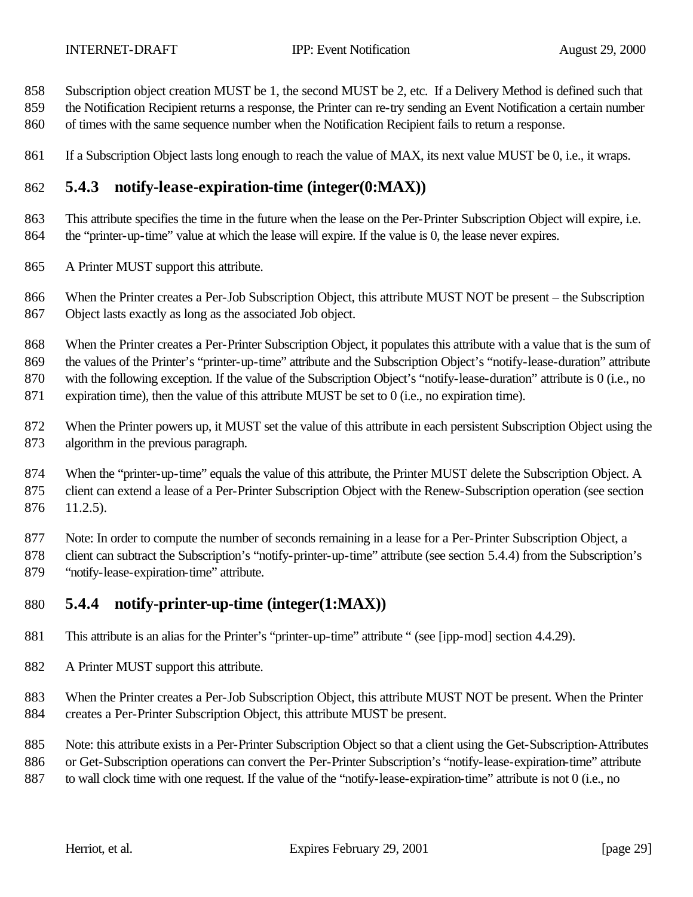Subscription object creation MUST be 1, the second MUST be 2, etc. If a Delivery Method is defined such that the Notification Recipient returns a response, the Printer can re-try sending an Event Notification a certain number of times with the same sequence number when the Notification Recipient fails to return a response.

If a Subscription Object lasts long enough to reach the value of MAX, its next value MUST be 0, i.e., it wraps.

### 5.4.3 notify-lease-expiration-time (integer(0:MAX))

This attribute specifies the time in the future when the lease on the Per-Printer Subscription Object will expire, i.e. the "printer-up-time" value at which the lease will expire. If the value is 0, the lease never expires.

A Printer MUST support this attribute.

When the Printer creates a Per-Job Subscription Object, this attribute MUST NOT be present – the Subscription Object lasts exactly as long as the associated Job object.

When the Printer creates a Per-Printer Subscription Object, it populates this attribute with a value that is the sum of the values of the Printer's "printer-up-time" attribute and the Subscription Object's "notify-lease-duration" attribute with the following exception. If the value of the Subscription Object's "notify-lease-duration" attribute is 0 (i.e., no expiration time), then the value of this attribute MUST be set to 0 (i.e., no expiration time).

When the Printer powers up, it MUST set the value of this attribute in each persistent Subscription Object using the algorithm in the previous paragraph.

When the "printer-up-time" equals the value of this attribute, the Printer MUST delete the Subscription Object. A client can extend a lease of a Per-Printer Subscription Object with the Renew-Subscription operation (see section 11.2.5).

Note: In order to compute the number of seconds remaining in a lease for a Per-Printer Subscription Object, a client can subtract the Subscription's "notify-printer-up-time" attribute (see section 5.4.4) from the Subscription's "notify-lease-expiration-time" attribute.

### 5.4.4 notify-printer-up-time (integer(1:MAX))

This attribute is an alias for the Printer's "printer-up-time" attribute " (see [ipp-mod] section 4.4.29).

A Printer MUST support this attribute.

When the Printer creates a Per-Job Subscription Object, this attribute MUST NOT be present. When the Printer creates a Per-Printer Subscription Object, this attribute MUST be present.

Note: this attribute exists in a Per-Printer Subscription Object so that a client using the Get-Subscription-Attributes or Get-Subscription operations can convert the Per-Printer Subscription's "notify-lease-expiration-time" attribute to wall clock time with one request. If the value of the "notify-lease-expiration-time" attribute is not 0 (i.e., no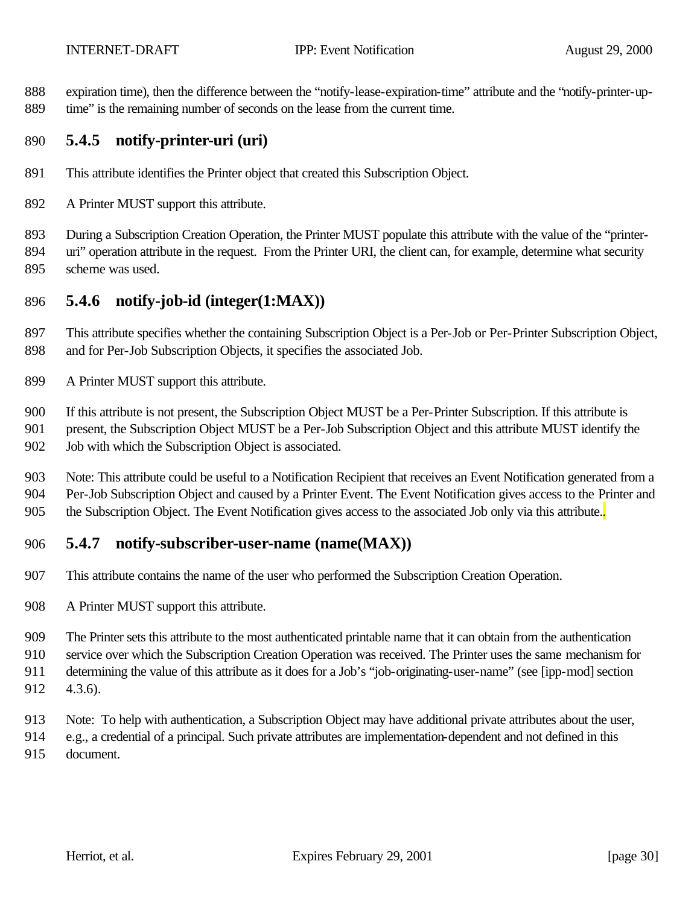expiration time), then the difference between the "notify-lease-expiration-time" attribute and the "notify-printer-up-time" is the remaining number of seconds on the lease from the current time.

### 5.4.5 notify-printer-uri (uri)

This attribute identifies the Printer object that created this Subscription Object.

A Printer MUST support this attribute.

During a Subscription Creation Operation, the Printer MUST populate this attribute with the value of the "printer-uri" operation attribute in the request. From the Printer URI, the client can, for example, determine what security scheme was used.

### 5.4.6 notify-job-id (integer(1:MAX))

This attribute specifies whether the containing Subscription Object is a Per-Job or Per-Printer Subscription Object, and for Per-Job Subscription Objects, it specifies the associated Job.

A Printer MUST support this attribute.

If this attribute is not present, the Subscription Object MUST be a Per-Printer Subscription. If this attribute is present, the Subscription Object MUST be a Per-Job Subscription Object and this attribute MUST identify the Job with which the Subscription Object is associated.

Note: This attribute could be useful to a Notification Recipient that receives an Event Notification generated from a Per-Job Subscription Object and caused by a Printer Event. The Event Notification gives access to the Printer and the Subscription Object. The Event Notification gives access to the associated Job only via this attribute..

### 5.4.7 notify-subscriber-user-name (name(MAX))

This attribute contains the name of the user who performed the Subscription Creation Operation.

A Printer MUST support this attribute.

The Printer sets this attribute to the most authenticated printable name that it can obtain from the authentication service over which the Subscription Creation Operation was received. The Printer uses the same mechanism for determining the value of this attribute as it does for a Job's "job-originating-user-name" (see [ipp-mod] section 4.3.6).

Note: To help with authentication, a Subscription Object may have additional private attributes about the user, e.g., a credential of a principal. Such private attributes are implementation-dependent and not defined in this document.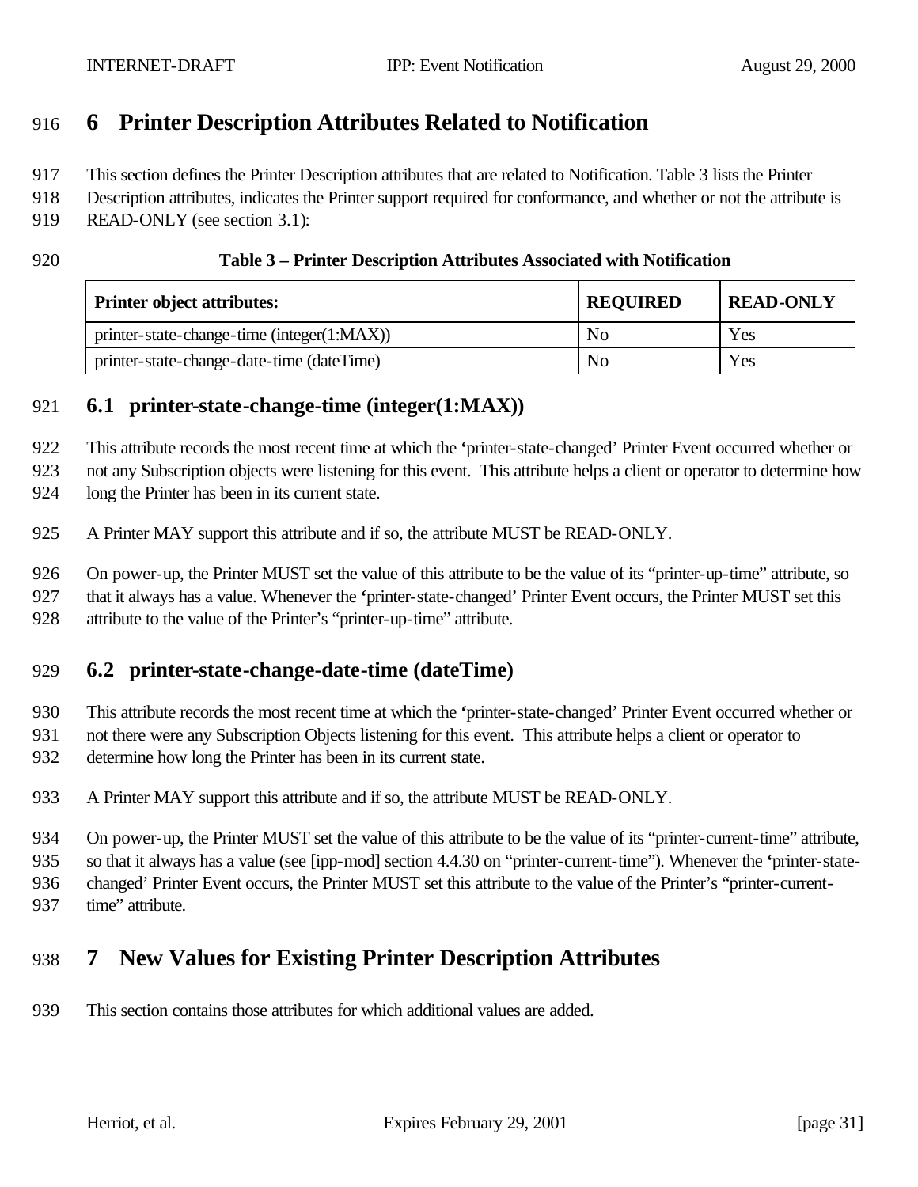# 6 Printer Description Attributes Related to Notification

This section defines the Printer Description attributes that are related to Notification. Table 3 lists the Printer Description attributes, indicates the Printer support required for conformance, and whether or not the attribute is READ-ONLY (see section 3.1):

**Table 3 – Printer Description Attributes Associated with Notification**

| Printer object attributes: | REQUIRED | READ-ONLY |
|---|---|---|
| printer-state-change-time (integer(1:MAX)) | No | Yes |
| printer-state-change-date-time (dateTime) | No | Yes |

## 6.1 printer-state-change-time (integer(1:MAX))

This attribute records the most recent time at which the 'printer-state-changed' Printer Event occurred whether or not any Subscription objects were listening for this event. This attribute helps a client or operator to determine how long the Printer has been in its current state.

A Printer MAY support this attribute and if so, the attribute MUST be READ-ONLY.

On power-up, the Printer MUST set the value of this attribute to be the value of its "printer-up-time" attribute, so that it always has a value. Whenever the 'printer-state-changed' Printer Event occurs, the Printer MUST set this attribute to the value of the Printer's "printer-up-time" attribute.

## 6.2 printer-state-change-date-time (dateTime)

This attribute records the most recent time at which the 'printer-state-changed' Printer Event occurred whether or not there were any Subscription Objects listening for this event. This attribute helps a client or operator to determine how long the Printer has been in its current state.

A Printer MAY support this attribute and if so, the attribute MUST be READ-ONLY.

On power-up, the Printer MUST set the value of this attribute to be the value of its "printer-current-time" attribute, so that it always has a value (see [ipp-mod] section 4.4.30 on "printer-current-time"). Whenever the 'printer-state-changed' Printer Event occurs, the Printer MUST set this attribute to the value of the Printer's "printer-current-time" attribute.

# 7 New Values for Existing Printer Description Attributes

This section contains those attributes for which additional values are added.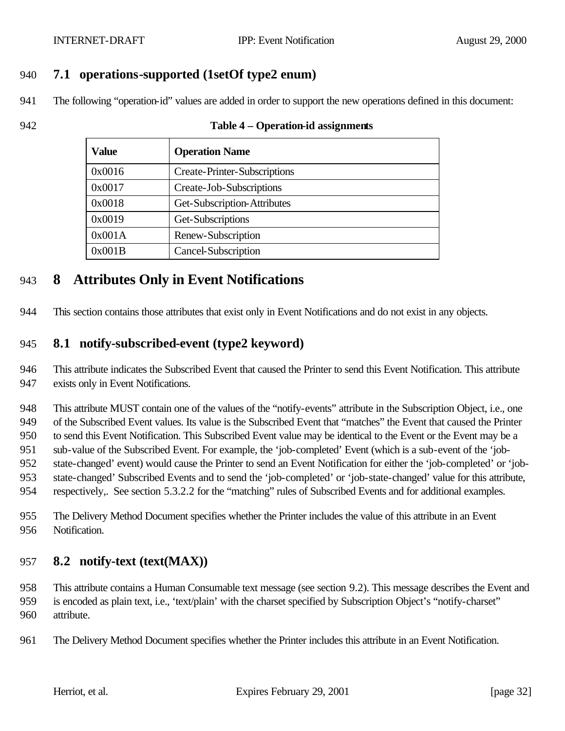## 7.1 operations-supported (1setOf type2 enum)

The following "operation-id" values are added in order to support the new operations defined in this document:

**Table 4 – Operation-id assignments**

| Value | Operation Name |
|---|---|
| 0x0016 | Create-Printer-Subscriptions |
| 0x0017 | Create-Job-Subscriptions |
| 0x0018 | Get-Subscription-Attributes |
| 0x0019 | Get-Subscriptions |
| 0x001A | Renew-Subscription |
| 0x001B | Cancel-Subscription |

# 8 Attributes Only in Event Notifications

This section contains those attributes that exist only in Event Notifications and do not exist in any objects.

## 8.1 notify-subscribed-event (type2 keyword)

This attribute indicates the Subscribed Event that caused the Printer to send this Event Notification. This attribute exists only in Event Notifications.

This attribute MUST contain one of the values of the "notify-events" attribute in the Subscription Object, i.e., one of the Subscribed Event values. Its value is the Subscribed Event that "matches" the Event that caused the Printer to send this Event Notification. This Subscribed Event value may be identical to the Event or the Event may be a sub-value of the Subscribed Event. For example, the 'job-completed' Event (which is a sub-event of the 'job-state-changed' event) would cause the Printer to send an Event Notification for either the 'job-completed' or 'job-state-changed' Subscribed Events and to send the 'job-completed' or 'job-state-changed' value for this attribute, respectively,. See section 5.3.2.2 for the "matching" rules of Subscribed Events and for additional examples.

The Delivery Method Document specifies whether the Printer includes the value of this attribute in an Event Notification.

## 8.2 notify-text (text(MAX))

This attribute contains a Human Consumable text message (see section 9.2). This message describes the Event and is encoded as plain text, i.e., 'text/plain' with the charset specified by Subscription Object's "notify-charset" attribute.

The Delivery Method Document specifies whether the Printer includes this attribute in an Event Notification.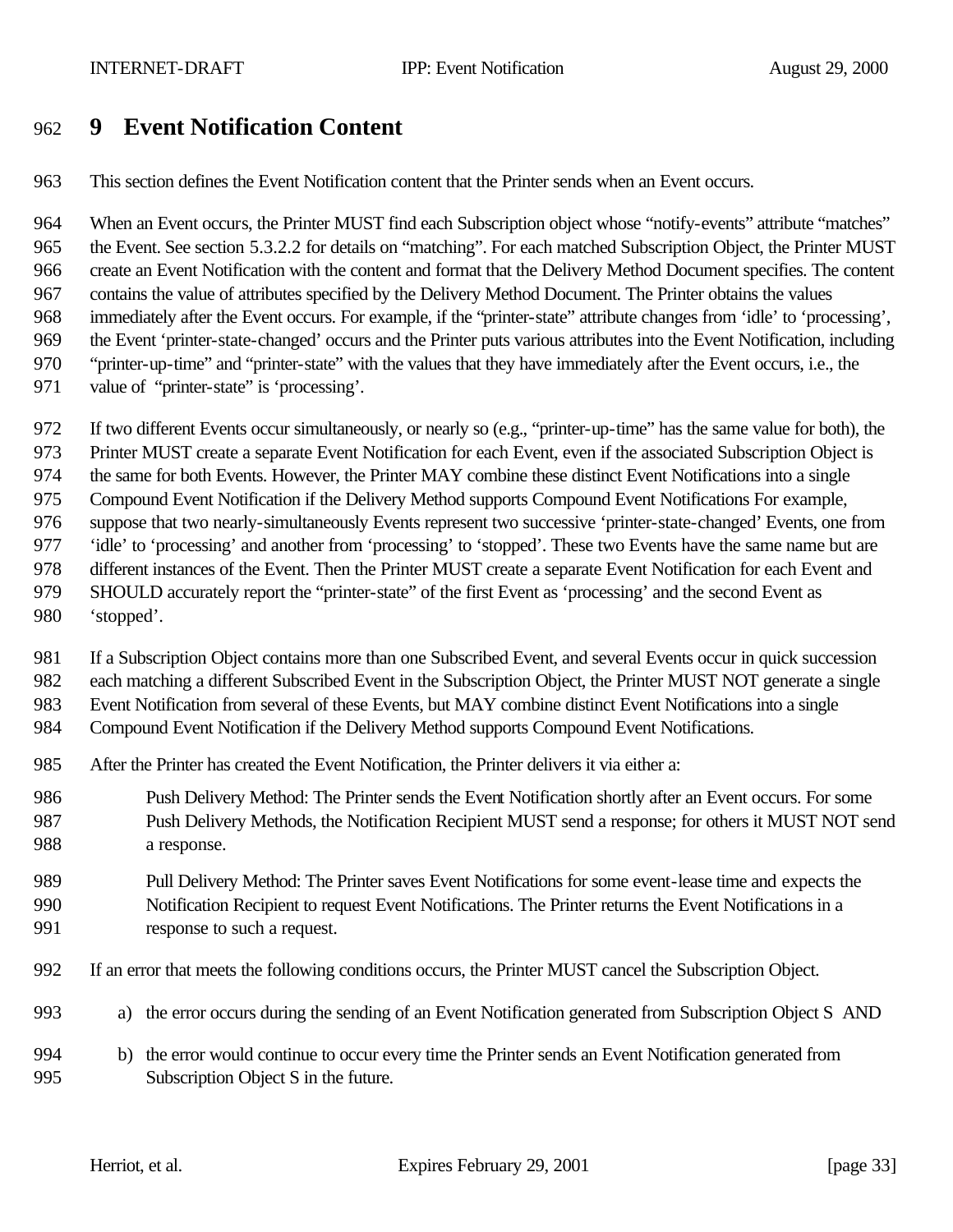# 9 Event Notification Content

This section defines the Event Notification content that the Printer sends when an Event occurs.

When an Event occurs, the Printer MUST find each Subscription object whose "notify-events" attribute "matches" the Event. See section 5.3.2.2 for details on "matching". For each matched Subscription Object, the Printer MUST create an Event Notification with the content and format that the Delivery Method Document specifies. The content contains the value of attributes specified by the Delivery Method Document. The Printer obtains the values immediately after the Event occurs. For example, if the "printer-state" attribute changes from 'idle' to 'processing', the Event 'printer-state-changed' occurs and the Printer puts various attributes into the Event Notification, including "printer-up-time" and "printer-state" with the values that they have immediately after the Event occurs, i.e., the value of "printer-state" is 'processing'.

If two different Events occur simultaneously, or nearly so (e.g., "printer-up-time" has the same value for both), the Printer MUST create a separate Event Notification for each Event, even if the associated Subscription Object is the same for both Events. However, the Printer MAY combine these distinct Event Notifications into a single Compound Event Notification if the Delivery Method supports Compound Event Notifications For example, suppose that two nearly-simultaneously Events represent two successive 'printer-state-changed' Events, one from 'idle' to 'processing' and another from 'processing' to 'stopped'. These two Events have the same name but are different instances of the Event. Then the Printer MUST create a separate Event Notification for each Event and SHOULD accurately report the "printer-state" of the first Event as 'processing' and the second Event as 'stopped'.

If a Subscription Object contains more than one Subscribed Event, and several Events occur in quick succession each matching a different Subscribed Event in the Subscription Object, the Printer MUST NOT generate a single Event Notification from several of these Events, but MAY combine distinct Event Notifications into a single Compound Event Notification if the Delivery Method supports Compound Event Notifications.

After the Printer has created the Event Notification, the Printer delivers it via either a:

Push Delivery Method: The Printer sends the Event Notification shortly after an Event occurs. For some Push Delivery Methods, the Notification Recipient MUST send a response; for others it MUST NOT send a response.

Pull Delivery Method: The Printer saves Event Notifications for some event-lease time and expects the Notification Recipient to request Event Notifications. The Printer returns the Event Notifications in a response to such a request.

If an error that meets the following conditions occurs, the Printer MUST cancel the Subscription Object.

a) the error occurs during the sending of an Event Notification generated from Subscription Object S AND

b) the error would continue to occur every time the Printer sends an Event Notification generated from Subscription Object S in the future.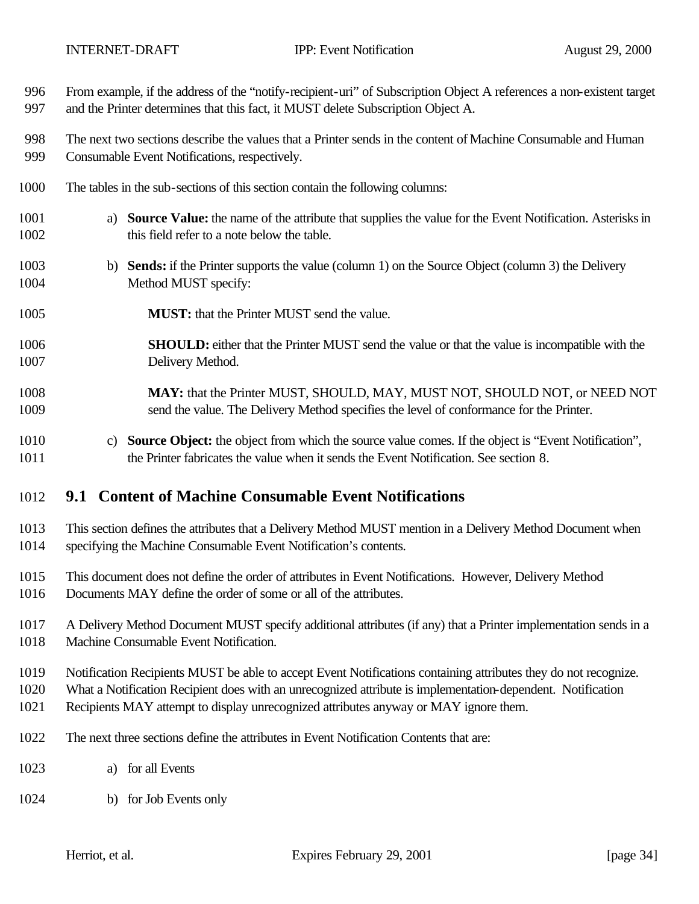From example, if the address of the "notify-recipient-uri" of Subscription Object A references a non-existent target and the Printer determines that this fact, it MUST delete Subscription Object A.

The next two sections describe the values that a Printer sends in the content of Machine Consumable and Human Consumable Event Notifications, respectively.

The tables in the sub-sections of this section contain the following columns:

a) **Source Value:** the name of the attribute that supplies the value for the Event Notification. Asterisks in this field refer to a note below the table.

b) **Sends:** if the Printer supports the value (column 1) on the Source Object (column 3) the Delivery Method MUST specify:

   **MUST:** that the Printer MUST send the value.

   **SHOULD:** either that the Printer MUST send the value or that the value is incompatible with the Delivery Method.

   **MAY:** that the Printer MUST, SHOULD, MAY, MUST NOT, SHOULD NOT, or NEED NOT send the value. The Delivery Method specifies the level of conformance for the Printer.

c) **Source Object:** the object from which the source value comes. If the object is "Event Notification", the Printer fabricates the value when it sends the Event Notification. See section 8.

## 9.1 Content of Machine Consumable Event Notifications

This section defines the attributes that a Delivery Method MUST mention in a Delivery Method Document when specifying the Machine Consumable Event Notification's contents.

This document does not define the order of attributes in Event Notifications. However, Delivery Method Documents MAY define the order of some or all of the attributes.

A Delivery Method Document MUST specify additional attributes (if any) that a Printer implementation sends in a Machine Consumable Event Notification.

Notification Recipients MUST be able to accept Event Notifications containing attributes they do not recognize. What a Notification Recipient does with an unrecognized attribute is implementation-dependent. Notification Recipients MAY attempt to display unrecognized attributes anyway or MAY ignore them.

The next three sections define the attributes in Event Notification Contents that are:

a) for all Events

b) for Job Events only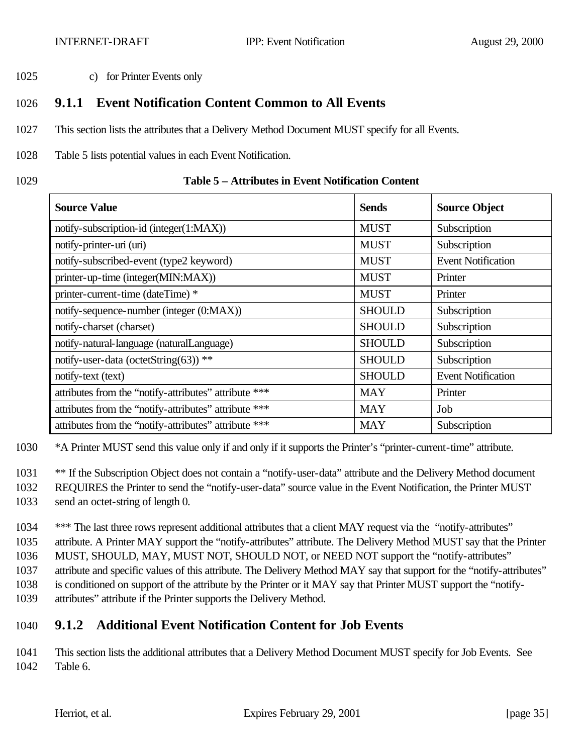c) for Printer Events only

### 9.1.1 Event Notification Content Common to All Events

This section lists the attributes that a Delivery Method Document MUST specify for all Events.

Table 5 lists potential values in each Event Notification.

**Table 5 – Attributes in Event Notification Content**

| Source Value | Sends | Source Object |
|---|---|---|
| notify-subscription-id (integer(1:MAX)) | MUST | Subscription |
| notify-printer-uri (uri) | MUST | Subscription |
| notify-subscribed-event (type2 keyword) | MUST | Event Notification |
| printer-up-time (integer(MIN:MAX)) | MUST | Printer |
| printer-current-time (dateTime) * | MUST | Printer |
| notify-sequence-number (integer (0:MAX)) | SHOULD | Subscription |
| notify-charset (charset) | SHOULD | Subscription |
| notify-natural-language (naturalLanguage) | SHOULD | Subscription |
| notify-user-data (octetString(63)) ** | SHOULD | Subscription |
| notify-text (text) | SHOULD | Event Notification |
| attributes from the "notify-attributes" attribute *** | MAY | Printer |
| attributes from the "notify-attributes" attribute *** | MAY | Job |
| attributes from the "notify-attributes" attribute *** | MAY | Subscription |

*A Printer MUST send this value only if and only if it supports the Printer's "printer-current-time" attribute.

** If the Subscription Object does not contain a "notify-user-data" attribute and the Delivery Method document REQUIRES the Printer to send the "notify-user-data" source value in the Event Notification, the Printer MUST send an octet-string of length 0.

*** The last three rows represent additional attributes that a client MAY request via the "notify-attributes" attribute. A Printer MAY support the "notify-attributes" attribute. The Delivery Method MUST say that the Printer MUST, SHOULD, MAY, MUST NOT, SHOULD NOT, or NEED NOT support the "notify-attributes" attribute and specific values of this attribute. The Delivery Method MAY say that support for the "notify-attributes" is conditioned on support of the attribute by the Printer or it MAY say that Printer MUST support the "notify-attributes" attribute if the Printer supports the Delivery Method.

### 9.1.2 Additional Event Notification Content for Job Events

This section lists the additional attributes that a Delivery Method Document MUST specify for Job Events. See Table 6.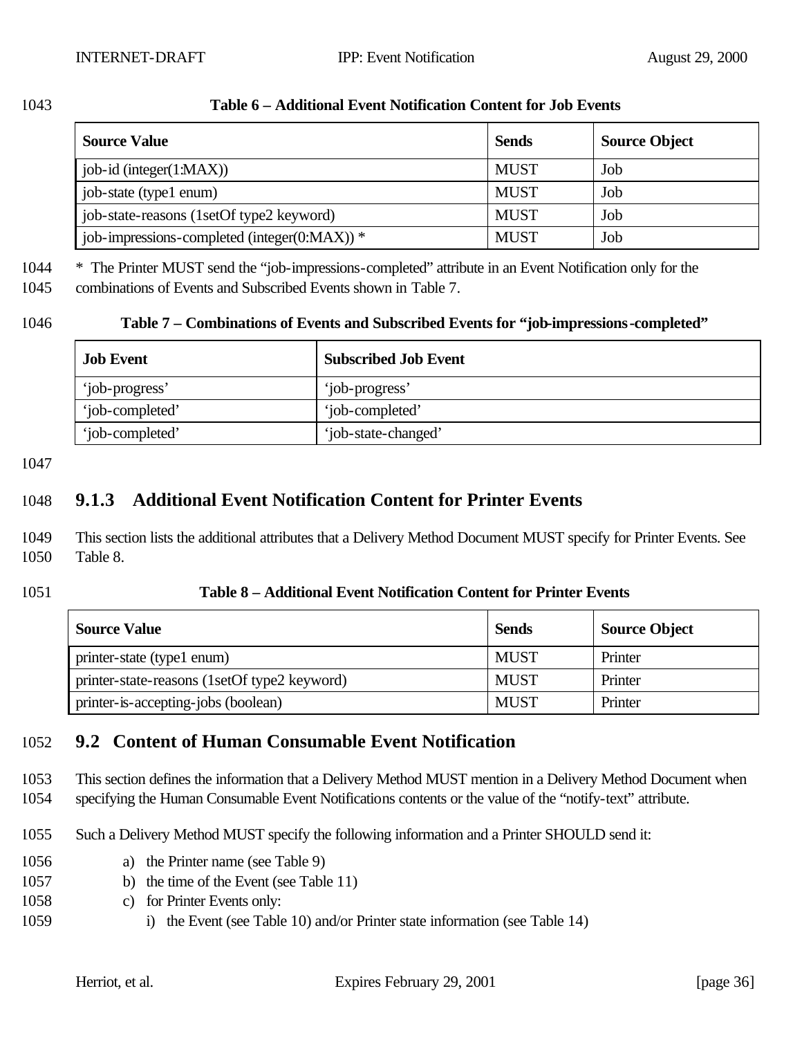**Table 6 – Additional Event Notification Content for Job Events**

| Source Value | Sends | Source Object |
| --- | --- | --- |
| job-id (integer(1:MAX)) | MUST | Job |
| job-state (type1 enum) | MUST | Job |
| job-state-reasons (1setOf type2 keyword) | MUST | Job |
| job-impressions-completed (integer(0:MAX)) * | MUST | Job |

* The Printer MUST send the "job-impressions-completed" attribute in an Event Notification only for the combinations of Events and Subscribed Events shown in Table 7.

**Table 7 – Combinations of Events and Subscribed Events for "job-impressions-completed"**

| Job Event | Subscribed Job Event |
| --- | --- |
| 'job-progress' | 'job-progress' |
| 'job-completed' | 'job-completed' |
| 'job-completed' | 'job-state-changed' |

### 9.1.3 Additional Event Notification Content for Printer Events

This section lists the additional attributes that a Delivery Method Document MUST specify for Printer Events. See Table 8.

**Table 8 – Additional Event Notification Content for Printer Events**

| Source Value | Sends | Source Object |
| --- | --- | --- |
| printer-state (type1 enum) | MUST | Printer |
| printer-state-reasons (1setOf type2 keyword) | MUST | Printer |
| printer-is-accepting-jobs (boolean) | MUST | Printer |

## 9.2 Content of Human Consumable Event Notification

This section defines the information that a Delivery Method MUST mention in a Delivery Method Document when specifying the Human Consumable Event Notifications contents or the value of the "notify-text" attribute.

Such a Delivery Method MUST specify the following information and a Printer SHOULD send it:

a) the Printer name (see Table 9)
b) the time of the Event (see Table 11)
c) for Printer Events only:
    i) the Event (see Table 10) and/or Printer state information (see Table 14)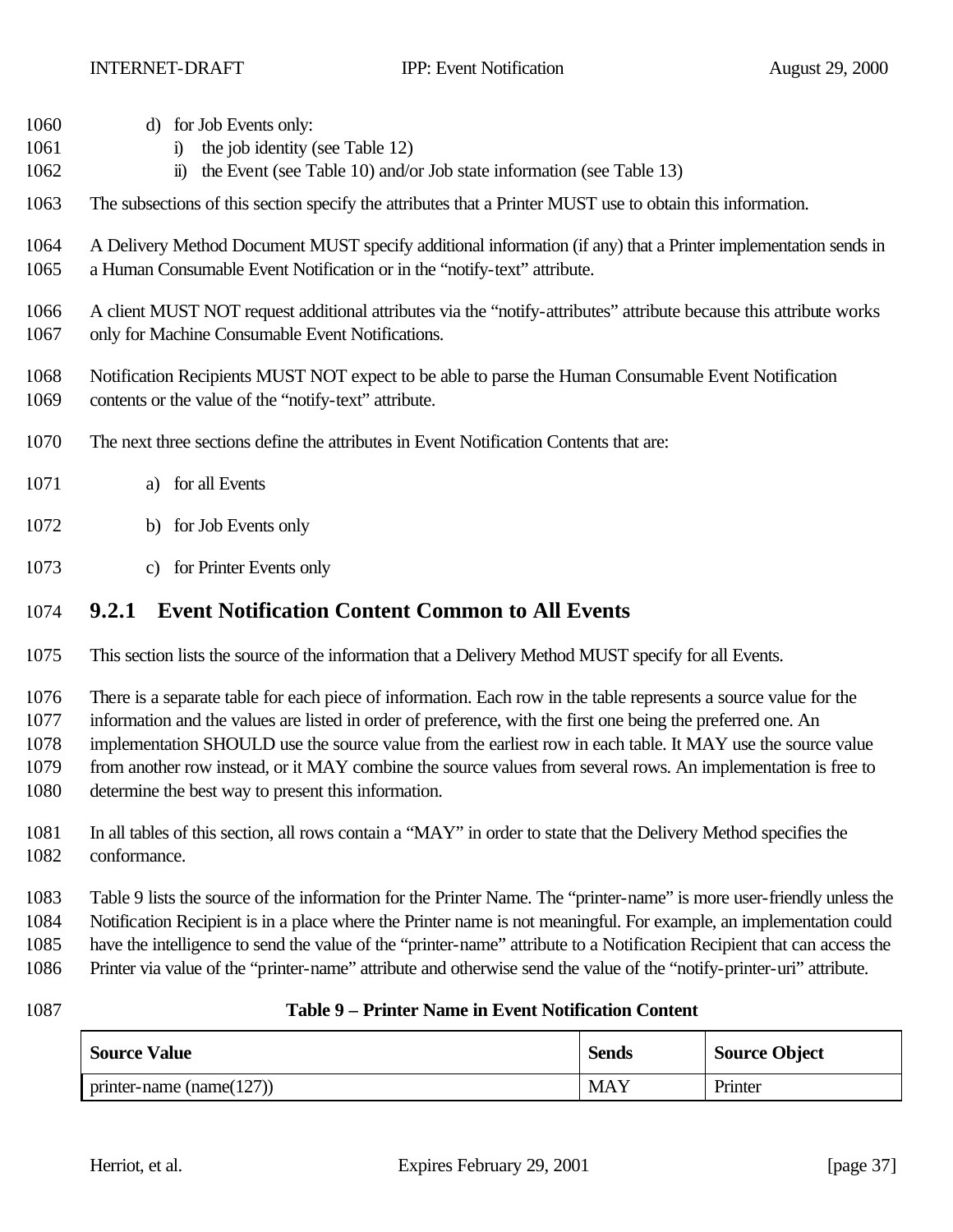d) for Job Events only:
   i) the job identity (see Table 12)
   ii) the Event (see Table 10) and/or Job state information (see Table 13)

The subsections of this section specify the attributes that a Printer MUST use to obtain this information.

A Delivery Method Document MUST specify additional information (if any) that a Printer implementation sends in a Human Consumable Event Notification or in the "notify-text" attribute.

A client MUST NOT request additional attributes via the "notify-attributes" attribute because this attribute works only for Machine Consumable Event Notifications.

Notification Recipients MUST NOT expect to be able to parse the Human Consumable Event Notification contents or the value of the "notify-text" attribute.

The next three sections define the attributes in Event Notification Contents that are:

a) for all Events

b) for Job Events only

c) for Printer Events only

### 9.2.1 Event Notification Content Common to All Events

This section lists the source of the information that a Delivery Method MUST specify for all Events.

There is a separate table for each piece of information. Each row in the table represents a source value for the information and the values are listed in order of preference, with the first one being the preferred one. An implementation SHOULD use the source value from the earliest row in each table. It MAY use the source value from another row instead, or it MAY combine the source values from several rows. An implementation is free to determine the best way to present this information.

In all tables of this section, all rows contain a "MAY" in order to state that the Delivery Method specifies the conformance.

Table 9 lists the source of the information for the Printer Name. The "printer-name" is more user-friendly unless the Notification Recipient is in a place where the Printer name is not meaningful. For example, an implementation could have the intelligence to send the value of the "printer-name" attribute to a Notification Recipient that can access the Printer via value of the "printer-name" attribute and otherwise send the value of the "notify-printer-uri" attribute.

**Table 9 – Printer Name in Event Notification Content**

| Source Value | Sends | Source Object |
|---|---|---|
| printer-name (name(127)) | MAY | Printer |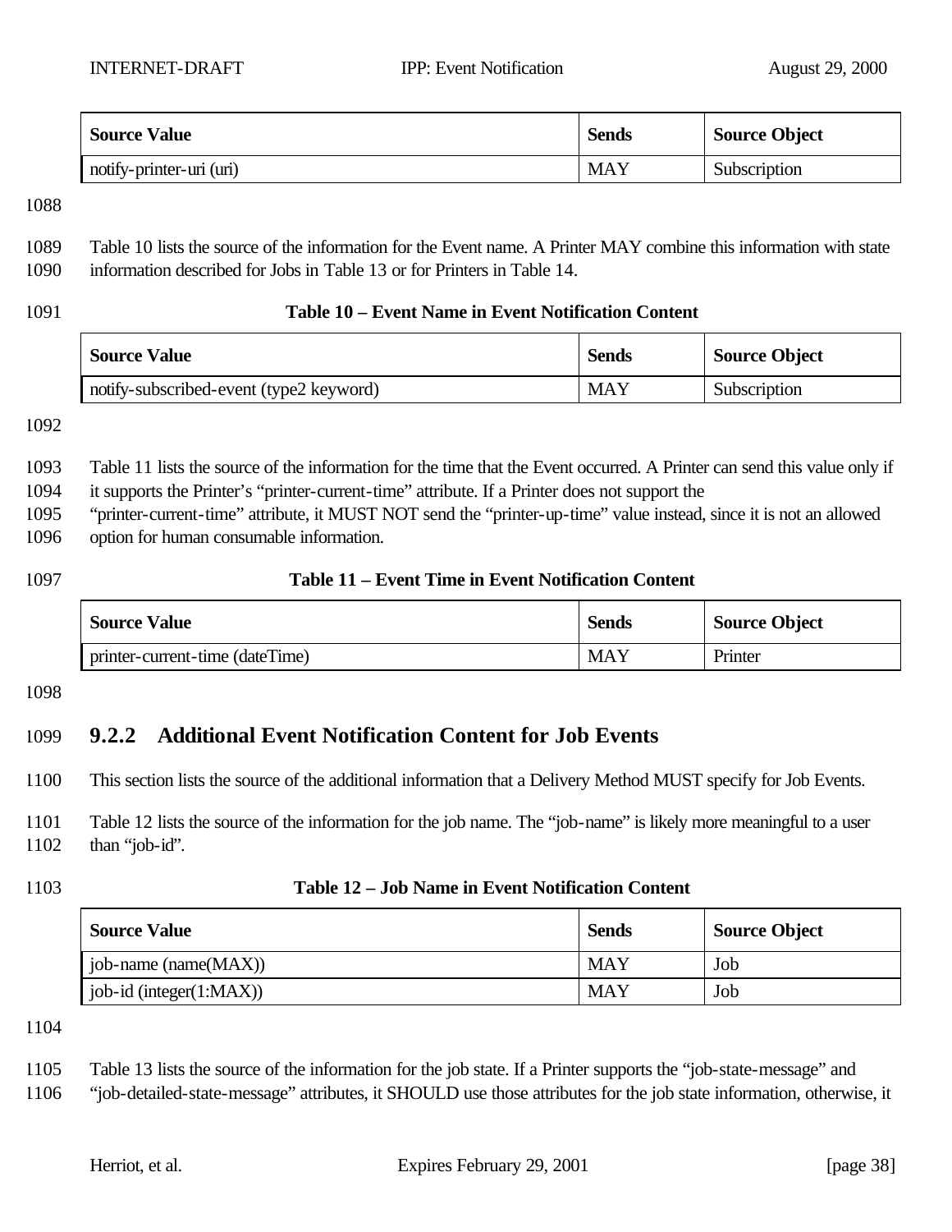| Source Value | Sends | Source Object |
| --- | --- | --- |
| notify-printer-uri (uri) | MAY | Subscription |

Table 10 lists the source of the information for the Event name. A Printer MAY combine this information with state information described for Jobs in Table 13 or for Printers in Table 14.

**Table 10 – Event Name in Event Notification Content**

| Source Value | Sends | Source Object |
| --- | --- | --- |
| notify-subscribed-event (type2 keyword) | MAY | Subscription |

Table 11 lists the source of the information for the time that the Event occurred. A Printer can send this value only if it supports the Printer's "printer-current-time" attribute. If a Printer does not support the "printer-current-time" attribute, it MUST NOT send the "printer-up-time" value instead, since it is not an allowed option for human consumable information.

**Table 11 – Event Time in Event Notification Content**

| Source Value | Sends | Source Object |
| --- | --- | --- |
| printer-current-time (dateTime) | MAY | Printer |

### 9.2.2 Additional Event Notification Content for Job Events

This section lists the source of the additional information that a Delivery Method MUST specify for Job Events.

Table 12 lists the source of the information for the job name. The "job-name" is likely more meaningful to a user than "job-id".

**Table 12 – Job Name in Event Notification Content**

| Source Value | Sends | Source Object |
| --- | --- | --- |
| job-name (name(MAX)) | MAY | Job |
| job-id (integer(1:MAX)) | MAY | Job |

Table 13 lists the source of the information for the job state. If a Printer supports the "job-state-message" and "job-detailed-state-message" attributes, it SHOULD use those attributes for the job state information, otherwise, it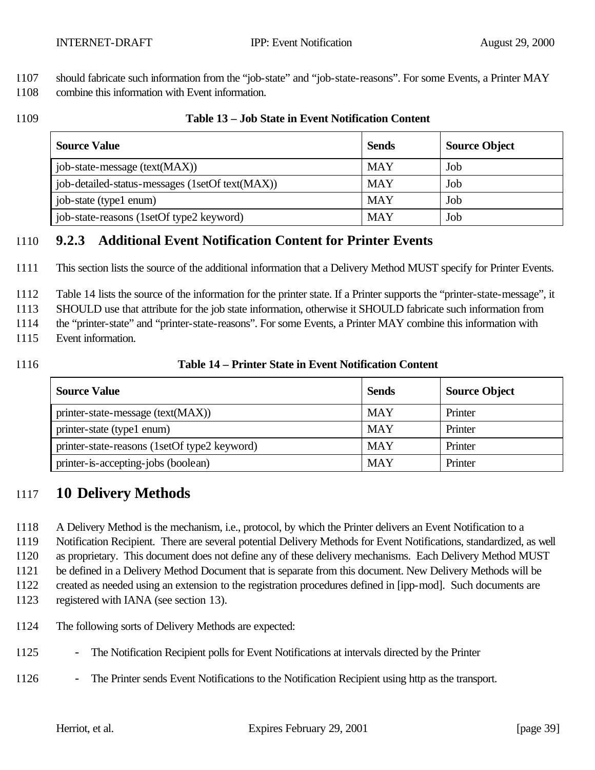should fabricate such information from the "job-state" and "job-state-reasons". For some Events, a Printer MAY combine this information with Event information.

**Table 13 – Job State in Event Notification Content**

| Source Value | Sends | Source Object |
|---|---|---|
| job-state-message (text(MAX)) | MAY | Job |
| job-detailed-status-messages (1setOf text(MAX)) | MAY | Job |
| job-state (type1 enum) | MAY | Job |
| job-state-reasons (1setOf type2 keyword) | MAY | Job |

### 9.2.3 Additional Event Notification Content for Printer Events

This section lists the source of the additional information that a Delivery Method MUST specify for Printer Events.

Table 14 lists the source of the information for the printer state. If a Printer supports the "printer-state-message", it SHOULD use that attribute for the job state information, otherwise it SHOULD fabricate such information from the "printer-state" and "printer-state-reasons". For some Events, a Printer MAY combine this information with Event information.

**Table 14 – Printer State in Event Notification Content**

| Source Value | Sends | Source Object |
|---|---|---|
| printer-state-message (text(MAX)) | MAY | Printer |
| printer-state (type1 enum) | MAY | Printer |
| printer-state-reasons (1setOf type2 keyword) | MAY | Printer |
| printer-is-accepting-jobs (boolean) | MAY | Printer |

## 10 Delivery Methods

A Delivery Method is the mechanism, i.e., protocol, by which the Printer delivers an Event Notification to a Notification Recipient. There are several potential Delivery Methods for Event Notifications, standardized, as well as proprietary. This document does not define any of these delivery mechanisms. Each Delivery Method MUST be defined in a Delivery Method Document that is separate from this document. New Delivery Methods will be created as needed using an extension to the registration procedures defined in [ipp-mod]. Such documents are registered with IANA (see section 13).

The following sorts of Delivery Methods are expected:

- The Notification Recipient polls for Event Notifications at intervals directed by the Printer
- The Printer sends Event Notifications to the Notification Recipient using http as the transport.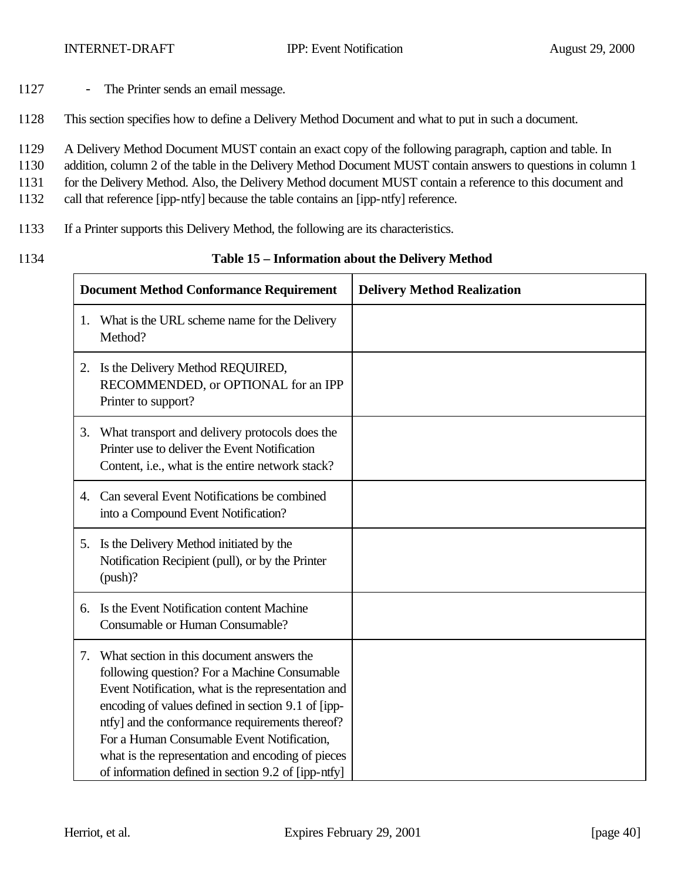- The Printer sends an email message.

This section specifies how to define a Delivery Method Document and what to put in such a document.

A Delivery Method Document MUST contain an exact copy of the following paragraph, caption and table. In addition, column 2 of the table in the Delivery Method Document MUST contain answers to questions in column 1 for the Delivery Method. Also, the Delivery Method document MUST contain a reference to this document and call that reference [ipp-ntfy] because the table contains an [ipp-ntfy] reference.

If a Printer supports this Delivery Method, the following are its characteristics.

**Table 15 – Information about the Delivery Method**

| Document Method Conformance Requirement | Delivery Method Realization |
|---|---|
| 1. What is the URL scheme name for the Delivery Method? | |
| 2. Is the Delivery Method REQUIRED, RECOMMENDED, or OPTIONAL for an IPP Printer to support? | |
| 3. What transport and delivery protocols does the Printer use to deliver the Event Notification Content, i.e., what is the entire network stack? | |
| 4. Can several Event Notifications be combined into a Compound Event Notification? | |
| 5. Is the Delivery Method initiated by the Notification Recipient (pull), or by the Printer (push)? | |
| 6. Is the Event Notification content Machine Consumable or Human Consumable? | |
| 7. What section in this document answers the following question? For a Machine Consumable Event Notification, what is the representation and encoding of values defined in section 9.1 of [ipp-ntfy] and the conformance requirements thereof? For a Human Consumable Event Notification, what is the representation and encoding of pieces of information defined in section 9.2 of [ipp-ntfy] | |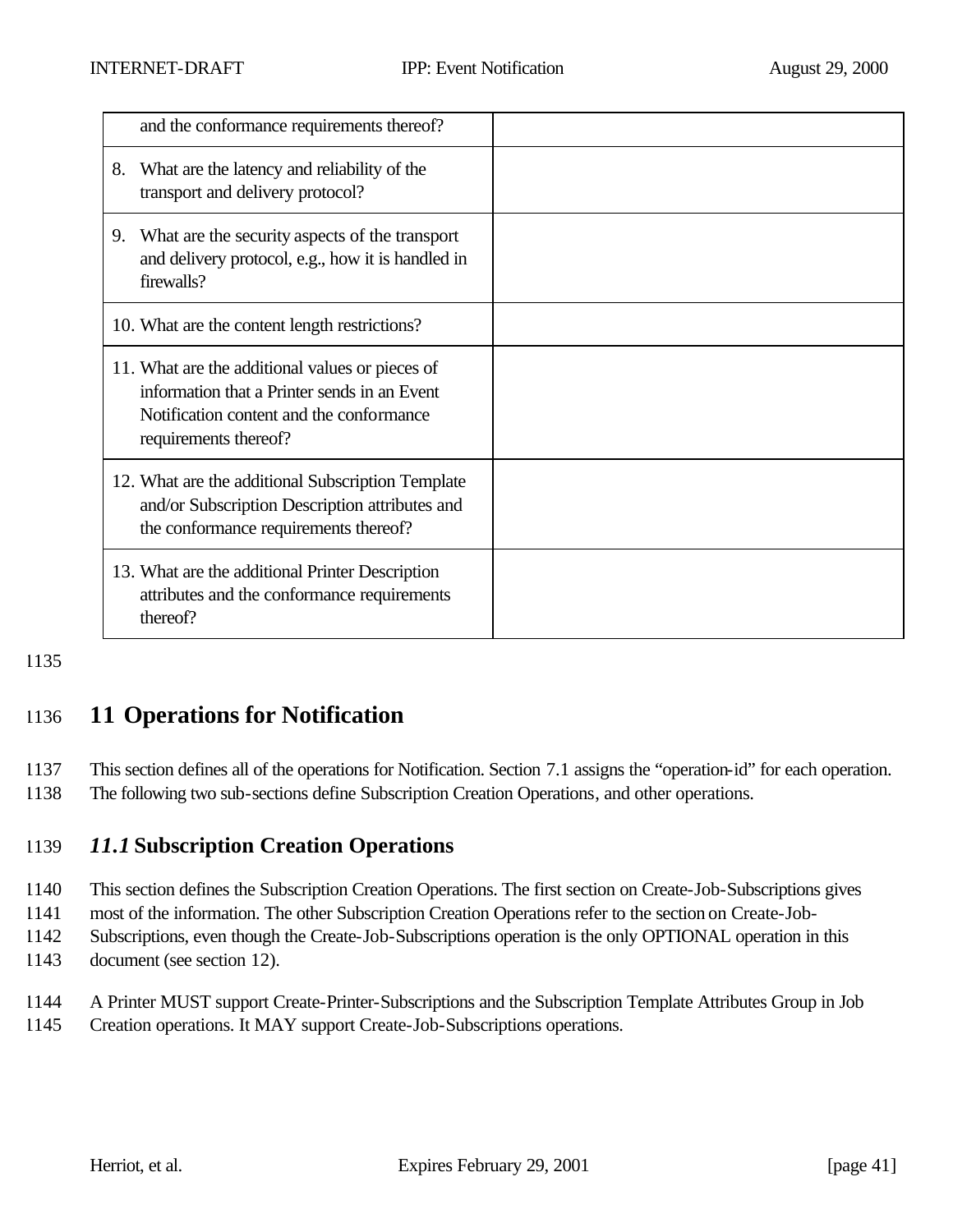| | |
|---|---|
| and the conformance requirements thereof? | |
| 8. What are the latency and reliability of the transport and delivery protocol? | |
| 9. What are the security aspects of the transport and delivery protocol, e.g., how it is handled in firewalls? | |
| 10. What are the content length restrictions? | |
| 11. What are the additional values or pieces of information that a Printer sends in an Event Notification content and the conformance requirements thereof? | |
| 12. What are the additional Subscription Template and/or Subscription Description attributes and the conformance requirements thereof? | |
| 13. What are the additional Printer Description attributes and the conformance requirements thereof? | |

1135

# 1136 11 Operations for Notification

1137 This section defines all of the operations for Notification. Section 7.1 assigns the "operation-id" for each operation.
1138 The following two sub-sections define Subscription Creation Operations, and other operations.

## 1139 *11.1* Subscription Creation Operations

1140 This section defines the Subscription Creation Operations. The first section on Create-Job-Subscriptions gives
1141 most of the information. The other Subscription Creation Operations refer to the section on Create-Job-
1142 Subscriptions, even though the Create-Job-Subscriptions operation is the only OPTIONAL operation in this
1143 document (see section 12).

1144 A Printer MUST support Create-Printer-Subscriptions and the Subscription Template Attributes Group in Job
1145 Creation operations. It MAY support Create-Job-Subscriptions operations.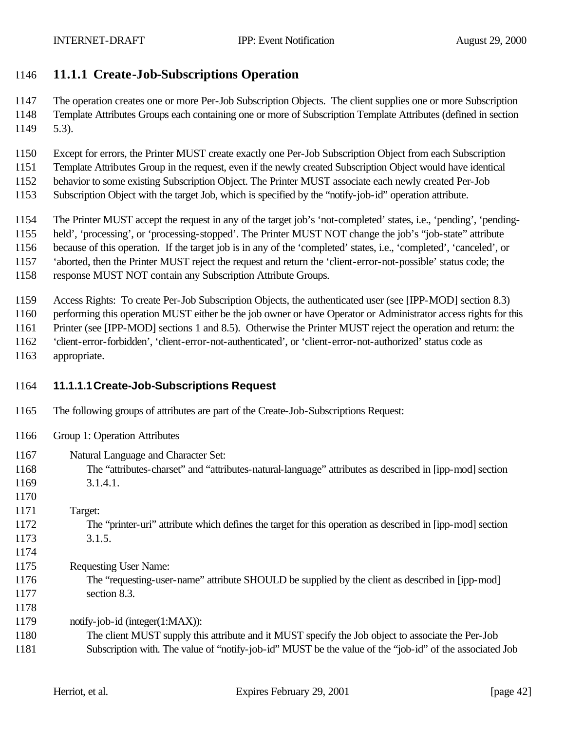### 11.1.1 Create-Job-Subscriptions Operation

The operation creates one or more Per-Job Subscription Objects. The client supplies one or more Subscription Template Attributes Groups each containing one or more of Subscription Template Attributes (defined in section 5.3).

Except for errors, the Printer MUST create exactly one Per-Job Subscription Object from each Subscription Template Attributes Group in the request, even if the newly created Subscription Object would have identical behavior to some existing Subscription Object. The Printer MUST associate each newly created Per-Job Subscription Object with the target Job, which is specified by the "notify-job-id" operation attribute.

The Printer MUST accept the request in any of the target job's 'not-completed' states, i.e., 'pending', 'pending-held', 'processing', or 'processing-stopped'. The Printer MUST NOT change the job's "job-state" attribute because of this operation. If the target job is in any of the 'completed' states, i.e., 'completed', 'canceled', or 'aborted, then the Printer MUST reject the request and return the 'client-error-not-possible' status code; the response MUST NOT contain any Subscription Attribute Groups.

Access Rights: To create Per-Job Subscription Objects, the authenticated user (see [IPP-MOD] section 8.3) performing this operation MUST either be the job owner or have Operator or Administrator access rights for this Printer (see [IPP-MOD] sections 1 and 8.5). Otherwise the Printer MUST reject the operation and return: the 'client-error-forbidden', 'client-error-not-authenticated', or 'client-error-not-authorized' status code as appropriate.

#### 11.1.1.1 Create-Job-Subscriptions Request

The following groups of attributes are part of the Create-Job-Subscriptions Request:

Group 1: Operation Attributes

Natural Language and Character Set:
The "attributes-charset" and "attributes-natural-language" attributes as described in [ipp-mod] section 3.1.4.1.

Target:
The "printer-uri" attribute which defines the target for this operation as described in [ipp-mod] section 3.1.5.

Requesting User Name:
The "requesting-user-name" attribute SHOULD be supplied by the client as described in [ipp-mod] section 8.3.

notify-job-id (integer(1:MAX)):
The client MUST supply this attribute and it MUST specify the Job object to associate the Per-Job Subscription with. The value of "notify-job-id" MUST be the value of the "job-id" of the associated Job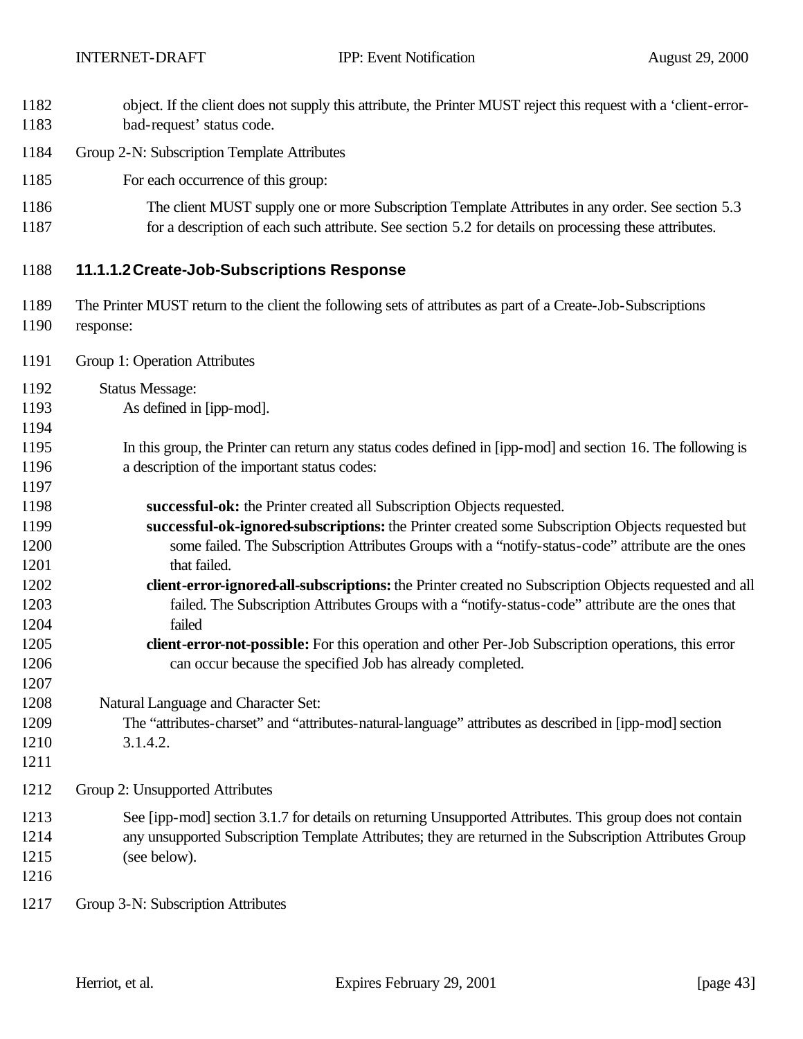object. If the client does not supply this attribute, the Printer MUST reject this request with a 'client-error-bad-request' status code.

Group 2-N: Subscription Template Attributes

For each occurrence of this group:

The client MUST supply one or more Subscription Template Attributes in any order. See section 5.3 for a description of each such attribute. See section 5.2 for details on processing these attributes.

#### 11.1.1.2 Create-Job-Subscriptions Response

The Printer MUST return to the client the following sets of attributes as part of a Create-Job-Subscriptions response:

Group 1: Operation Attributes

Status Message:
As defined in [ipp-mod].

In this group, the Printer can return any status codes defined in [ipp-mod] and section 16. The following is a description of the important status codes:

**successful-ok:** the Printer created all Subscription Objects requested.
**successful-ok-ignored-subscriptions:** the Printer created some Subscription Objects requested but some failed. The Subscription Attributes Groups with a "notify-status-code" attribute are the ones that failed.
**client-error-ignored-all-subscriptions:** the Printer created no Subscription Objects requested and all failed. The Subscription Attributes Groups with a "notify-status-code" attribute are the ones that failed
**client-error-not-possible:** For this operation and other Per-Job Subscription operations, this error can occur because the specified Job has already completed.

Natural Language and Character Set:
The "attributes-charset" and "attributes-natural-language" attributes as described in [ipp-mod] section 3.1.4.2.

Group 2: Unsupported Attributes

See [ipp-mod] section 3.1.7 for details on returning Unsupported Attributes. This group does not contain any unsupported Subscription Template Attributes; they are returned in the Subscription Attributes Group (see below).

Group 3-N: Subscription Attributes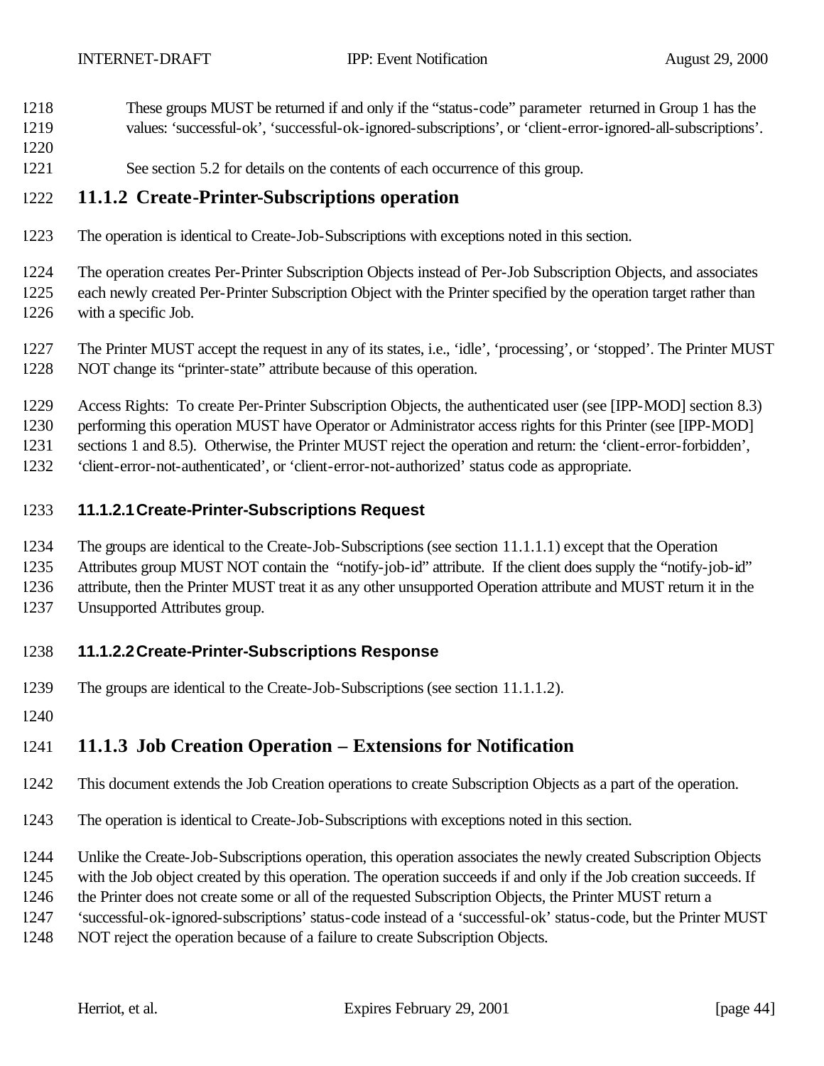These groups MUST be returned if and only if the "status-code" parameter returned in Group 1 has the values: 'successful-ok', 'successful-ok-ignored-subscriptions', or 'client-error-ignored-all-subscriptions'.

See section 5.2 for details on the contents of each occurrence of this group.

### 11.1.2 Create-Printer-Subscriptions operation

The operation is identical to Create-Job-Subscriptions with exceptions noted in this section.

The operation creates Per-Printer Subscription Objects instead of Per-Job Subscription Objects, and associates each newly created Per-Printer Subscription Object with the Printer specified by the operation target rather than with a specific Job.

The Printer MUST accept the request in any of its states, i.e., 'idle', 'processing', or 'stopped'. The Printer MUST NOT change its "printer-state" attribute because of this operation.

Access Rights: To create Per-Printer Subscription Objects, the authenticated user (see [IPP-MOD] section 8.3) performing this operation MUST have Operator or Administrator access rights for this Printer (see [IPP-MOD] sections 1 and 8.5). Otherwise, the Printer MUST reject the operation and return: the 'client-error-forbidden', 'client-error-not-authenticated', or 'client-error-not-authorized' status code as appropriate.

#### 11.1.2.1 Create-Printer-Subscriptions Request

The groups are identical to the Create-Job-Subscriptions (see section 11.1.1.1) except that the Operation Attributes group MUST NOT contain the "notify-job-id" attribute. If the client does supply the "notify-job-id" attribute, then the Printer MUST treat it as any other unsupported Operation attribute and MUST return it in the Unsupported Attributes group.

#### 11.1.2.2 Create-Printer-Subscriptions Response

The groups are identical to the Create-Job-Subscriptions (see section 11.1.1.2).

### 11.1.3 Job Creation Operation – Extensions for Notification

This document extends the Job Creation operations to create Subscription Objects as a part of the operation.

The operation is identical to Create-Job-Subscriptions with exceptions noted in this section.

Unlike the Create-Job-Subscriptions operation, this operation associates the newly created Subscription Objects with the Job object created by this operation. The operation succeeds if and only if the Job creation succeeds. If the Printer does not create some or all of the requested Subscription Objects, the Printer MUST return a 'successful-ok-ignored-subscriptions' status-code instead of a 'successful-ok' status-code, but the Printer MUST NOT reject the operation because of a failure to create Subscription Objects.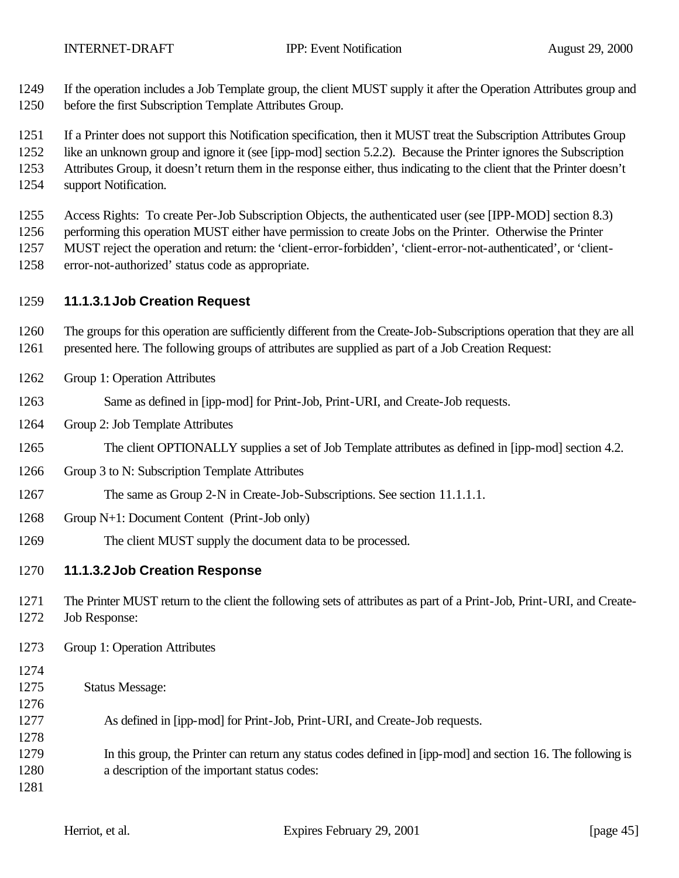If the operation includes a Job Template group, the client MUST supply it after the Operation Attributes group and before the first Subscription Template Attributes Group.

If a Printer does not support this Notification specification, then it MUST treat the Subscription Attributes Group like an unknown group and ignore it (see [ipp-mod] section 5.2.2). Because the Printer ignores the Subscription Attributes Group, it doesn't return them in the response either, thus indicating to the client that the Printer doesn't support Notification.

Access Rights: To create Per-Job Subscription Objects, the authenticated user (see [IPP-MOD] section 8.3) performing this operation MUST either have permission to create Jobs on the Printer. Otherwise the Printer MUST reject the operation and return: the 'client-error-forbidden', 'client-error-not-authenticated', or 'client-error-not-authorized' status code as appropriate.

#### 11.1.3.1 Job Creation Request

The groups for this operation are sufficiently different from the Create-Job-Subscriptions operation that they are all presented here. The following groups of attributes are supplied as part of a Job Creation Request:

Group 1: Operation Attributes

Same as defined in [ipp-mod] for Print-Job, Print-URI, and Create-Job requests.

Group 2: Job Template Attributes

The client OPTIONALLY supplies a set of Job Template attributes as defined in [ipp-mod] section 4.2.

Group 3 to N: Subscription Template Attributes

The same as Group 2-N in Create-Job-Subscriptions. See section 11.1.1.1.

Group N+1: Document Content (Print-Job only)

The client MUST supply the document data to be processed.

#### 11.1.3.2 Job Creation Response

The Printer MUST return to the client the following sets of attributes as part of a Print-Job, Print-URI, and Create-Job Response:

Group 1: Operation Attributes

Status Message:

As defined in [ipp-mod] for Print-Job, Print-URI, and Create-Job requests.

In this group, the Printer can return any status codes defined in [ipp-mod] and section 16. The following is a description of the important status codes: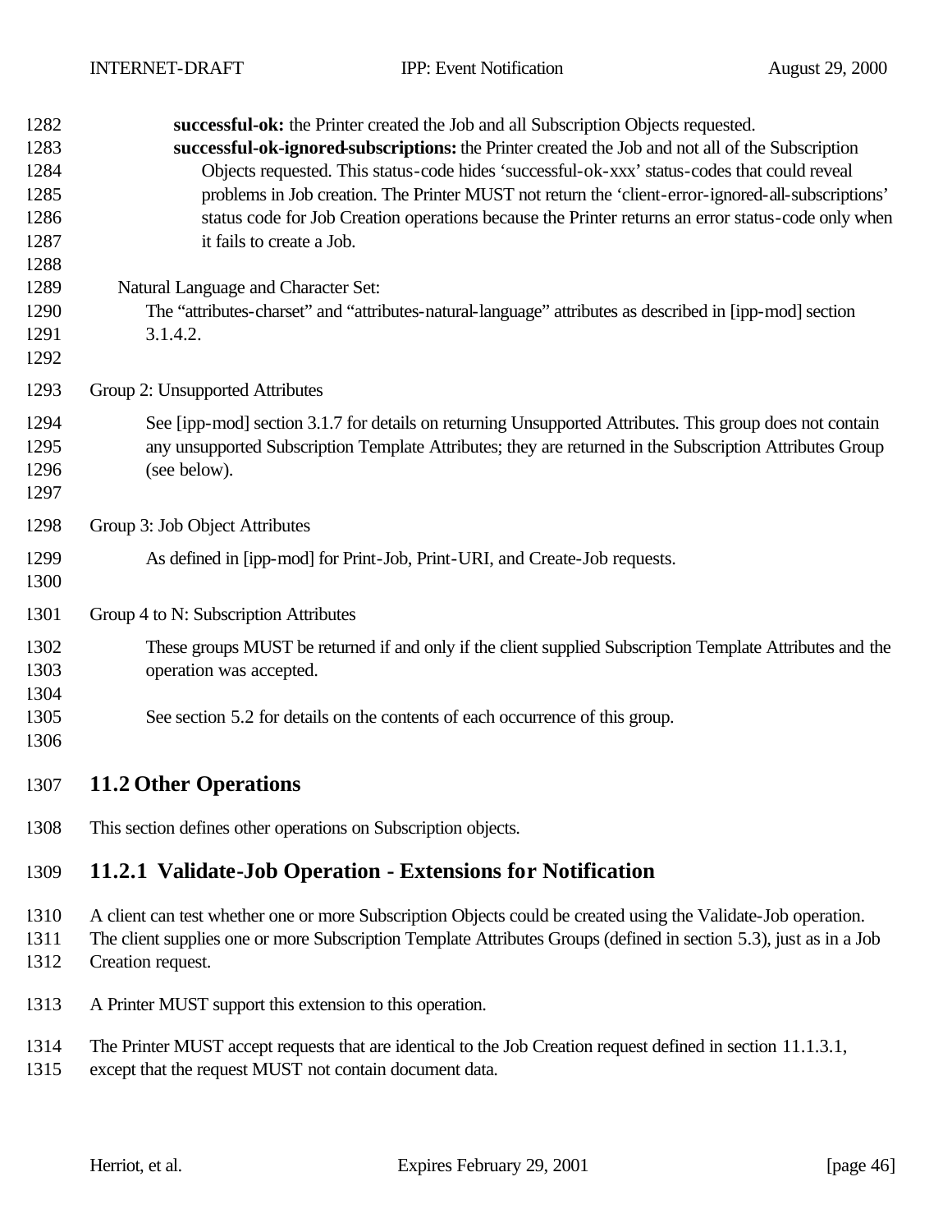**successful-ok:** the Printer created the Job and all Subscription Objects requested.

**successful-ok-ignored-subscriptions:** the Printer created the Job and not all of the Subscription Objects requested. This status-code hides 'successful-ok-xxx' status-codes that could reveal problems in Job creation. The Printer MUST not return the 'client-error-ignored-all-subscriptions' status code for Job Creation operations because the Printer returns an error status-code only when it fails to create a Job.

Natural Language and Character Set:

The "attributes-charset" and "attributes-natural-language" attributes as described in [ipp-mod] section 3.1.4.2.

Group 2: Unsupported Attributes

See [ipp-mod] section 3.1.7 for details on returning Unsupported Attributes. This group does not contain any unsupported Subscription Template Attributes; they are returned in the Subscription Attributes Group (see below).

Group 3: Job Object Attributes

As defined in [ipp-mod] for Print-Job, Print-URI, and Create-Job requests.

Group 4 to N: Subscription Attributes

These groups MUST be returned if and only if the client supplied Subscription Template Attributes and the operation was accepted.

See section 5.2 for details on the contents of each occurrence of this group.

## 11.2 Other Operations

This section defines other operations on Subscription objects.

### 11.2.1 Validate-Job Operation - Extensions for Notification

A client can test whether one or more Subscription Objects could be created using the Validate-Job operation. The client supplies one or more Subscription Template Attributes Groups (defined in section 5.3), just as in a Job Creation request.

A Printer MUST support this extension to this operation.

The Printer MUST accept requests that are identical to the Job Creation request defined in section 11.1.3.1, except that the request MUST not contain document data.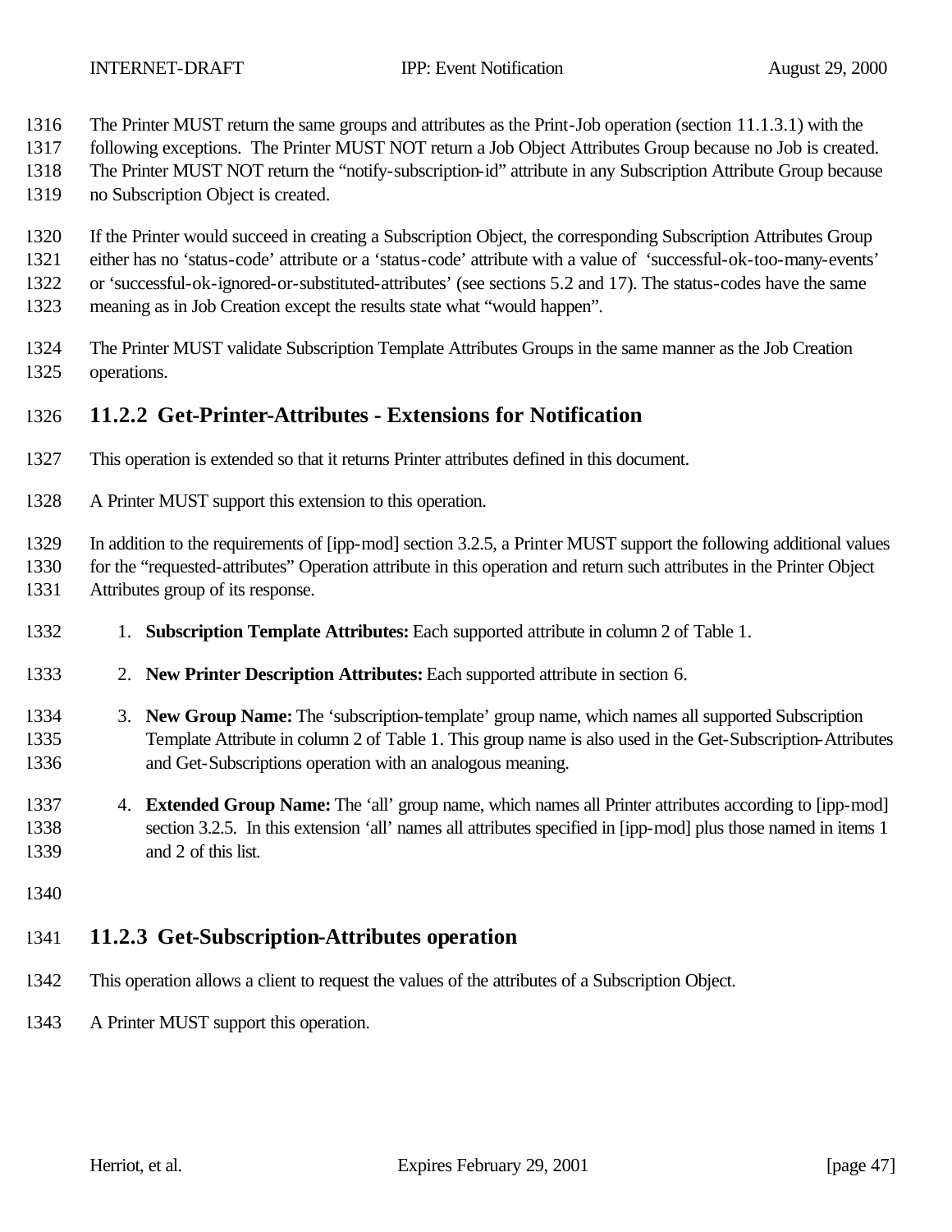The Printer MUST return the same groups and attributes as the Print-Job operation (section 11.1.3.1) with the following exceptions. The Printer MUST NOT return a Job Object Attributes Group because no Job is created. The Printer MUST NOT return the "notify-subscription-id" attribute in any Subscription Attribute Group because no Subscription Object is created.

If the Printer would succeed in creating a Subscription Object, the corresponding Subscription Attributes Group either has no 'status-code' attribute or a 'status-code' attribute with a value of 'successful-ok-too-many-events' or 'successful-ok-ignored-or-substituted-attributes' (see sections 5.2 and 17). The status-codes have the same meaning as in Job Creation except the results state what "would happen".

The Printer MUST validate Subscription Template Attributes Groups in the same manner as the Job Creation operations.

### 11.2.2 Get-Printer-Attributes - Extensions for Notification

This operation is extended so that it returns Printer attributes defined in this document.

A Printer MUST support this extension to this operation.

In addition to the requirements of [ipp-mod] section 3.2.5, a Printer MUST support the following additional values for the "requested-attributes" Operation attribute in this operation and return such attributes in the Printer Object Attributes group of its response.

1. **Subscription Template Attributes:** Each supported attribute in column 2 of Table 1.
2. **New Printer Description Attributes:** Each supported attribute in section 6.
3. **New Group Name:** The 'subscription-template' group name, which names all supported Subscription Template Attribute in column 2 of Table 1. This group name is also used in the Get-Subscription-Attributes and Get-Subscriptions operation with an analogous meaning.
4. **Extended Group Name:** The 'all' group name, which names all Printer attributes according to [ipp-mod] section 3.2.5. In this extension 'all' names all attributes specified in [ipp-mod] plus those named in items 1 and 2 of this list.

### 11.2.3 Get-Subscription-Attributes operation

This operation allows a client to request the values of the attributes of a Subscription Object.

A Printer MUST support this operation.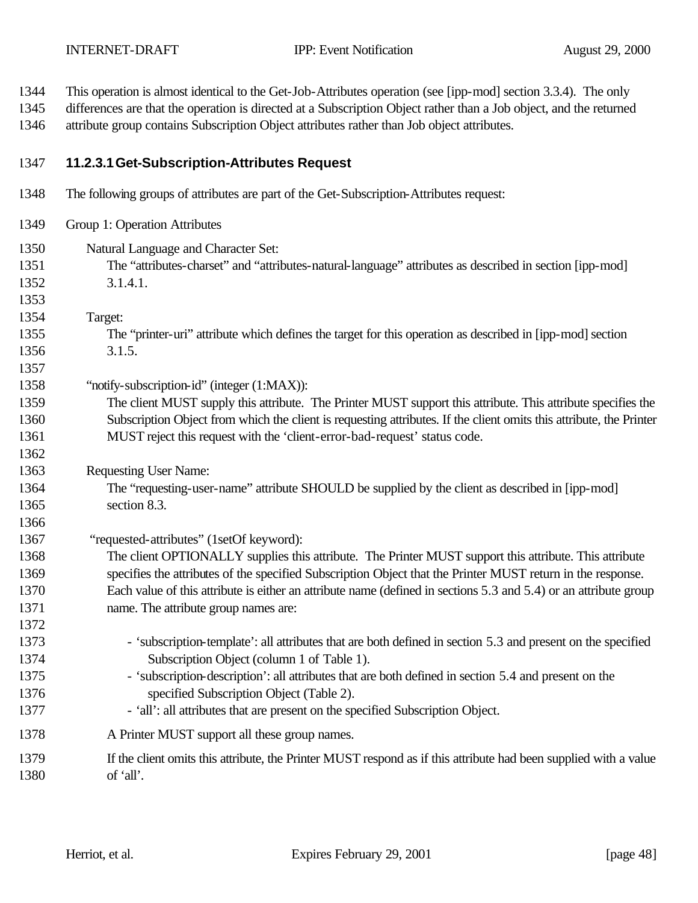This operation is almost identical to the Get-Job-Attributes operation (see [ipp-mod] section 3.3.4). The only differences are that the operation is directed at a Subscription Object rather than a Job object, and the returned attribute group contains Subscription Object attributes rather than Job object attributes.

#### 11.2.3.1 Get-Subscription-Attributes Request

The following groups of attributes are part of the Get-Subscription-Attributes request:

Group 1: Operation Attributes

Natural Language and Character Set:
The "attributes-charset" and "attributes-natural-language" attributes as described in section [ipp-mod] 3.1.4.1.

Target:
The "printer-uri" attribute which defines the target for this operation as described in [ipp-mod] section 3.1.5.

"notify-subscription-id" (integer (1:MAX)):
The client MUST supply this attribute. The Printer MUST support this attribute. This attribute specifies the Subscription Object from which the client is requesting attributes. If the client omits this attribute, the Printer MUST reject this request with the 'client-error-bad-request' status code.

Requesting User Name:
The "requesting-user-name" attribute SHOULD be supplied by the client as described in [ipp-mod] section 8.3.

"requested-attributes" (1setOf keyword):
The client OPTIONALLY supplies this attribute. The Printer MUST support this attribute. This attribute specifies the attributes of the specified Subscription Object that the Printer MUST return in the response. Each value of this attribute is either an attribute name (defined in sections 5.3 and 5.4) or an attribute group name. The attribute group names are:

- 'subscription-template': all attributes that are both defined in section 5.3 and present on the specified Subscription Object (column 1 of Table 1).
- 'subscription-description': all attributes that are both defined in section 5.4 and present on the specified Subscription Object (Table 2).
- 'all': all attributes that are present on the specified Subscription Object.

A Printer MUST support all these group names.

If the client omits this attribute, the Printer MUST respond as if this attribute had been supplied with a value of 'all'.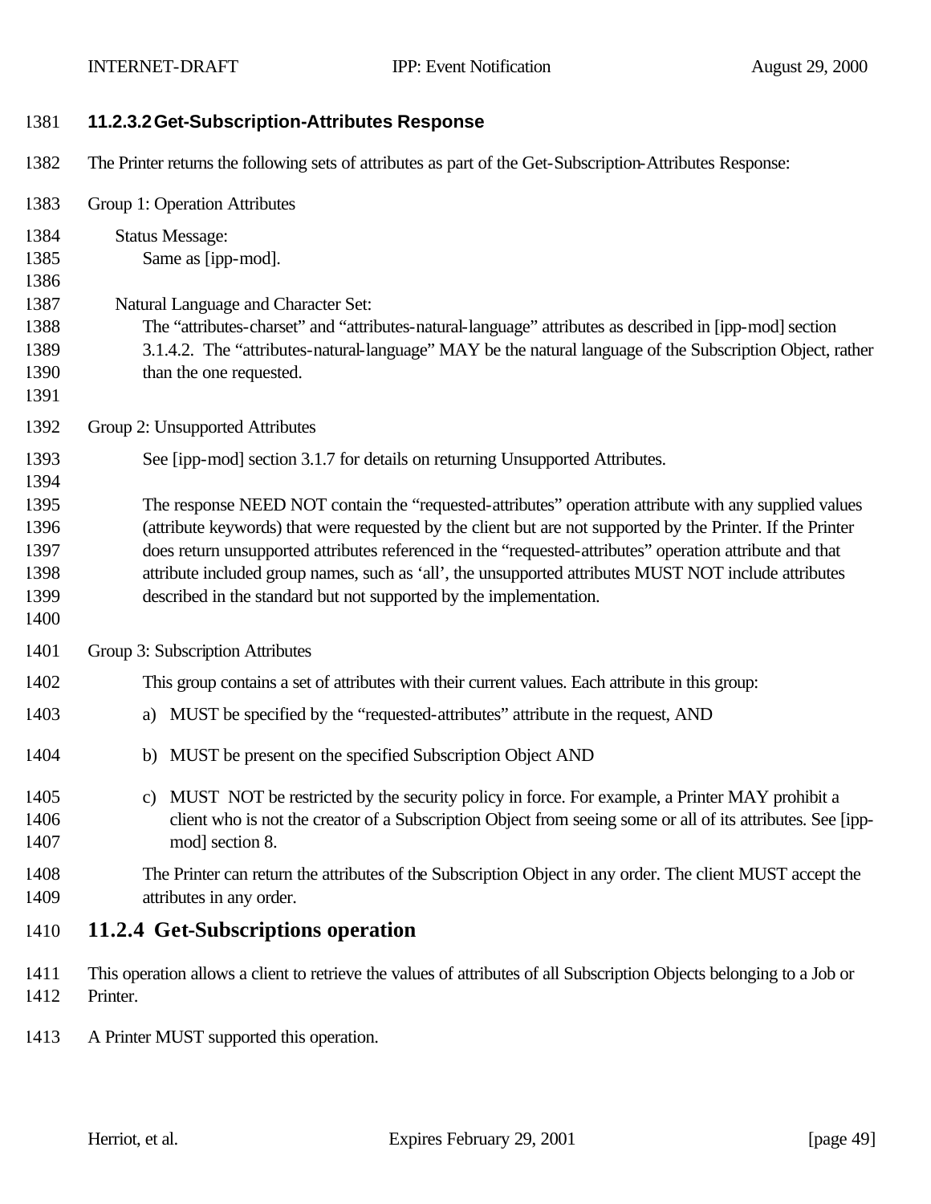#### 11.2.3.2 Get-Subscription-Attributes Response

The Printer returns the following sets of attributes as part of the Get-Subscription-Attributes Response:

Group 1: Operation Attributes

Status Message:
Same as [ipp-mod].

Natural Language and Character Set:
The "attributes-charset" and "attributes-natural-language" attributes as described in [ipp-mod] section 3.1.4.2. The "attributes-natural-language" MAY be the natural language of the Subscription Object, rather than the one requested.

Group 2: Unsupported Attributes

See [ipp-mod] section 3.1.7 for details on returning Unsupported Attributes.

The response NEED NOT contain the "requested-attributes" operation attribute with any supplied values (attribute keywords) that were requested by the client but are not supported by the Printer. If the Printer does return unsupported attributes referenced in the "requested-attributes" operation attribute and that attribute included group names, such as 'all', the unsupported attributes MUST NOT include attributes described in the standard but not supported by the implementation.

Group 3: Subscription Attributes

This group contains a set of attributes with their current values. Each attribute in this group:

a) MUST be specified by the "requested-attributes" attribute in the request, AND

b) MUST be present on the specified Subscription Object AND

c) MUST NOT be restricted by the security policy in force. For example, a Printer MAY prohibit a client who is not the creator of a Subscription Object from seeing some or all of its attributes. See [ipp-mod] section 8.

The Printer can return the attributes of the Subscription Object in any order. The client MUST accept the attributes in any order.

### 11.2.4 Get-Subscriptions operation

This operation allows a client to retrieve the values of attributes of all Subscription Objects belonging to a Job or Printer.

A Printer MUST supported this operation.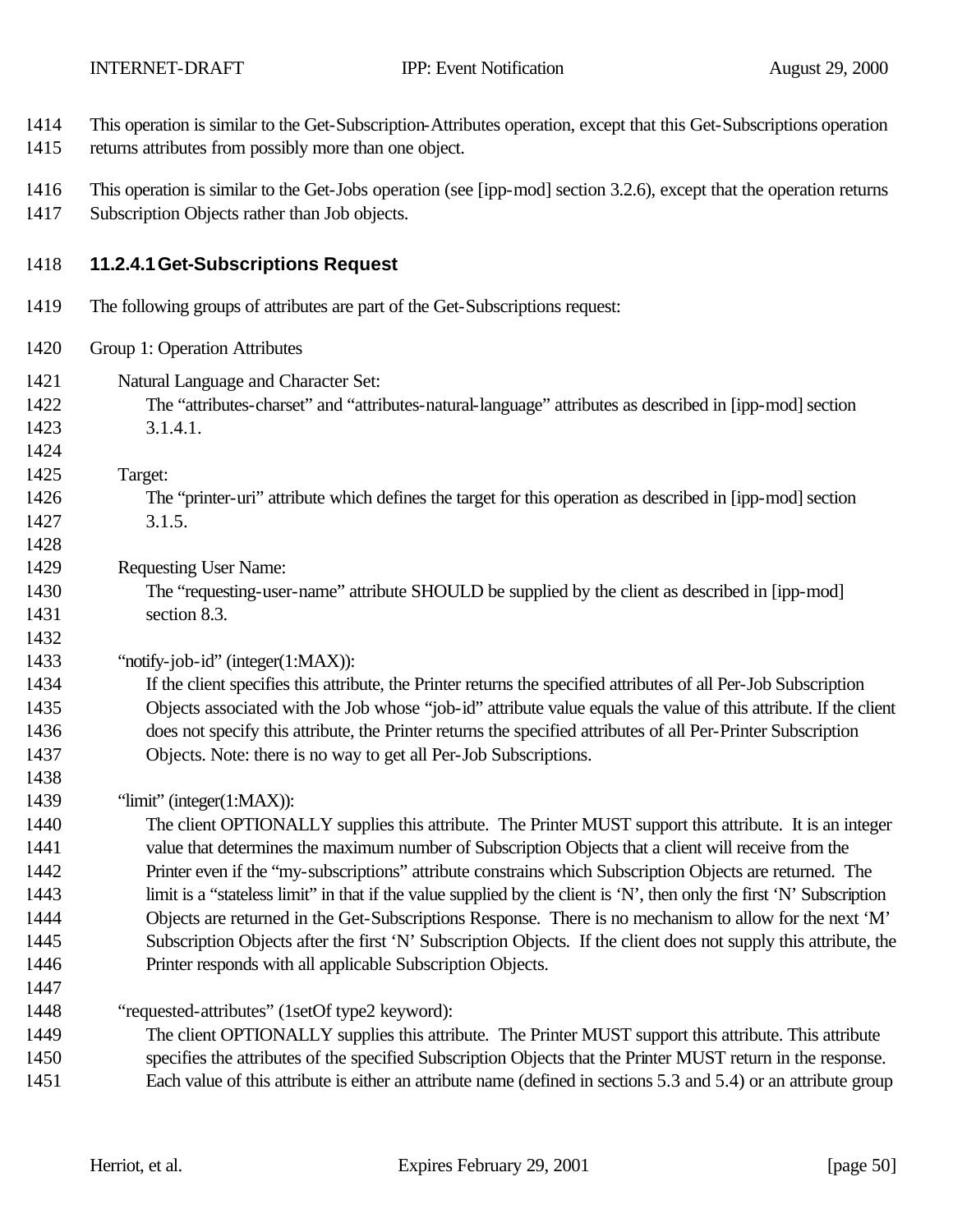This operation is similar to the Get-Subscription-Attributes operation, except that this Get-Subscriptions operation returns attributes from possibly more than one object.

This operation is similar to the Get-Jobs operation (see [ipp-mod] section 3.2.6), except that the operation returns Subscription Objects rather than Job objects.

#### 11.2.4.1 Get-Subscriptions Request

The following groups of attributes are part of the Get-Subscriptions request:

Group 1: Operation Attributes

Natural Language and Character Set:
The "attributes-charset" and "attributes-natural-language" attributes as described in [ipp-mod] section 3.1.4.1.

Target:
The "printer-uri" attribute which defines the target for this operation as described in [ipp-mod] section 3.1.5.

Requesting User Name:
The "requesting-user-name" attribute SHOULD be supplied by the client as described in [ipp-mod] section 8.3.

"notify-job-id" (integer(1:MAX)):
If the client specifies this attribute, the Printer returns the specified attributes of all Per-Job Subscription Objects associated with the Job whose "job-id" attribute value equals the value of this attribute. If the client does not specify this attribute, the Printer returns the specified attributes of all Per-Printer Subscription Objects. Note: there is no way to get all Per-Job Subscriptions.

"limit" (integer(1:MAX)):
The client OPTIONALLY supplies this attribute. The Printer MUST support this attribute. It is an integer value that determines the maximum number of Subscription Objects that a client will receive from the Printer even if the "my-subscriptions" attribute constrains which Subscription Objects are returned. The limit is a "stateless limit" in that if the value supplied by the client is 'N', then only the first 'N' Subscription Objects are returned in the Get-Subscriptions Response. There is no mechanism to allow for the next 'M' Subscription Objects after the first 'N' Subscription Objects. If the client does not supply this attribute, the Printer responds with all applicable Subscription Objects.

"requested-attributes" (1setOf type2 keyword):
The client OPTIONALLY supplies this attribute. The Printer MUST support this attribute. This attribute specifies the attributes of the specified Subscription Objects that the Printer MUST return in the response. Each value of this attribute is either an attribute name (defined in sections 5.3 and 5.4) or an attribute group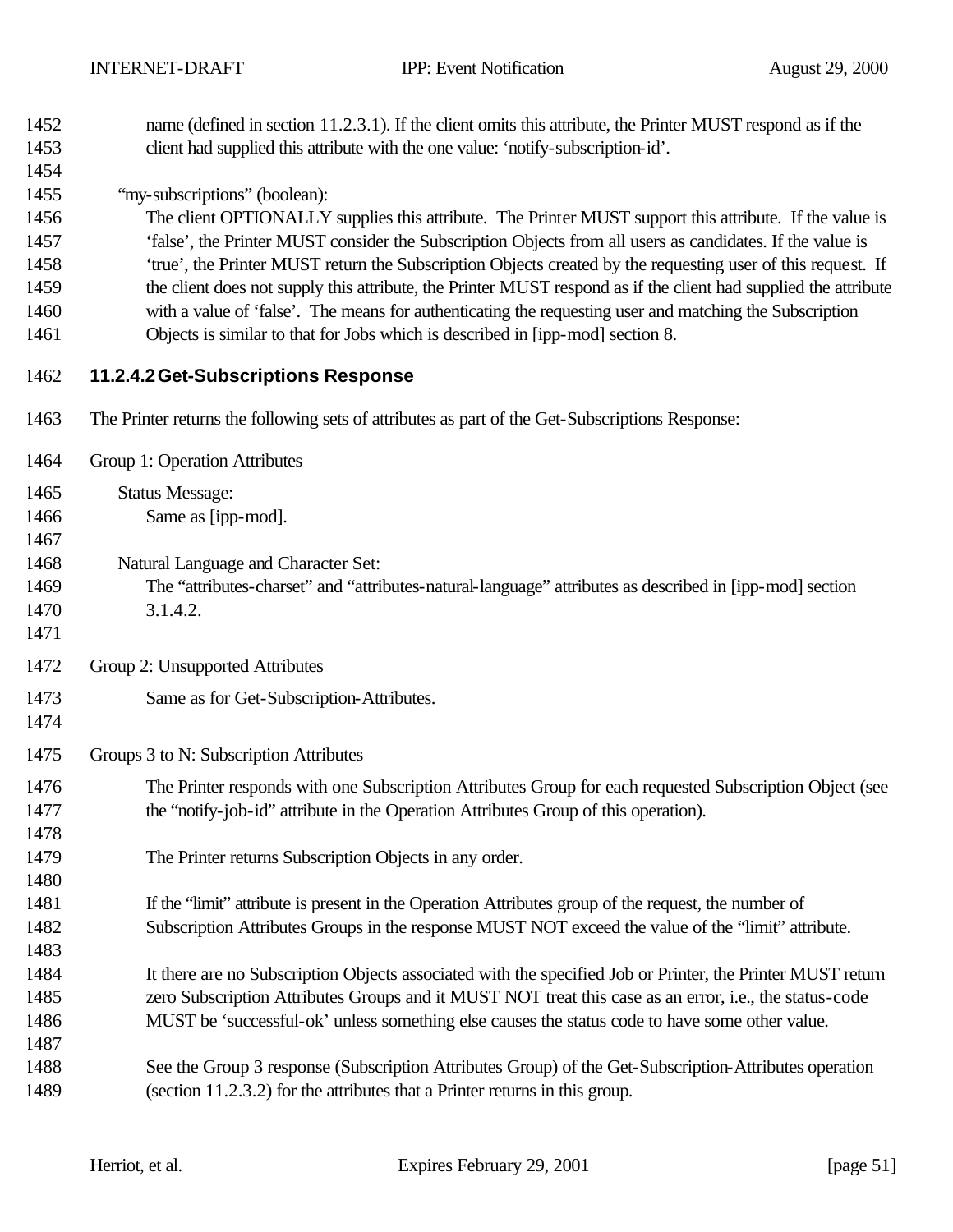name (defined in section 11.2.3.1). If the client omits this attribute, the Printer MUST respond as if the client had supplied this attribute with the one value: 'notify-subscription-id'.

"my-subscriptions" (boolean):

The client OPTIONALLY supplies this attribute. The Printer MUST support this attribute. If the value is 'false', the Printer MUST consider the Subscription Objects from all users as candidates. If the value is 'true', the Printer MUST return the Subscription Objects created by the requesting user of this request. If the client does not supply this attribute, the Printer MUST respond as if the client had supplied the attribute with a value of 'false'. The means for authenticating the requesting user and matching the Subscription Objects is similar to that for Jobs which is described in [ipp-mod] section 8.

#### 11.2.4.2 Get-Subscriptions Response

The Printer returns the following sets of attributes as part of the Get-Subscriptions Response:

Group 1: Operation Attributes

Status Message:

Same as [ipp-mod].

Natural Language and Character Set:

The "attributes-charset" and "attributes-natural-language" attributes as described in [ipp-mod] section 3.1.4.2.

Group 2: Unsupported Attributes

Same as for Get-Subscription-Attributes.

Groups 3 to N: Subscription Attributes

The Printer responds with one Subscription Attributes Group for each requested Subscription Object (see the "notify-job-id" attribute in the Operation Attributes Group of this operation).

The Printer returns Subscription Objects in any order.

If the "limit" attribute is present in the Operation Attributes group of the request, the number of Subscription Attributes Groups in the response MUST NOT exceed the value of the "limit" attribute.

It there are no Subscription Objects associated with the specified Job or Printer, the Printer MUST return zero Subscription Attributes Groups and it MUST NOT treat this case as an error, i.e., the status-code MUST be 'successful-ok' unless something else causes the status code to have some other value.

See the Group 3 response (Subscription Attributes Group) of the Get-Subscription-Attributes operation (section 11.2.3.2) for the attributes that a Printer returns in this group.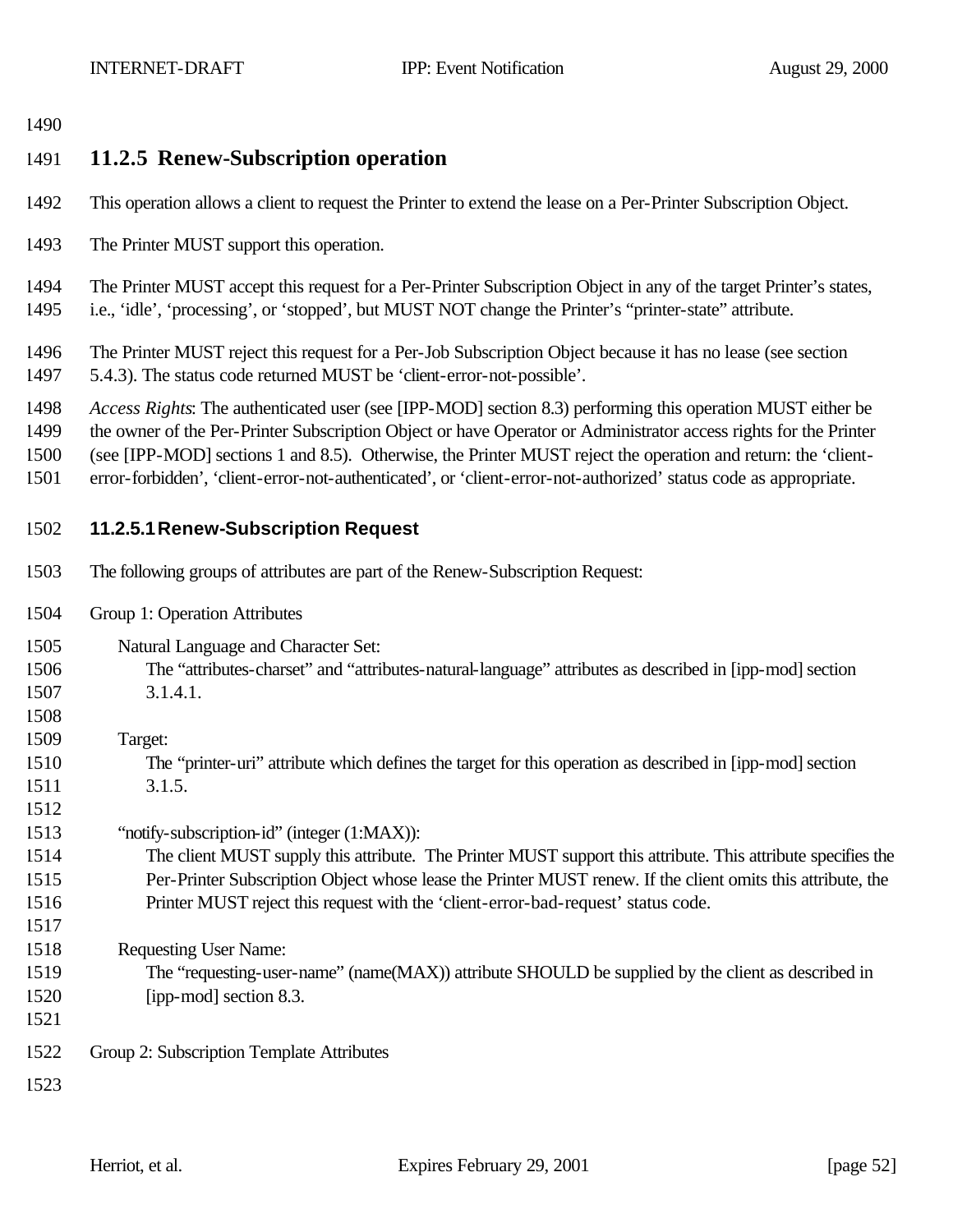### 11.2.5 Renew-Subscription operation

This operation allows a client to request the Printer to extend the lease on a Per-Printer Subscription Object.

The Printer MUST support this operation.

The Printer MUST accept this request for a Per-Printer Subscription Object in any of the target Printer's states, i.e., 'idle', 'processing', or 'stopped', but MUST NOT change the Printer's "printer-state" attribute.

The Printer MUST reject this request for a Per-Job Subscription Object because it has no lease (see section 5.4.3). The status code returned MUST be 'client-error-not-possible'.

*Access Rights*: The authenticated user (see [IPP-MOD] section 8.3) performing this operation MUST either be the owner of the Per-Printer Subscription Object or have Operator or Administrator access rights for the Printer (see [IPP-MOD] sections 1 and 8.5). Otherwise, the Printer MUST reject the operation and return: the 'client-error-forbidden', 'client-error-not-authenticated', or 'client-error-not-authorized' status code as appropriate.

#### 11.2.5.1 Renew-Subscription Request

The following groups of attributes are part of the Renew-Subscription Request:

Group 1: Operation Attributes

Natural Language and Character Set:
The "attributes-charset" and "attributes-natural-language" attributes as described in [ipp-mod] section 3.1.4.1.

Target:
The "printer-uri" attribute which defines the target for this operation as described in [ipp-mod] section 3.1.5.

"notify-subscription-id" (integer (1:MAX)):
The client MUST supply this attribute. The Printer MUST support this attribute. This attribute specifies the Per-Printer Subscription Object whose lease the Printer MUST renew. If the client omits this attribute, the Printer MUST reject this request with the 'client-error-bad-request' status code.

Requesting User Name:
The "requesting-user-name" (name(MAX)) attribute SHOULD be supplied by the client as described in [ipp-mod] section 8.3.

Group 2: Subscription Template Attributes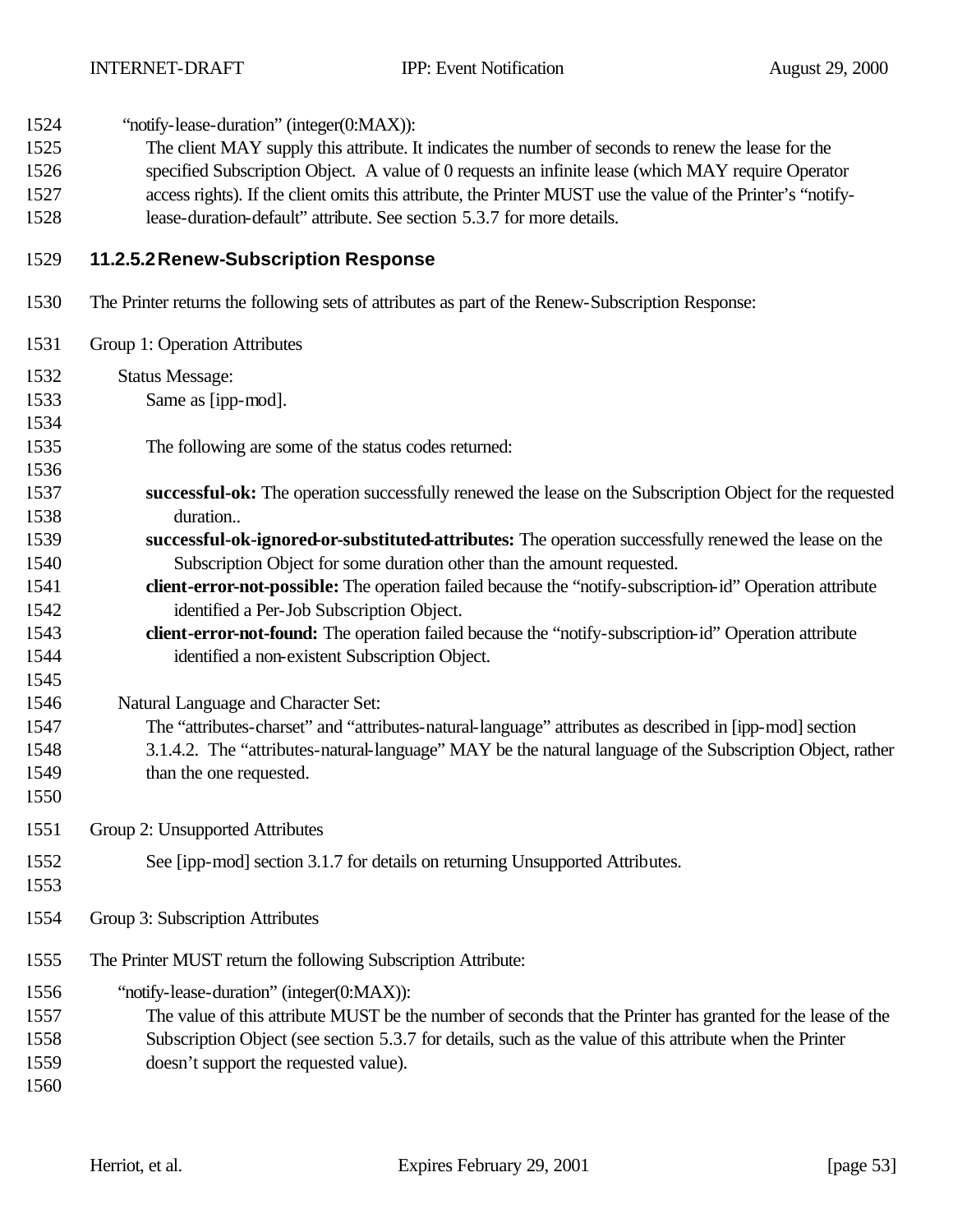"notify-lease-duration" (integer(0:MAX)):

The client MAY supply this attribute. It indicates the number of seconds to renew the lease for the specified Subscription Object. A value of 0 requests an infinite lease (which MAY require Operator access rights). If the client omits this attribute, the Printer MUST use the value of the Printer's "notify-lease-duration-default" attribute. See section 5.3.7 for more details.

#### 11.2.5.2 Renew-Subscription Response

The Printer returns the following sets of attributes as part of the Renew-Subscription Response:

Group 1: Operation Attributes

Status Message:

Same as [ipp-mod].

The following are some of the status codes returned:

**successful-ok:** The operation successfully renewed the lease on the Subscription Object for the requested duration..

**successful-ok-ignored-or-substituted-attributes:** The operation successfully renewed the lease on the Subscription Object for some duration other than the amount requested.

**client-error-not-possible:** The operation failed because the "notify-subscription-id" Operation attribute identified a Per-Job Subscription Object.

**client-error-not-found:** The operation failed because the "notify-subscription-id" Operation attribute identified a non-existent Subscription Object.

Natural Language and Character Set:

The "attributes-charset" and "attributes-natural-language" attributes as described in [ipp-mod] section 3.1.4.2. The "attributes-natural-language" MAY be the natural language of the Subscription Object, rather than the one requested.

Group 2: Unsupported Attributes

See [ipp-mod] section 3.1.7 for details on returning Unsupported Attributes.

Group 3: Subscription Attributes

The Printer MUST return the following Subscription Attribute:

"notify-lease-duration" (integer(0:MAX)):

The value of this attribute MUST be the number of seconds that the Printer has granted for the lease of the Subscription Object (see section 5.3.7 for details, such as the value of this attribute when the Printer doesn't support the requested value).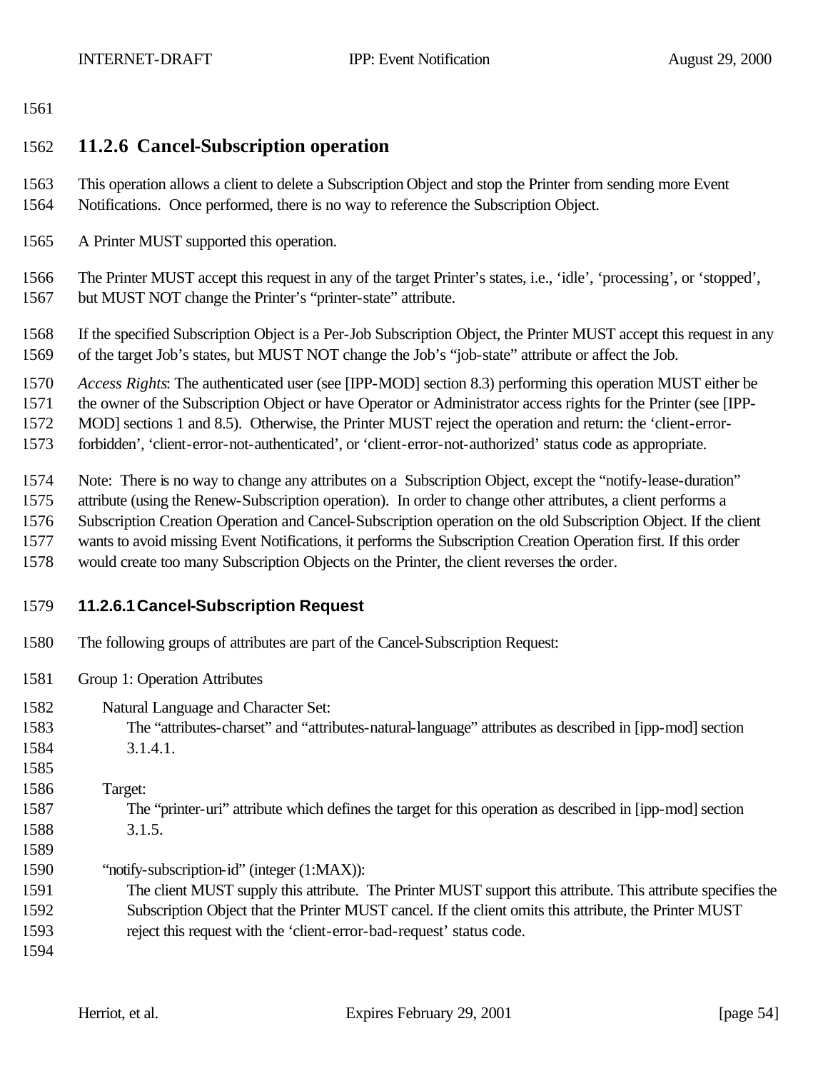### 11.2.6 Cancel-Subscription operation

This operation allows a client to delete a Subscription Object and stop the Printer from sending more Event Notifications. Once performed, there is no way to reference the Subscription Object.

A Printer MUST supported this operation.

The Printer MUST accept this request in any of the target Printer's states, i.e., 'idle', 'processing', or 'stopped', but MUST NOT change the Printer's "printer-state" attribute.

If the specified Subscription Object is a Per-Job Subscription Object, the Printer MUST accept this request in any of the target Job's states, but MUST NOT change the Job's "job-state" attribute or affect the Job.

*Access Rights*: The authenticated user (see [IPP-MOD] section 8.3) performing this operation MUST either be the owner of the Subscription Object or have Operator or Administrator access rights for the Printer (see [IPP-MOD] sections 1 and 8.5). Otherwise, the Printer MUST reject the operation and return: the 'client-error-forbidden', 'client-error-not-authenticated', or 'client-error-not-authorized' status code as appropriate.

Note: There is no way to change any attributes on a Subscription Object, except the "notify-lease-duration" attribute (using the Renew-Subscription operation). In order to change other attributes, a client performs a Subscription Creation Operation and Cancel-Subscription operation on the old Subscription Object. If the client wants to avoid missing Event Notifications, it performs the Subscription Creation Operation first. If this order would create too many Subscription Objects on the Printer, the client reverses the order.

#### 11.2.6.1 Cancel-Subscription Request

The following groups of attributes are part of the Cancel-Subscription Request:

Group 1: Operation Attributes

Natural Language and Character Set:
The "attributes-charset" and "attributes-natural-language" attributes as described in [ipp-mod] section 3.1.4.1.

Target:
The "printer-uri" attribute which defines the target for this operation as described in [ipp-mod] section 3.1.5.

"notify-subscription-id" (integer (1:MAX)):
The client MUST supply this attribute. The Printer MUST support this attribute. This attribute specifies the Subscription Object that the Printer MUST cancel. If the client omits this attribute, the Printer MUST reject this request with the 'client-error-bad-request' status code.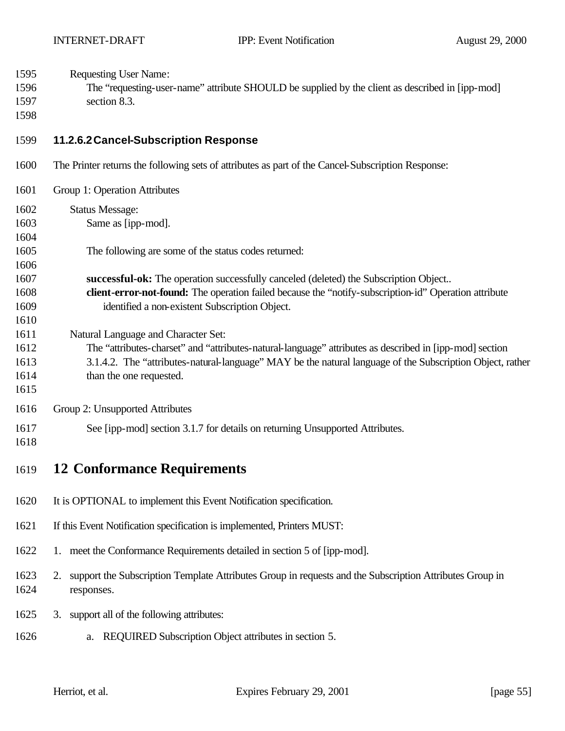Requesting User Name:

The “requesting-user-name” attribute SHOULD be supplied by the client as described in [ipp-mod] section 8.3.

### 11.2.6.2 Cancel-Subscription Response

The Printer returns the following sets of attributes as part of the Cancel-Subscription Response:

Group 1: Operation Attributes

Status Message:

Same as [ipp-mod].

The following are some of the status codes returned:

**successful-ok:** The operation successfully canceled (deleted) the Subscription Object..

**client-error-not-found:** The operation failed because the “notify-subscription-id” Operation attribute identified a non-existent Subscription Object.

Natural Language and Character Set:

The “attributes-charset” and “attributes-natural-language” attributes as described in [ipp-mod] section 3.1.4.2. The “attributes-natural-language” MAY be the natural language of the Subscription Object, rather than the one requested.

Group 2: Unsupported Attributes

See [ipp-mod] section 3.1.7 for details on returning Unsupported Attributes.

# 12 Conformance Requirements

It is OPTIONAL to implement this Event Notification specification.

If this Event Notification specification is implemented, Printers MUST:

1. meet the Conformance Requirements detailed in section 5 of [ipp-mod].
2. support the Subscription Template Attributes Group in requests and the Subscription Attributes Group in responses.
3. support all of the following attributes:
    a. REQUIRED Subscription Object attributes in section 5.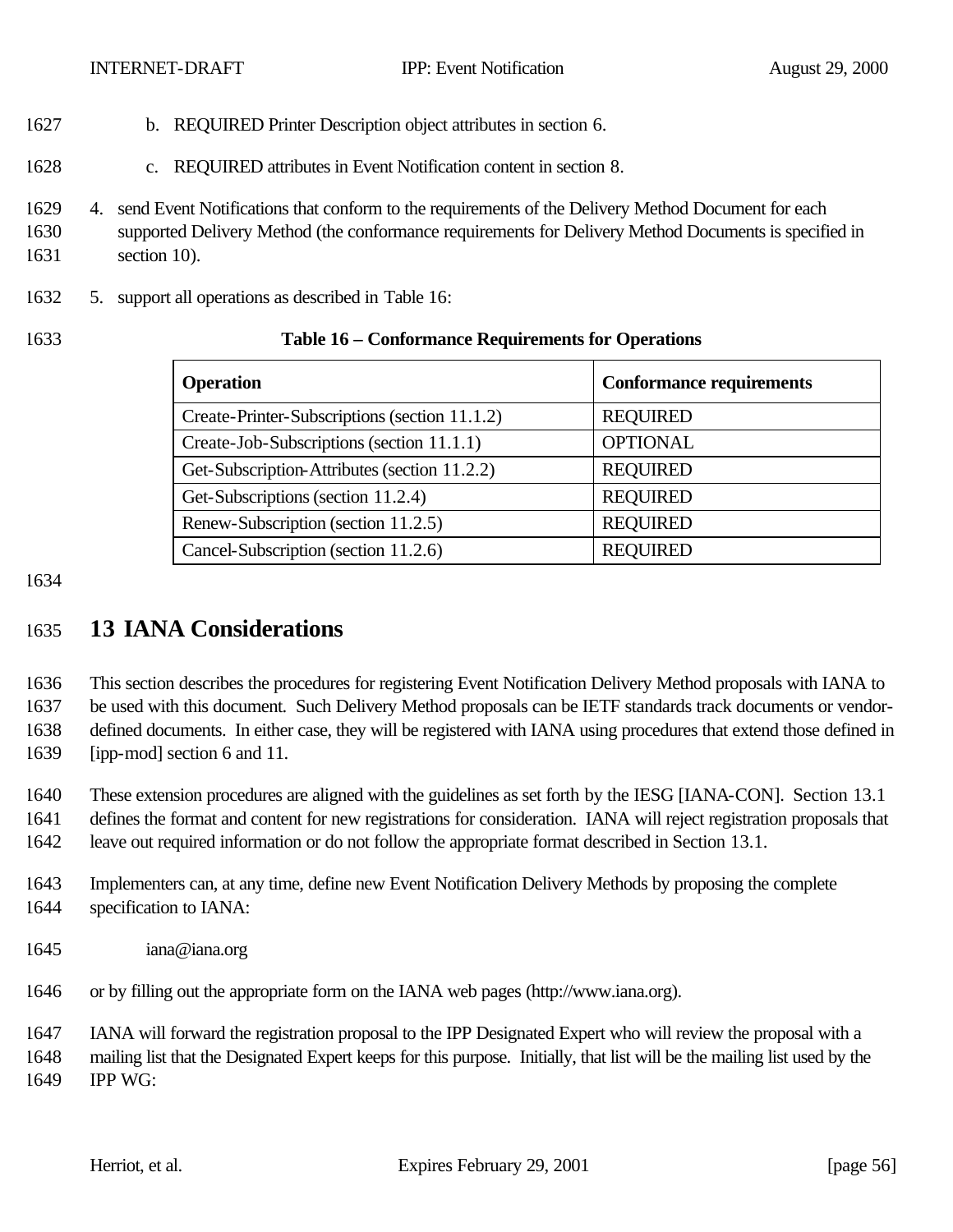b. REQUIRED Printer Description object attributes in section 6.

c. REQUIRED attributes in Event Notification content in section 8.

4. send Event Notifications that conform to the requirements of the Delivery Method Document for each supported Delivery Method (the conformance requirements for Delivery Method Documents is specified in section 10).

5. support all operations as described in Table 16:

**Table 16 – Conformance Requirements for Operations**

| Operation | Conformance requirements |
|---|---|
| Create-Printer-Subscriptions (section 11.1.2) | REQUIRED |
| Create-Job-Subscriptions (section 11.1.1) | OPTIONAL |
| Get-Subscription-Attributes (section 11.2.2) | REQUIRED |
| Get-Subscriptions (section 11.2.4) | REQUIRED |
| Renew-Subscription (section 11.2.5) | REQUIRED |
| Cancel-Subscription (section 11.2.6) | REQUIRED |

# 13 IANA Considerations

This section describes the procedures for registering Event Notification Delivery Method proposals with IANA to be used with this document. Such Delivery Method proposals can be IETF standards track documents or vendor-defined documents. In either case, they will be registered with IANA using procedures that extend those defined in [ipp-mod] section 6 and 11.

These extension procedures are aligned with the guidelines as set forth by the IESG [IANA-CON]. Section 13.1 defines the format and content for new registrations for consideration. IANA will reject registration proposals that leave out required information or do not follow the appropriate format described in Section 13.1.

Implementers can, at any time, define new Event Notification Delivery Methods by proposing the complete specification to IANA:

iana@iana.org

or by filling out the appropriate form on the IANA web pages (http://www.iana.org).

IANA will forward the registration proposal to the IPP Designated Expert who will review the proposal with a mailing list that the Designated Expert keeps for this purpose. Initially, that list will be the mailing list used by the IPP WG: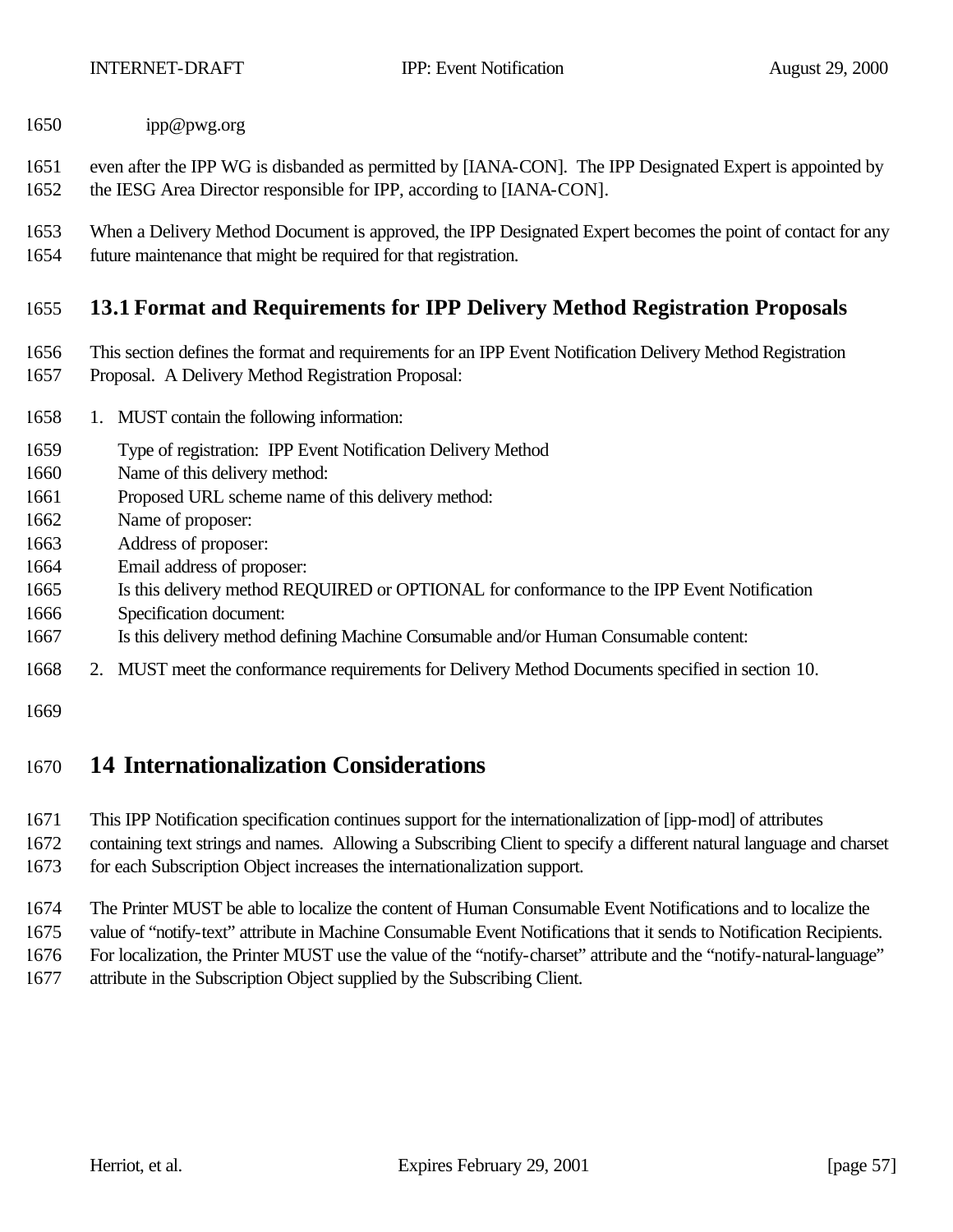ipp@pwg.org

even after the IPP WG is disbanded as permitted by [IANA-CON]. The IPP Designated Expert is appointed by the IESG Area Director responsible for IPP, according to [IANA-CON].

When a Delivery Method Document is approved, the IPP Designated Expert becomes the point of contact for any future maintenance that might be required for that registration.

## 13.1 Format and Requirements for IPP Delivery Method Registration Proposals

This section defines the format and requirements for an IPP Event Notification Delivery Method Registration Proposal. A Delivery Method Registration Proposal:

1. MUST contain the following information:

   Type of registration: IPP Event Notification Delivery Method
   Name of this delivery method:
   Proposed URL scheme name of this delivery method:
   Name of proposer:
   Address of proposer:
   Email address of proposer:
   Is this delivery method REQUIRED or OPTIONAL for conformance to the IPP Event Notification Specification document:
   Is this delivery method defining Machine Consumable and/or Human Consumable content:

2. MUST meet the conformance requirements for Delivery Method Documents specified in section 10.

# 14 Internationalization Considerations

This IPP Notification specification continues support for the internationalization of [ipp-mod] of attributes containing text strings and names. Allowing a Subscribing Client to specify a different natural language and charset for each Subscription Object increases the internationalization support.

The Printer MUST be able to localize the content of Human Consumable Event Notifications and to localize the value of "notify-text" attribute in Machine Consumable Event Notifications that it sends to Notification Recipients. For localization, the Printer MUST use the value of the "notify-charset" attribute and the "notify-natural-language" attribute in the Subscription Object supplied by the Subscribing Client.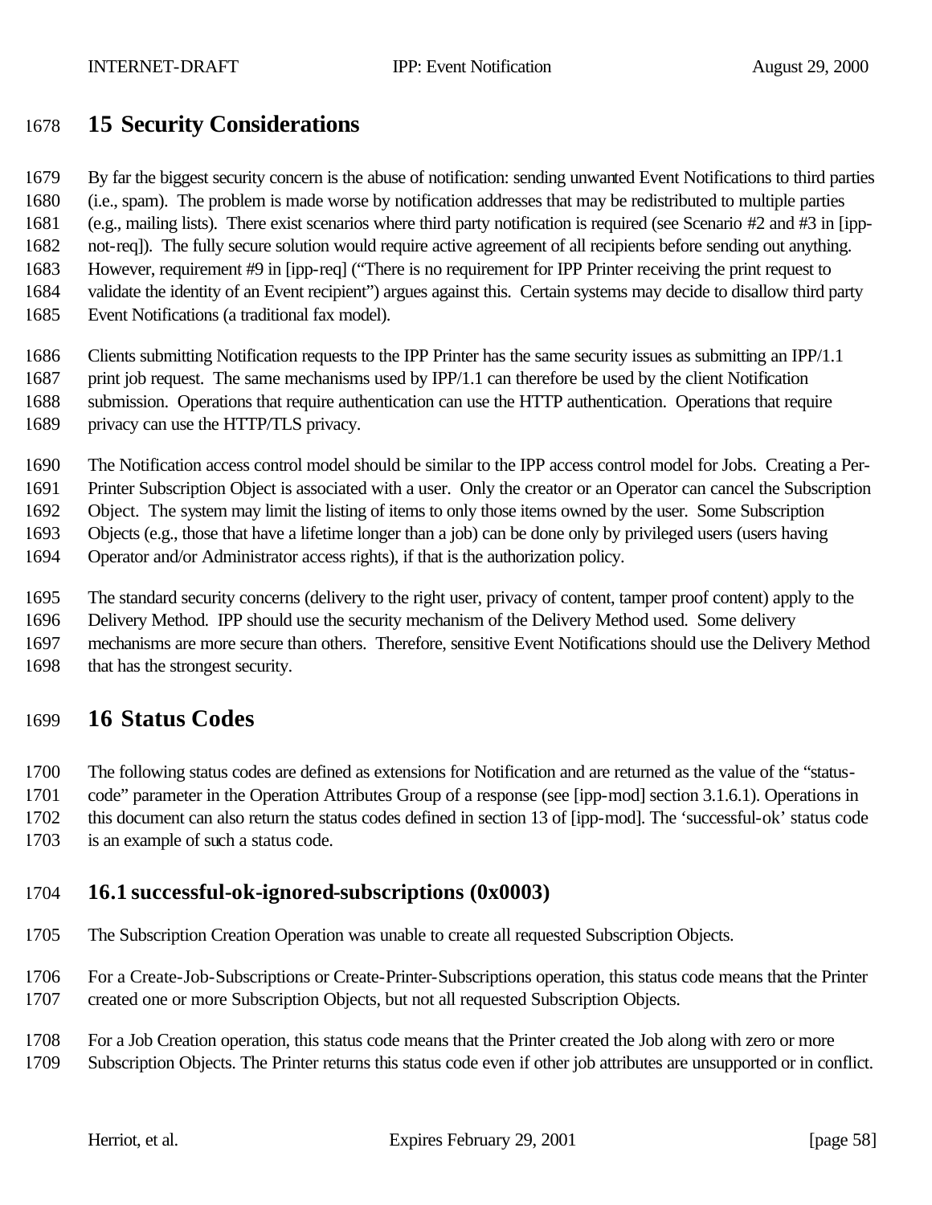# 15 Security Considerations

By far the biggest security concern is the abuse of notification: sending unwanted Event Notifications to third parties (i.e., spam). The problem is made worse by notification addresses that may be redistributed to multiple parties (e.g., mailing lists). There exist scenarios where third party notification is required (see Scenario #2 and #3 in [ipp-not-req]). The fully secure solution would require active agreement of all recipients before sending out anything. However, requirement #9 in [ipp-req] ("There is no requirement for IPP Printer receiving the print request to validate the identity of an Event recipient") argues against this. Certain systems may decide to disallow third party Event Notifications (a traditional fax model).

Clients submitting Notification requests to the IPP Printer has the same security issues as submitting an IPP/1.1 print job request. The same mechanisms used by IPP/1.1 can therefore be used by the client Notification submission. Operations that require authentication can use the HTTP authentication. Operations that require privacy can use the HTTP/TLS privacy.

The Notification access control model should be similar to the IPP access control model for Jobs. Creating a Per-Printer Subscription Object is associated with a user. Only the creator or an Operator can cancel the Subscription Object. The system may limit the listing of items to only those items owned by the user. Some Subscription Objects (e.g., those that have a lifetime longer than a job) can be done only by privileged users (users having Operator and/or Administrator access rights), if that is the authorization policy.

The standard security concerns (delivery to the right user, privacy of content, tamper proof content) apply to the Delivery Method. IPP should use the security mechanism of the Delivery Method used. Some delivery mechanisms are more secure than others. Therefore, sensitive Event Notifications should use the Delivery Method that has the strongest security.

# 16 Status Codes

The following status codes are defined as extensions for Notification and are returned as the value of the "status-code" parameter in the Operation Attributes Group of a response (see [ipp-mod] section 3.1.6.1). Operations in this document can also return the status codes defined in section 13 of [ipp-mod]. The 'successful-ok' status code is an example of such a status code.

## 16.1 successful-ok-ignored-subscriptions (0x0003)

The Subscription Creation Operation was unable to create all requested Subscription Objects.

For a Create-Job-Subscriptions or Create-Printer-Subscriptions operation, this status code means that the Printer created one or more Subscription Objects, but not all requested Subscription Objects.

For a Job Creation operation, this status code means that the Printer created the Job along with zero or more Subscription Objects. The Printer returns this status code even if other job attributes are unsupported or in conflict.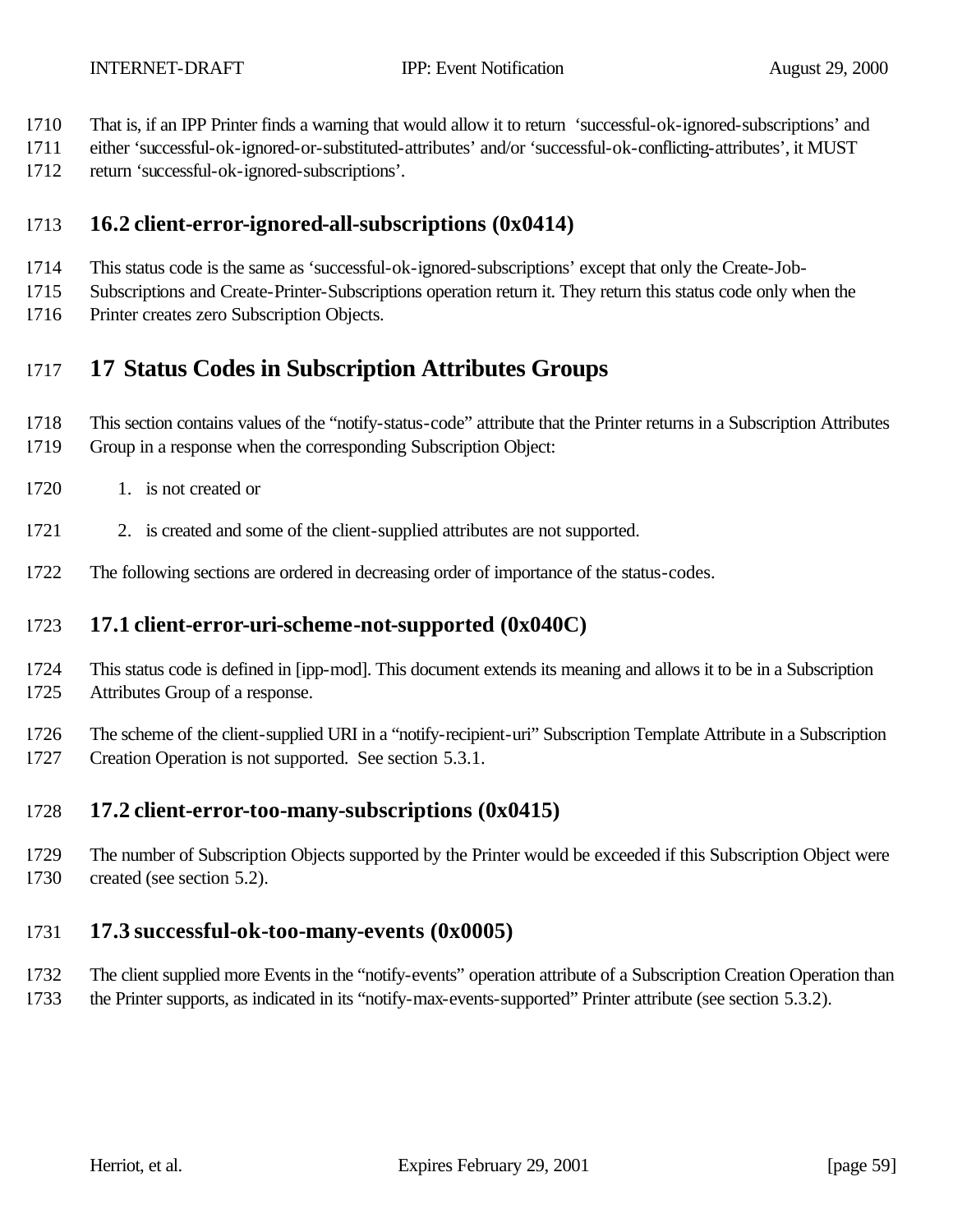That is, if an IPP Printer finds a warning that would allow it to return 'successful-ok-ignored-subscriptions' and either 'successful-ok-ignored-or-substituted-attributes' and/or 'successful-ok-conflicting-attributes', it MUST return 'successful-ok-ignored-subscriptions'.

## 16.2 client-error-ignored-all-subscriptions (0x0414)

This status code is the same as 'successful-ok-ignored-subscriptions' except that only the Create-Job-Subscriptions and Create-Printer-Subscriptions operation return it. They return this status code only when the Printer creates zero Subscription Objects.

# 17 Status Codes in Subscription Attributes Groups

This section contains values of the "notify-status-code" attribute that the Printer returns in a Subscription Attributes Group in a response when the corresponding Subscription Object:

1. is not created or
2. is created and some of the client-supplied attributes are not supported.

The following sections are ordered in decreasing order of importance of the status-codes.

## 17.1 client-error-uri-scheme-not-supported (0x040C)

This status code is defined in [ipp-mod]. This document extends its meaning and allows it to be in a Subscription Attributes Group of a response.

The scheme of the client-supplied URI in a "notify-recipient-uri" Subscription Template Attribute in a Subscription Creation Operation is not supported. See section 5.3.1.

## 17.2 client-error-too-many-subscriptions (0x0415)

The number of Subscription Objects supported by the Printer would be exceeded if this Subscription Object were created (see section 5.2).

## 17.3 successful-ok-too-many-events (0x0005)

The client supplied more Events in the "notify-events" operation attribute of a Subscription Creation Operation than the Printer supports, as indicated in its "notify-max-events-supported" Printer attribute (see section 5.3.2).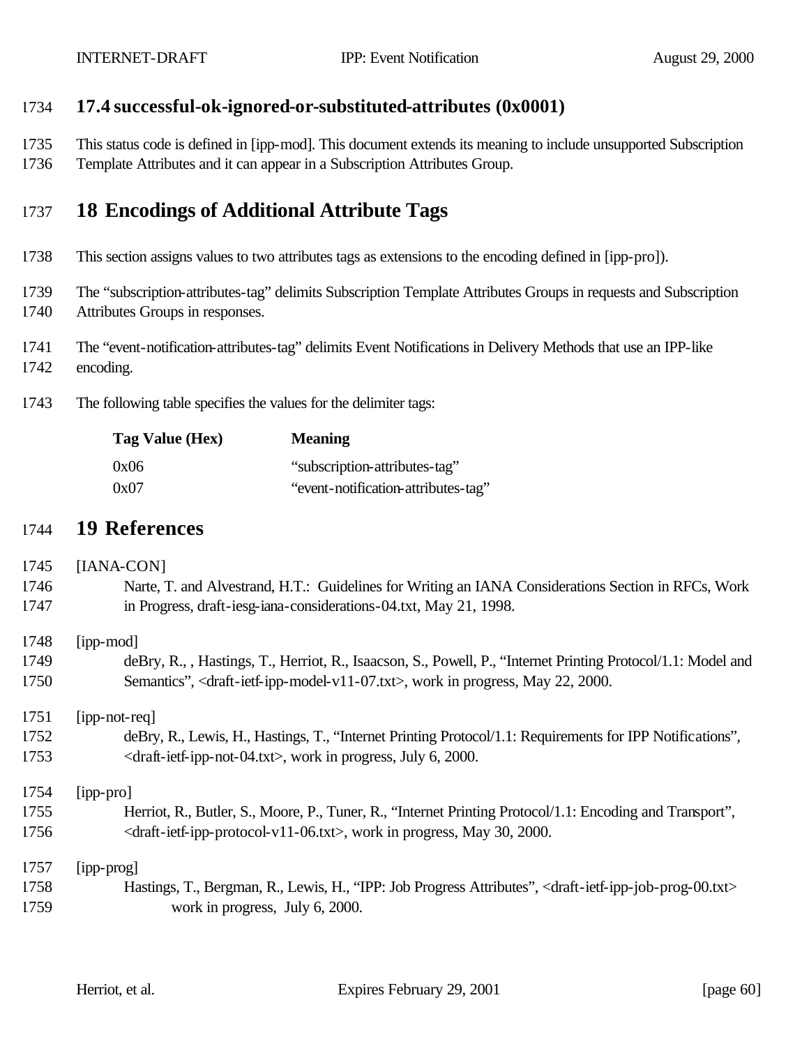### 17.4 successful-ok-ignored-or-substituted-attributes (0x0001)

This status code is defined in [ipp-mod]. This document extends its meaning to include unsupported Subscription Template Attributes and it can appear in a Subscription Attributes Group.

## 18 Encodings of Additional Attribute Tags

This section assigns values to two attributes tags as extensions to the encoding defined in [ipp-pro]).

The "subscription-attributes-tag" delimits Subscription Template Attributes Groups in requests and Subscription Attributes Groups in responses.

The "event-notification-attributes-tag" delimits Event Notifications in Delivery Methods that use an IPP-like encoding.

The following table specifies the values for the delimiter tags:

| Tag Value (Hex) | Meaning |
|---|---|
| 0x06 | "subscription-attributes-tag" |
| 0x07 | "event-notification-attributes-tag" |

## 19 References

[IANA-CON]
Narte, T. and Alvestrand, H.T.: Guidelines for Writing an IANA Considerations Section in RFCs, Work in Progress, draft-iesg-iana-considerations-04.txt, May 21, 1998.

[ipp-mod]
deBry, R., , Hastings, T., Herriot, R., Isaacson, S., Powell, P., "Internet Printing Protocol/1.1: Model and Semantics", <draft-ietf-ipp-model-v11-07.txt>, work in progress, May 22, 2000.

[ipp-not-req]
deBry, R., Lewis, H., Hastings, T., "Internet Printing Protocol/1.1: Requirements for IPP Notifications", <draft-ietf-ipp-not-04.txt>, work in progress, July 6, 2000.

[ipp-pro]
Herriot, R., Butler, S., Moore, P., Tuner, R., "Internet Printing Protocol/1.1: Encoding and Transport", <draft-ietf-ipp-protocol-v11-06.txt>, work in progress, May 30, 2000.

[ipp-prog]
Hastings, T., Bergman, R., Lewis, H., "IPP: Job Progress Attributes", <draft-ietf-ipp-job-prog-00.txt> work in progress, July 6, 2000.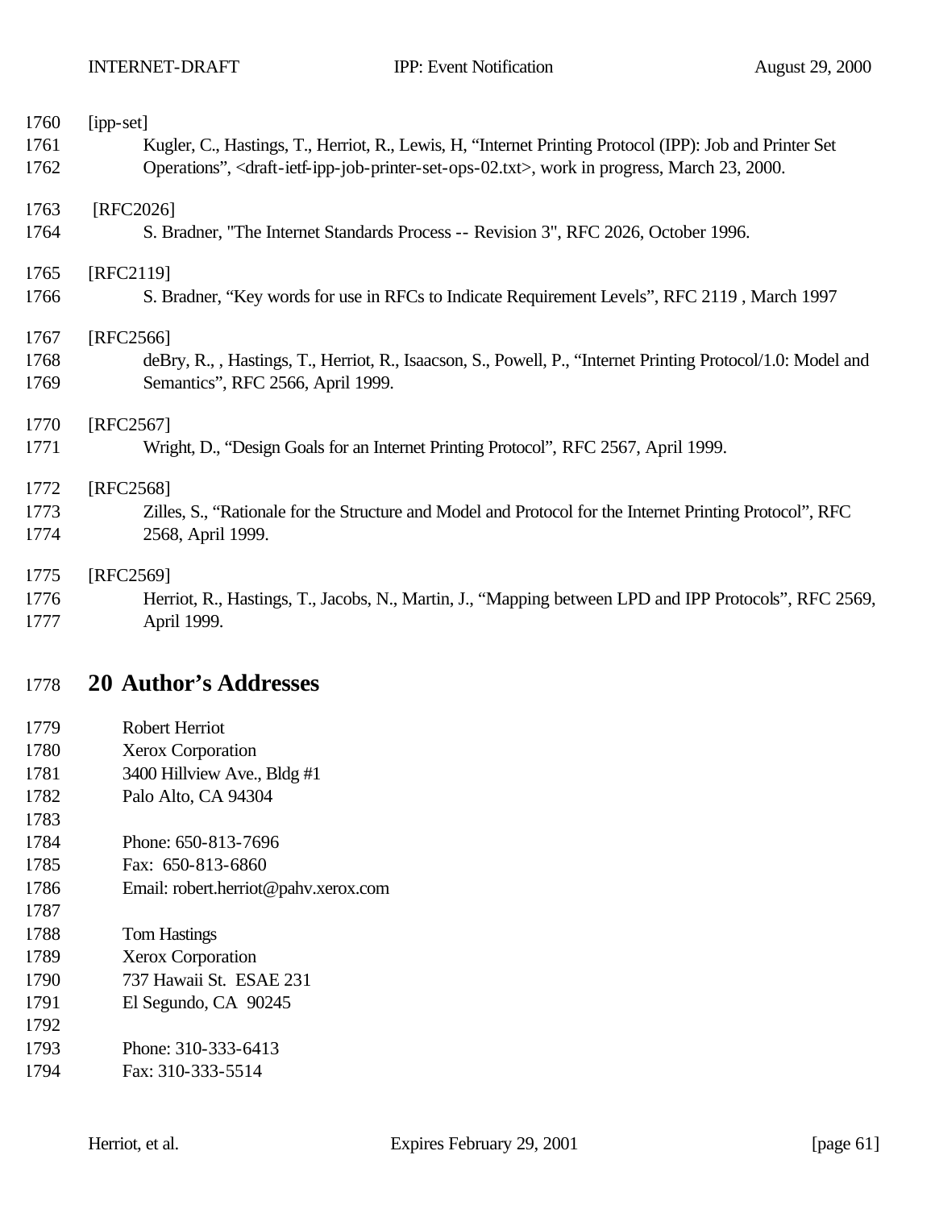[ipp-set]
Kugler, C., Hastings, T., Herriot, R., Lewis, H, “Internet Printing Protocol (IPP): Job and Printer Set Operations”, <draft-ietf-ipp-job-printer-set-ops-02.txt>, work in progress, March 23, 2000.

[RFC2026]
S. Bradner, "The Internet Standards Process -- Revision 3", RFC 2026, October 1996.

[RFC2119]
S. Bradner, “Key words for use in RFCs to Indicate Requirement Levels”, RFC 2119 , March 1997

[RFC2566]
deBry, R., , Hastings, T., Herriot, R., Isaacson, S., Powell, P., “Internet Printing Protocol/1.0: Model and Semantics”, RFC 2566, April 1999.

[RFC2567]
Wright, D., “Design Goals for an Internet Printing Protocol”, RFC 2567, April 1999.

[RFC2568]
Zilles, S., “Rationale for the Structure and Model and Protocol for the Internet Printing Protocol”, RFC 2568, April 1999.

[RFC2569]
Herriot, R., Hastings, T., Jacobs, N., Martin, J., “Mapping between LPD and IPP Protocols”, RFC 2569, April 1999.

# 20 Author’s Addresses

Robert Herriot
Xerox Corporation
3400 Hillview Ave., Bldg #1
Palo Alto, CA 94304

Phone: 650-813-7696
Fax: 650-813-6860
Email: robert.herriot@pahv.xerox.com

Tom Hastings
Xerox Corporation
737 Hawaii St. ESAE 231
El Segundo, CA 90245

Phone: 310-333-6413
Fax: 310-333-5514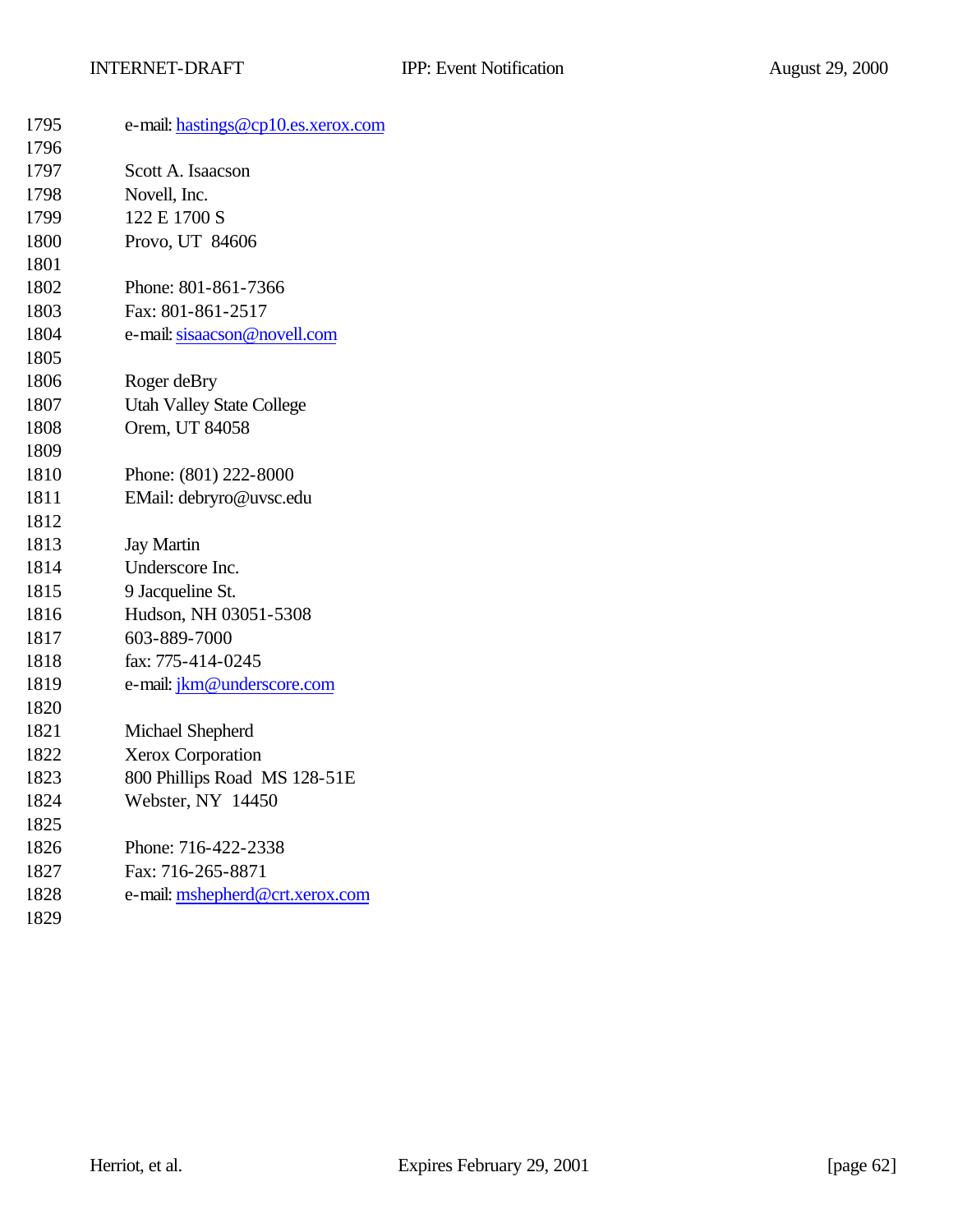e-mail: hastings@cp10.es.xerox.com

Scott A. Isaacson
Novell, Inc.
122 E 1700 S
Provo, UT  84606

Phone: 801-861-7366
Fax: 801-861-2517
e-mail: sisaacson@novell.com

Roger deBry
Utah Valley State College
Orem, UT 84058

Phone: (801) 222-8000
EMail: debryro@uvsc.edu

Jay Martin
Underscore Inc.
9 Jacqueline St.
Hudson, NH 03051-5308
603-889-7000
fax: 775-414-0245
e-mail: jkm@underscore.com

Michael Shepherd
Xerox Corporation
800 Phillips Road  MS 128-51E
Webster, NY  14450

Phone: 716-422-2338
Fax: 716-265-8871
e-mail: mshepherd@crt.xerox.com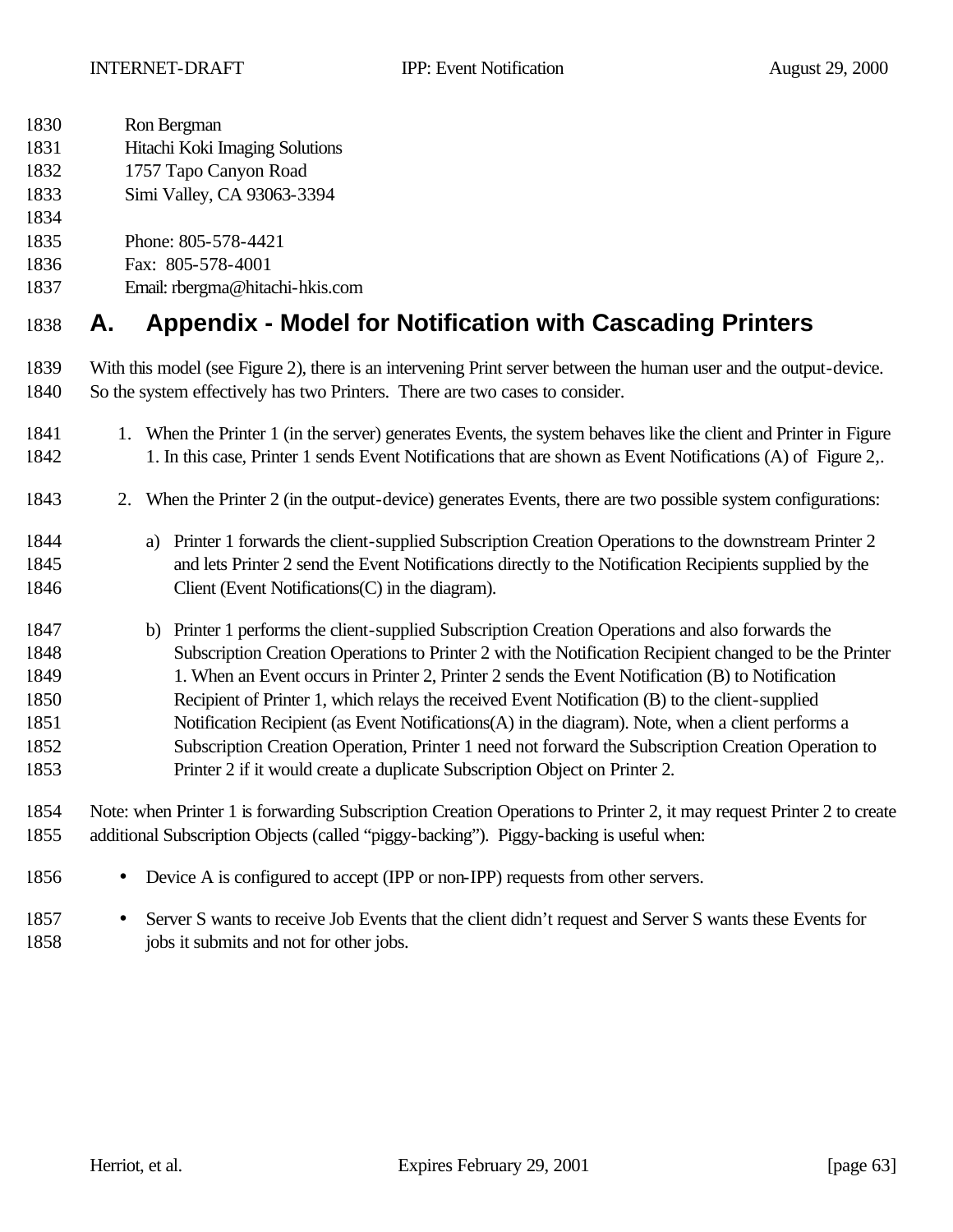Ron Bergman
Hitachi Koki Imaging Solutions
1757 Tapo Canyon Road
Simi Valley, CA 93063-3394

Phone: 805-578-4421
Fax: 805-578-4001
Email: rbergma@hitachi-hkis.com

# A. Appendix - Model for Notification with Cascading Printers

With this model (see Figure 2), there is an intervening Print server between the human user and the output-device. So the system effectively has two Printers. There are two cases to consider.

1. When the Printer 1 (in the server) generates Events, the system behaves like the client and Printer in Figure 1. In this case, Printer 1 sends Event Notifications that are shown as Event Notifications (A) of Figure 2,.

2. When the Printer 2 (in the output-device) generates Events, there are two possible system configurations:

   a) Printer 1 forwards the client-supplied Subscription Creation Operations to the downstream Printer 2 and lets Printer 2 send the Event Notifications directly to the Notification Recipients supplied by the Client (Event Notifications(C) in the diagram).

   b) Printer 1 performs the client-supplied Subscription Creation Operations and also forwards the Subscription Creation Operations to Printer 2 with the Notification Recipient changed to be the Printer 1. When an Event occurs in Printer 2, Printer 2 sends the Event Notification (B) to Notification Recipient of Printer 1, which relays the received Event Notification (B) to the client-supplied Notification Recipient (as Event Notifications(A) in the diagram). Note, when a client performs a Subscription Creation Operation, Printer 1 need not forward the Subscription Creation Operation to Printer 2 if it would create a duplicate Subscription Object on Printer 2.

Note: when Printer 1 is forwarding Subscription Creation Operations to Printer 2, it may request Printer 2 to create additional Subscription Objects (called "piggy-backing"). Piggy-backing is useful when:

- Device A is configured to accept (IPP or non-IPP) requests from other servers.
- Server S wants to receive Job Events that the client didn't request and Server S wants these Events for jobs it submits and not for other jobs.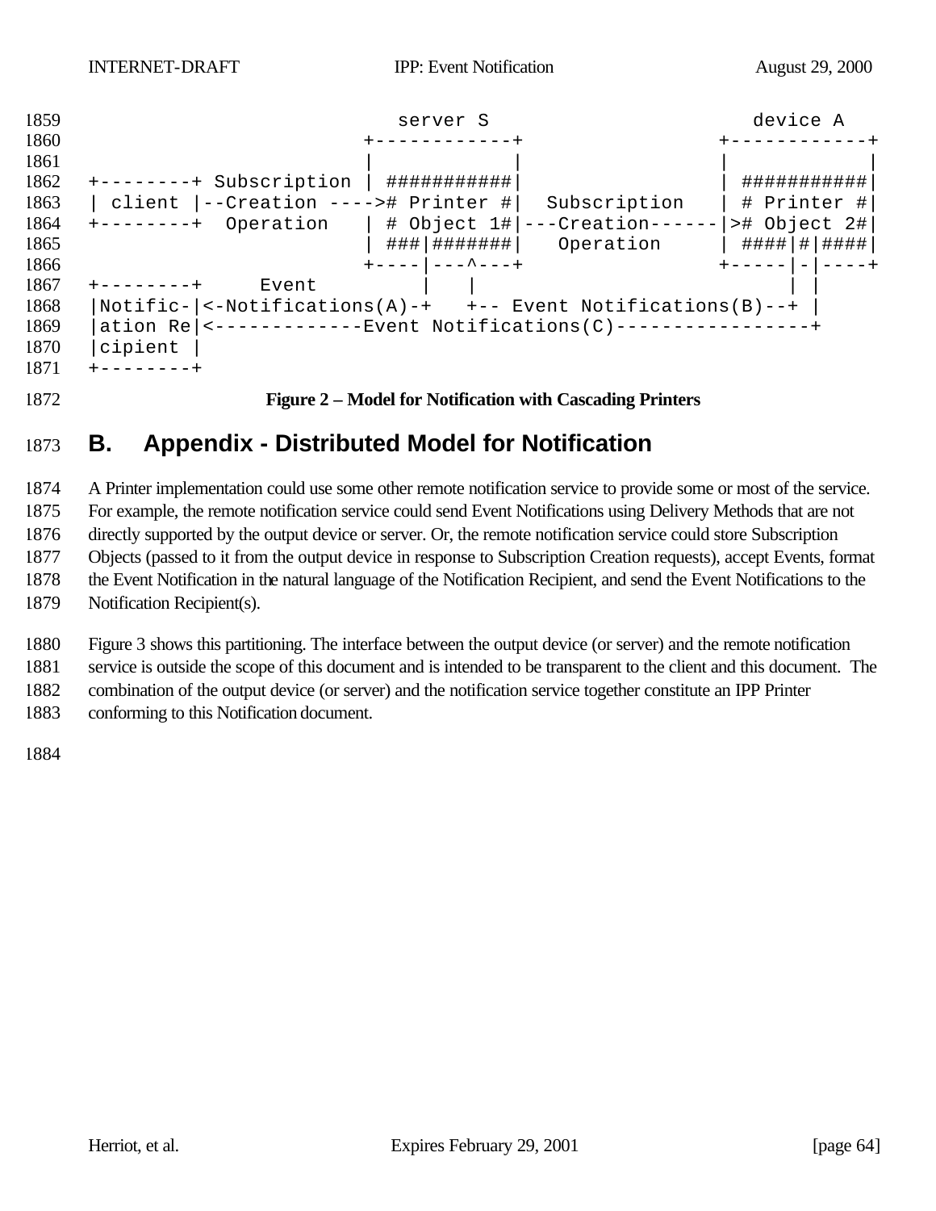```
                              server S                          device A
                         +------------+                 +------------+
                         |            |                 |            |
+--------+ Subscription  | ###########|                 | ###########|
| client |--Creation ---->#  Printer #|  Subscription   | # Printer #|
+--------+  Operation    | # Object 1#|---Creation------|># Object 2#|
                         | ###|#######|   Operation     | ####|#|####|
                         +----|---^---+                 +-----|-|----+
+--------+     Event          |   |                            | |
|Notific-|<-Notifications(A)-+   +-- Event Notifications(B)--+ |
|ation Re|<-------------Event Notifications(C)-----------------+
|cipient |
+--------+
```

**Figure 2 – Model for Notification with Cascading Printers**

# B. Appendix - Distributed Model for Notification

A Printer implementation could use some other remote notification service to provide some or most of the service. For example, the remote notification service could send Event Notifications using Delivery Methods that are not directly supported by the output device or server. Or, the remote notification service could store Subscription Objects (passed to it from the output device in response to Subscription Creation requests), accept Events, format the Event Notification in the natural language of the Notification Recipient, and send the Event Notifications to the Notification Recipient(s).

Figure 3 shows this partitioning. The interface between the output device (or server) and the remote notification service is outside the scope of this document and is intended to be transparent to the client and this document. The combination of the output device (or server) and the notification service together constitute an IPP Printer conforming to this Notification document.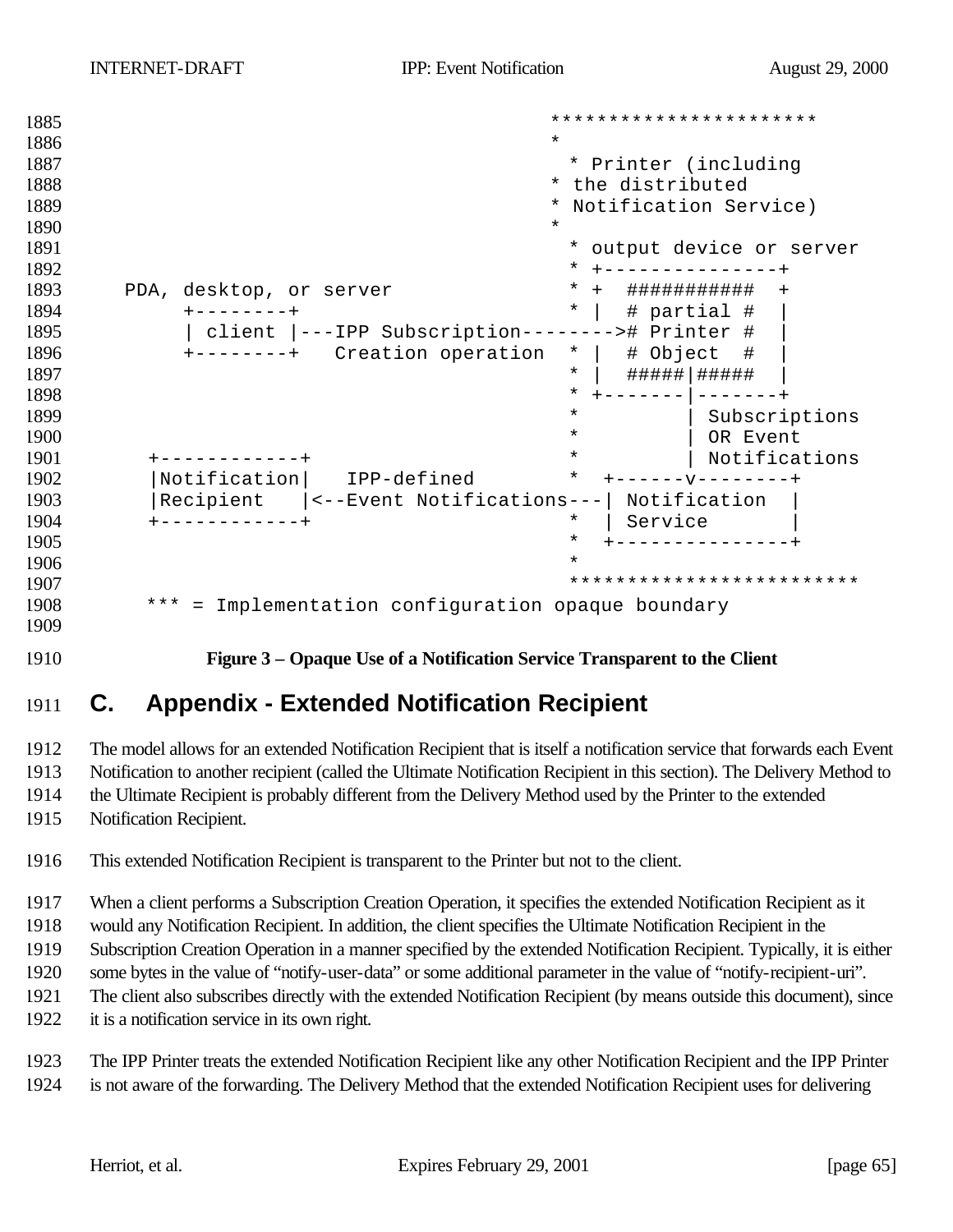```
                                               ***********************
                                               *
                                                 * Printer (including
                                               * the distributed
                                               * Notification Service)
                                               *
                                                 * output device or server
                                                 * +---------------+
    PDA, desktop, or server                      * +  ###########  +
         +--------+                              * |  # partial #  |
         | client |---IPP Subscription-------->#  Printer #  |
         +--------+   Creation operation  * |  # Object  #  |
                                                 * |  #####|#####  |
                                                 * +-------|-------+
                                                 *         | Subscriptions
                                                 *         | OR Event
      +------------+                             *         | Notifications
      |Notification|   IPP-defined               *  +------v--------+
      |Recipient   |<--Event Notifications---| Notification  |
      +------------+                             *  | Service       |
                                                 *  +---------------+
                                                 *
                                                 *************************
      *** = Implementation configuration opaque boundary
```

**Figure 3 – Opaque Use of a Notification Service Transparent to the Client**

# C. Appendix - Extended Notification Recipient

The model allows for an extended Notification Recipient that is itself a notification service that forwards each Event Notification to another recipient (called the Ultimate Notification Recipient in this section). The Delivery Method to the Ultimate Recipient is probably different from the Delivery Method used by the Printer to the extended Notification Recipient.

This extended Notification Recipient is transparent to the Printer but not to the client.

When a client performs a Subscription Creation Operation, it specifies the extended Notification Recipient as it would any Notification Recipient. In addition, the client specifies the Ultimate Notification Recipient in the Subscription Creation Operation in a manner specified by the extended Notification Recipient. Typically, it is either some bytes in the value of "notify-user-data" or some additional parameter in the value of "notify-recipient-uri". The client also subscribes directly with the extended Notification Recipient (by means outside this document), since it is a notification service in its own right.

The IPP Printer treats the extended Notification Recipient like any other Notification Recipient and the IPP Printer is not aware of the forwarding. The Delivery Method that the extended Notification Recipient uses for delivering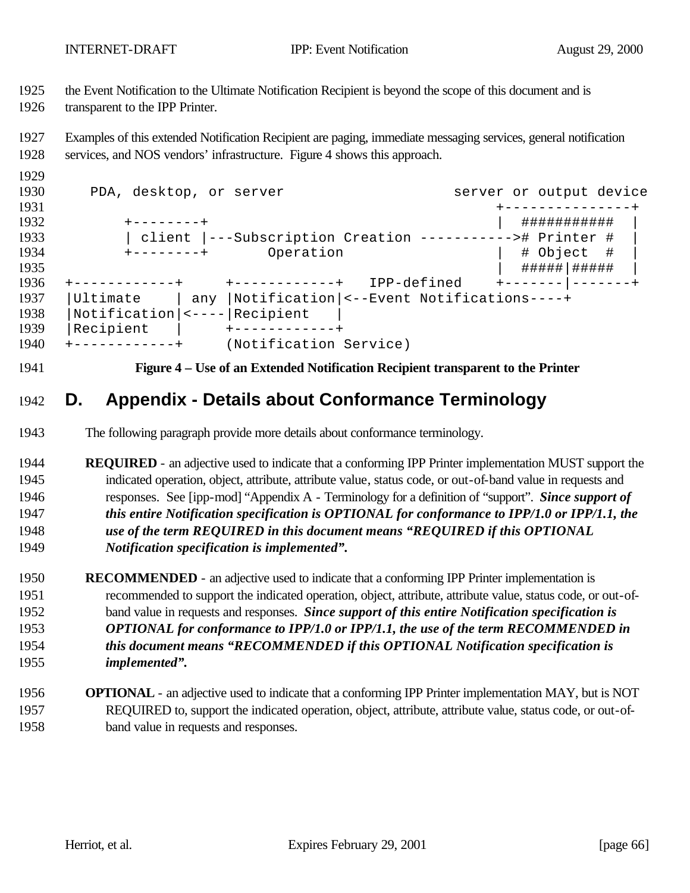the Event Notification to the Ultimate Notification Recipient is beyond the scope of this document and is transparent to the IPP Printer.

Examples of this extended Notification Recipient are paging, immediate messaging services, general notification services, and NOS vendors' infrastructure. Figure 4 shows this approach.

```
   PDA, desktop, or server                        server or output device
                                                      +---------------+
       +--------+                                     |  ###########  |
       | client |---Subscription Creation ----------># Printer #  |
       +--------+        Operation                    |  # Object  #  |
                                                      |  #####|#####  |
+------------+     +------------+   IPP-defined    +-------|-------+
|Ultimate    | any |Notification|<--Event Notifications----+
|Notification|<----|Recipient   |
|Recipient   |     +------------+
+------------+     (Notification Service)
```

**Figure 4 – Use of an Extended Notification Recipient transparent to the Printer**

# D. Appendix - Details about Conformance Terminology

The following paragraph provide more details about conformance terminology.

**REQUIRED** - an adjective used to indicate that a conforming IPP Printer implementation MUST support the indicated operation, object, attribute, attribute value, status code, or out-of-band value in requests and responses. See [ipp-mod] "Appendix A - Terminology for a definition of "support". ***Since support of this entire Notification specification is OPTIONAL for conformance to IPP/1.0 or IPP/1.1, the use of the term REQUIRED in this document means "REQUIRED if this OPTIONAL Notification specification is implemented".***

**RECOMMENDED** - an adjective used to indicate that a conforming IPP Printer implementation is recommended to support the indicated operation, object, attribute, attribute value, status code, or out-of-band value in requests and responses. ***Since support of this entire Notification specification is OPTIONAL for conformance to IPP/1.0 or IPP/1.1, the use of the term RECOMMENDED in this document means "RECOMMENDED if this OPTIONAL Notification specification is implemented".***

**OPTIONAL** - an adjective used to indicate that a conforming IPP Printer implementation MAY, but is NOT REQUIRED to, support the indicated operation, object, attribute, attribute value, status code, or out-of-band value in requests and responses.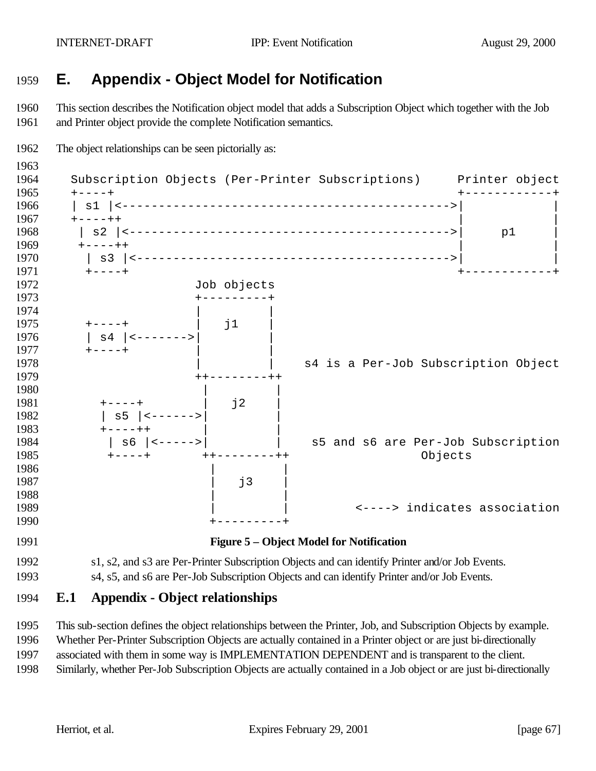# E. Appendix - Object Model for Notification

This section describes the Notification object model that adds a Subscription Object which together with the Job and Printer object provide the complete Notification semantics.

The object relationships can be seen pictorially as:

```
Subscription Objects (Per-Printer Subscriptions)     Printer object
+----+                                               +------------+
| s1 |<--------------------------------------------->|            |
+----++                                              |            |
 | s2 |<-------------------------------------------->|     p1     |
 +----++                                             |            |
  | s3 |<------------------------------------------->|            |
  +----+                                             +------------+
                 Job objects
                 +---------+
                 |         |
  +----+         |   j1    |
  | s4 |<------->|         |
  +----+         |         |
                 |         |    s4 is a Per-Job Subscription Object
                 ++--------++
                  |         |
    +----+        |   j2    |
    | s5 |<------>|         |
    +----++       |         |
     | s6 |<----->|         |    s5 and s6 are Per-Job Subscription
     +----+      ++--------++                  Objects
                  |         |
                  |   j3    |
                  |         |
                  |         |          <----> indicates association
                  +---------+
```

**Figure 5 – Object Model for Notification**

s1, s2, and s3 are Per-Printer Subscription Objects and can identify Printer and/or Job Events.
s4, s5, and s6 are Per-Job Subscription Objects and can identify Printer and/or Job Events.

## E.1 Appendix - Object relationships

This sub-section defines the object relationships between the Printer, Job, and Subscription Objects by example. Whether Per-Printer Subscription Objects are actually contained in a Printer object or are just bi-directionally associated with them in some way is IMPLEMENTATION DEPENDENT and is transparent to the client. Similarly, whether Per-Job Subscription Objects are actually contained in a Job object or are just bi-directionally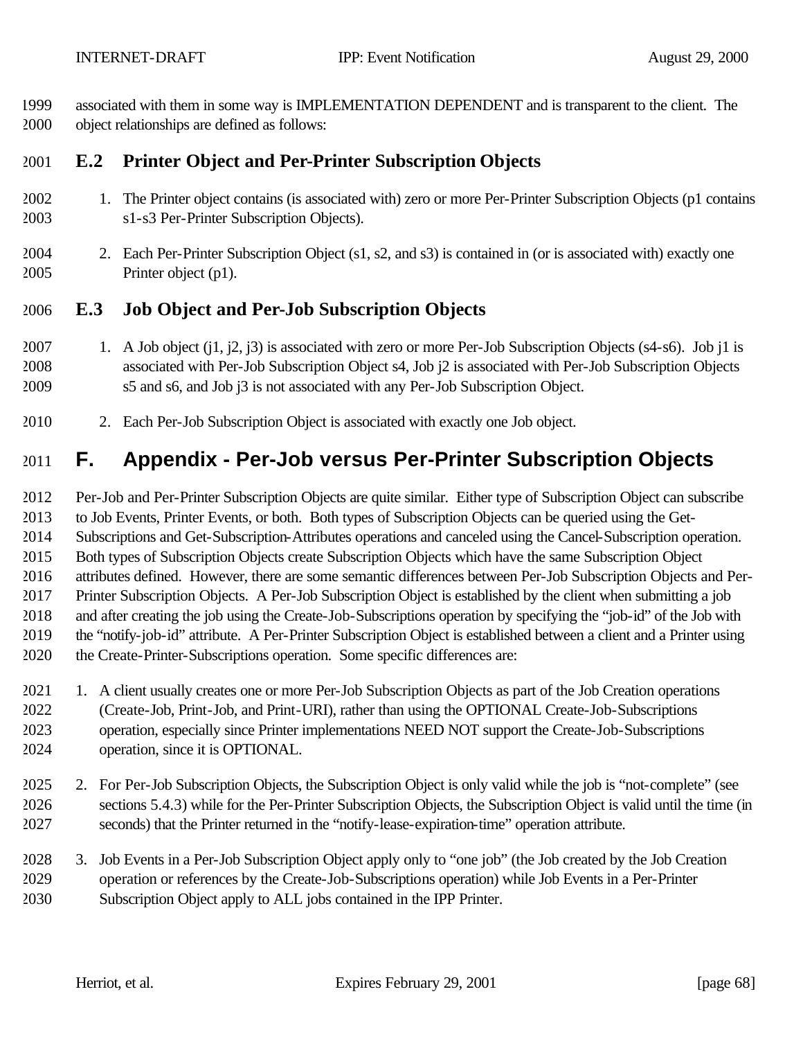associated with them in some way is IMPLEMENTATION DEPENDENT and is transparent to the client. The object relationships are defined as follows:

## E.2 Printer Object and Per-Printer Subscription Objects

1. The Printer object contains (is associated with) zero or more Per-Printer Subscription Objects (p1 contains s1-s3 Per-Printer Subscription Objects).

2. Each Per-Printer Subscription Object (s1, s2, and s3) is contained in (or is associated with) exactly one Printer object (p1).

## E.3 Job Object and Per-Job Subscription Objects

1. A Job object (j1, j2, j3) is associated with zero or more Per-Job Subscription Objects (s4-s6). Job j1 is associated with Per-Job Subscription Object s4, Job j2 is associated with Per-Job Subscription Objects s5 and s6, and Job j3 is not associated with any Per-Job Subscription Object.

2. Each Per-Job Subscription Object is associated with exactly one Job object.

# F. Appendix - Per-Job versus Per-Printer Subscription Objects

Per-Job and Per-Printer Subscription Objects are quite similar. Either type of Subscription Object can subscribe to Job Events, Printer Events, or both. Both types of Subscription Objects can be queried using the Get-Subscriptions and Get-Subscription-Attributes operations and canceled using the Cancel-Subscription operation. Both types of Subscription Objects create Subscription Objects which have the same Subscription Object attributes defined. However, there are some semantic differences between Per-Job Subscription Objects and Per-Printer Subscription Objects. A Per-Job Subscription Object is established by the client when submitting a job and after creating the job using the Create-Job-Subscriptions operation by specifying the "job-id" of the Job with the "notify-job-id" attribute. A Per-Printer Subscription Object is established between a client and a Printer using the Create-Printer-Subscriptions operation. Some specific differences are:

1. A client usually creates one or more Per-Job Subscription Objects as part of the Job Creation operations (Create-Job, Print-Job, and Print-URI), rather than using the OPTIONAL Create-Job-Subscriptions operation, especially since Printer implementations NEED NOT support the Create-Job-Subscriptions operation, since it is OPTIONAL.

2. For Per-Job Subscription Objects, the Subscription Object is only valid while the job is "not-complete" (see sections 5.4.3) while for the Per-Printer Subscription Objects, the Subscription Object is valid until the time (in seconds) that the Printer returned in the "notify-lease-expiration-time" operation attribute.

3. Job Events in a Per-Job Subscription Object apply only to "one job" (the Job created by the Job Creation operation or references by the Create-Job-Subscriptions operation) while Job Events in a Per-Printer Subscription Object apply to ALL jobs contained in the IPP Printer.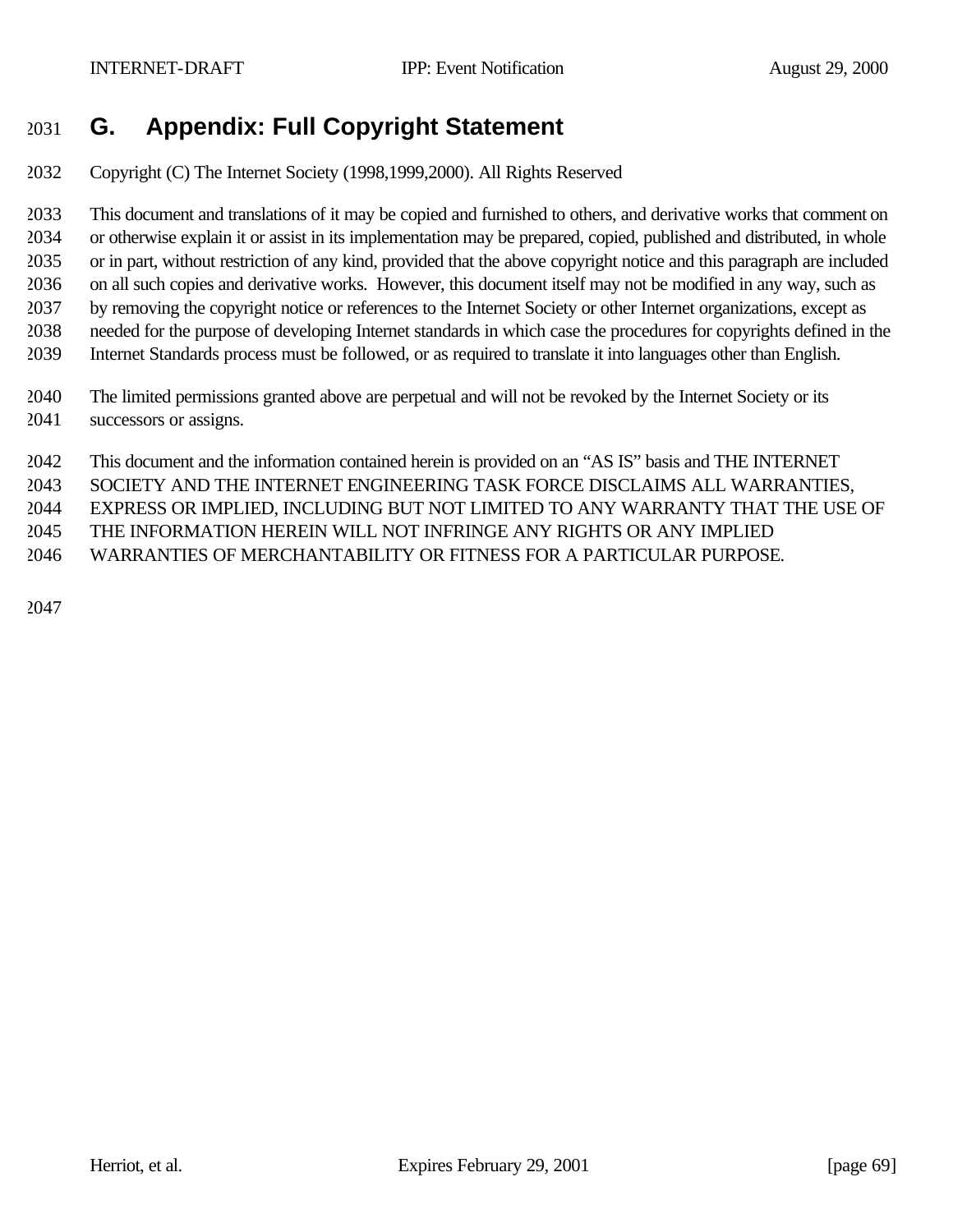# G. Appendix: Full Copyright Statement

Copyright (C) The Internet Society (1998,1999,2000). All Rights Reserved

This document and translations of it may be copied and furnished to others, and derivative works that comment on or otherwise explain it or assist in its implementation may be prepared, copied, published and distributed, in whole or in part, without restriction of any kind, provided that the above copyright notice and this paragraph are included on all such copies and derivative works. However, this document itself may not be modified in any way, such as by removing the copyright notice or references to the Internet Society or other Internet organizations, except as needed for the purpose of developing Internet standards in which case the procedures for copyrights defined in the Internet Standards process must be followed, or as required to translate it into languages other than English.

The limited permissions granted above are perpetual and will not be revoked by the Internet Society or its successors or assigns.

This document and the information contained herein is provided on an “AS IS” basis and THE INTERNET SOCIETY AND THE INTERNET ENGINEERING TASK FORCE DISCLAIMS ALL WARRANTIES, EXPRESS OR IMPLIED, INCLUDING BUT NOT LIMITED TO ANY WARRANTY THAT THE USE OF THE INFORMATION HEREIN WILL NOT INFRINGE ANY RIGHTS OR ANY IMPLIED WARRANTIES OF MERCHANTABILITY OR FITNESS FOR A PARTICULAR PURPOSE.